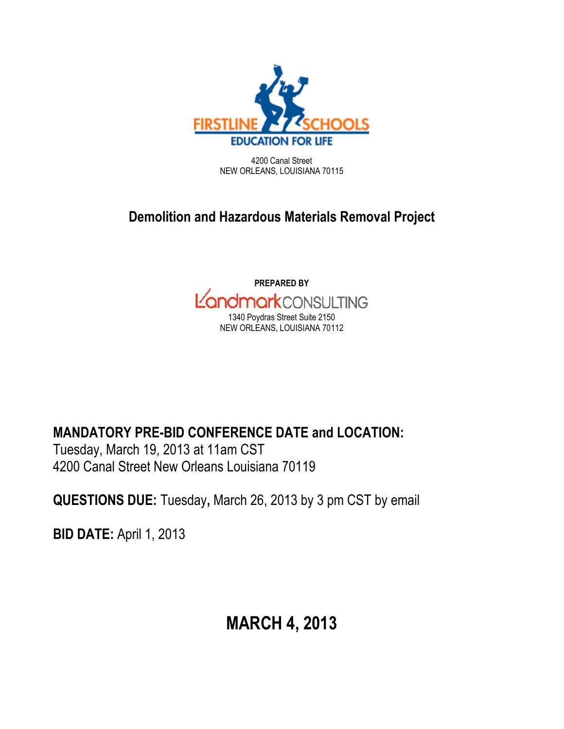FIRSTLINE SCHOOLS
EDUCATION FOR LIFE

4200 Canal Street
NEW ORLEANS, LOUISIANA 70115

# Demolition and Hazardous Materials Removal Project

**PREPARED BY**

Landmark CONSULTING

1340 Poydras Street Suite 2150
NEW ORLEANS, LOUISIANA 70112

**MANDATORY PRE-BID CONFERENCE DATE and LOCATION:**
Tuesday, March 19, 2013 at 11am CST
4200 Canal Street New Orleans Louisiana 70119

**QUESTIONS DUE:** Tuesday**,** March 26, 2013 by 3 pm CST by email

**BID DATE:** April 1, 2013

## MARCH 4, 2013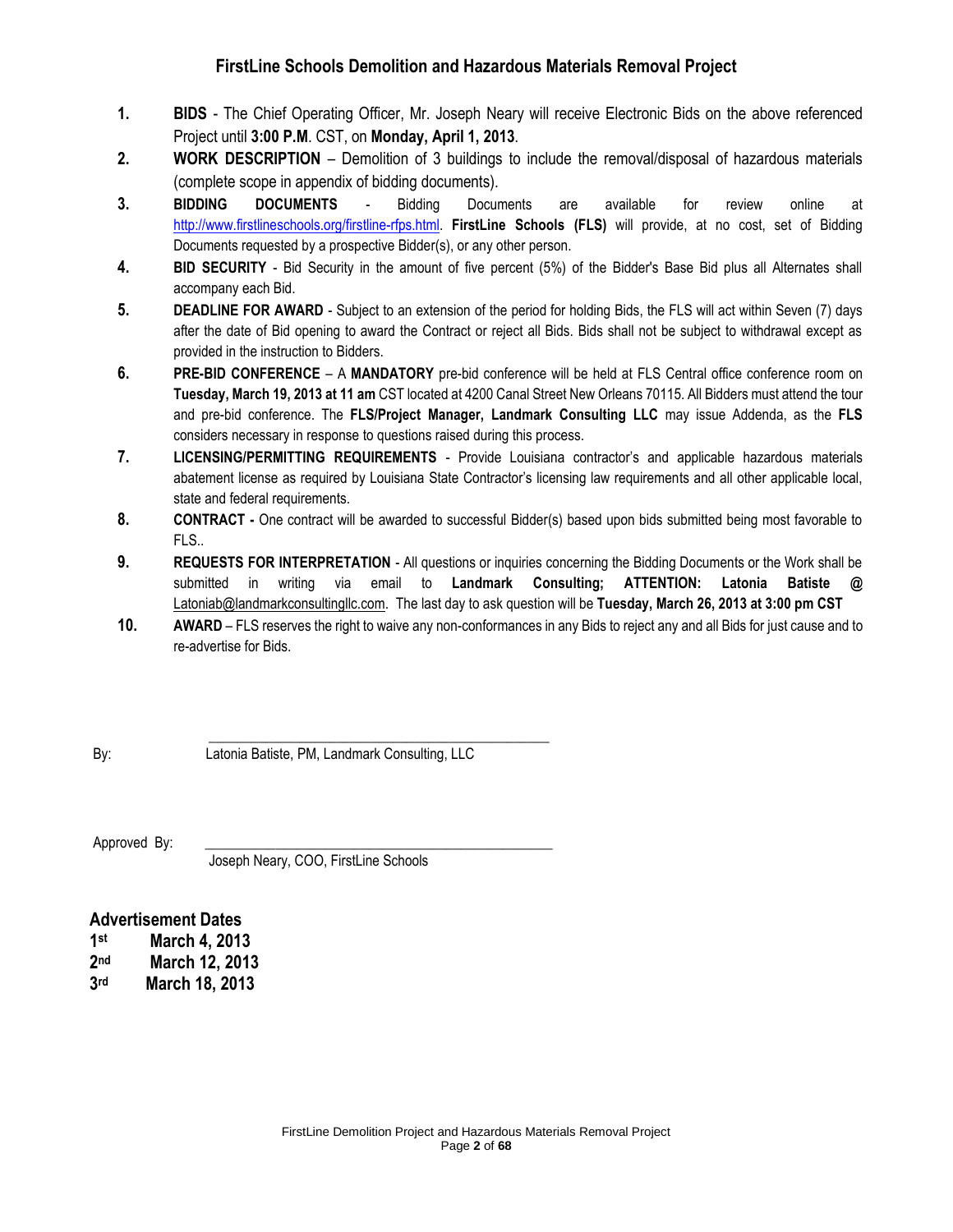# FirstLine Schools Demolition and Hazardous Materials Removal Project

1. **BIDS** - The Chief Operating Officer, Mr. Joseph Neary will receive Electronic Bids on the above referenced Project until **3:00 P.M**. CST, on **Monday, April 1, 2013**.
2. **WORK DESCRIPTION** – Demolition of 3 buildings to include the removal/disposal of hazardous materials (complete scope in appendix of bidding documents).
3. **BIDDING DOCUMENTS** - Bidding Documents are available for review online at http://www.firstlineschools.org/firstline-rfps.html. **FirstLine Schools (FLS)** will provide, at no cost, set of Bidding Documents requested by a prospective Bidder(s), or any other person.
4. **BID SECURITY** - Bid Security in the amount of five percent (5%) of the Bidder's Base Bid plus all Alternates shall accompany each Bid.
5. **DEADLINE FOR AWARD** - Subject to an extension of the period for holding Bids, the FLS will act within Seven (7) days after the date of Bid opening to award the Contract or reject all Bids. Bids shall not be subject to withdrawal except as provided in the instruction to Bidders.
6. **PRE-BID CONFERENCE** – A **MANDATORY** pre-bid conference will be held at FLS Central office conference room on **Tuesday, March 19, 2013 at 11 am** CST located at 4200 Canal Street New Orleans 70115. All Bidders must attend the tour and pre-bid conference. The **FLS/Project Manager, Landmark Consulting LLC** may issue Addenda, as the **FLS** considers necessary in response to questions raised during this process.
7. **LICENSING/PERMITTING REQUIREMENTS** - Provide Louisiana contractor's and applicable hazardous materials abatement license as required by Louisiana State Contractor's licensing law requirements and all other applicable local, state and federal requirements.
8. **CONTRACT -** One contract will be awarded to successful Bidder(s) based upon bids submitted being most favorable to FLS..
9. **REQUESTS FOR INTERPRETATION** - All questions or inquiries concerning the Bidding Documents or the Work shall be submitted in writing via email to **Landmark Consulting; ATTENTION: Latonia Batiste @** Latoniab@landmarkconsultingllc.com. The last day to ask question will be **Tuesday, March 26, 2013 at 3:00 pm CST**
10. **AWARD** – FLS reserves the right to waive any non-conformances in any Bids to reject any and all Bids for just cause and to re-advertise for Bids.

By: \_\_\_\_\_\_\_\_\_\_\_\_\_\_\_\_\_\_\_\_\_\_\_\_\_\_\_\_\_\_\_\_\_\_\_\_\_\_\_\_
Latonia Batiste, PM, Landmark Consulting, LLC

Approved By: \_\_\_\_\_\_\_\_\_\_\_\_\_\_\_\_\_\_\_\_\_\_\_\_\_\_\_\_\_\_\_\_\_\_\_\_\_\_\_\_
Joseph Neary, COO, FirstLine Schools

## Advertisement Dates

**1st March 4, 2013**
**2nd March 12, 2013**
**3rd March 18, 2013**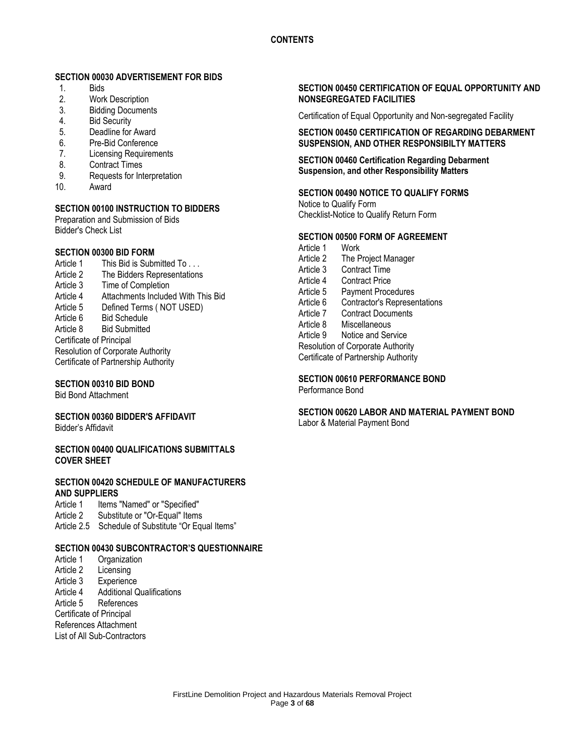# CONTENTS

**SECTION 00030 ADVERTISEMENT FOR BIDS**

1. Bids
2. Work Description
3. Bidding Documents
4. Bid Security
5. Deadline for Award
6. Pre-Bid Conference
7. Licensing Requirements
8. Contract Times
9. Requests for Interpretation
10. Award

**SECTION 00100 INSTRUCTION TO BIDDERS**

Preparation and Submission of Bids
Bidder's Check List

**SECTION 00300 BID FORM**

Article 1 This Bid is Submitted To . . .
Article 2 The Bidders Representations
Article 3 Time of Completion
Article 4 Attachments Included With This Bid
Article 5 Defined Terms ( NOT USED)
Article 6 Bid Schedule
Article 8 Bid Submitted
Certificate of Principal
Resolution of Corporate Authority
Certificate of Partnership Authority

**SECTION 00310 BID BOND**

Bid Bond Attachment

**SECTION 00360 BIDDER'S AFFIDAVIT**

Bidder's Affidavit

**SECTION 00400 QUALIFICATIONS SUBMITTALS COVER SHEET**

**SECTION 00420 SCHEDULE OF MANUFACTURERS AND SUPPLIERS**

Article 1 Items "Named" or "Specified"
Article 2 Substitute or "Or-Equal" Items
Article 2.5 Schedule of Substitute "Or Equal Items"

**SECTION 00430 SUBCONTRACTOR'S QUESTIONNAIRE**

Article 1 Organization
Article 2 Licensing
Article 3 Experience
Article 4 Additional Qualifications
Article 5 References
Certificate of Principal
References Attachment
List of All Sub-Contractors

**SECTION 00450 CERTIFICATION OF EQUAL OPPORTUNITY AND NONSEGREGATED FACILITIES**

Certification of Equal Opportunity and Non-segregated Facility

**SECTION 00450 CERTIFICATION OF REGARDING DEBARMENT SUSPENSION, AND OTHER RESPONSIBILTY MATTERS**

**SECTION 00460 Certification Regarding Debarment Suspension, and other Responsibility Matters**

**SECTION 00490 NOTICE TO QUALIFY FORMS**

Notice to Qualify Form
Checklist-Notice to Qualify Return Form

**SECTION 00500 FORM OF AGREEMENT**

Article 1 Work
Article 2 The Project Manager
Article 3 Contract Time
Article 4 Contract Price
Article 5 Payment Procedures
Article 6 Contractor's Representations
Article 7 Contract Documents
Article 8 Miscellaneous
Article 9 Notice and Service
Resolution of Corporate Authority
Certificate of Partnership Authority

**SECTION 00610 PERFORMANCE BOND**

Performance Bond

**SECTION 00620 LABOR AND MATERIAL PAYMENT BOND**

Labor & Material Payment Bond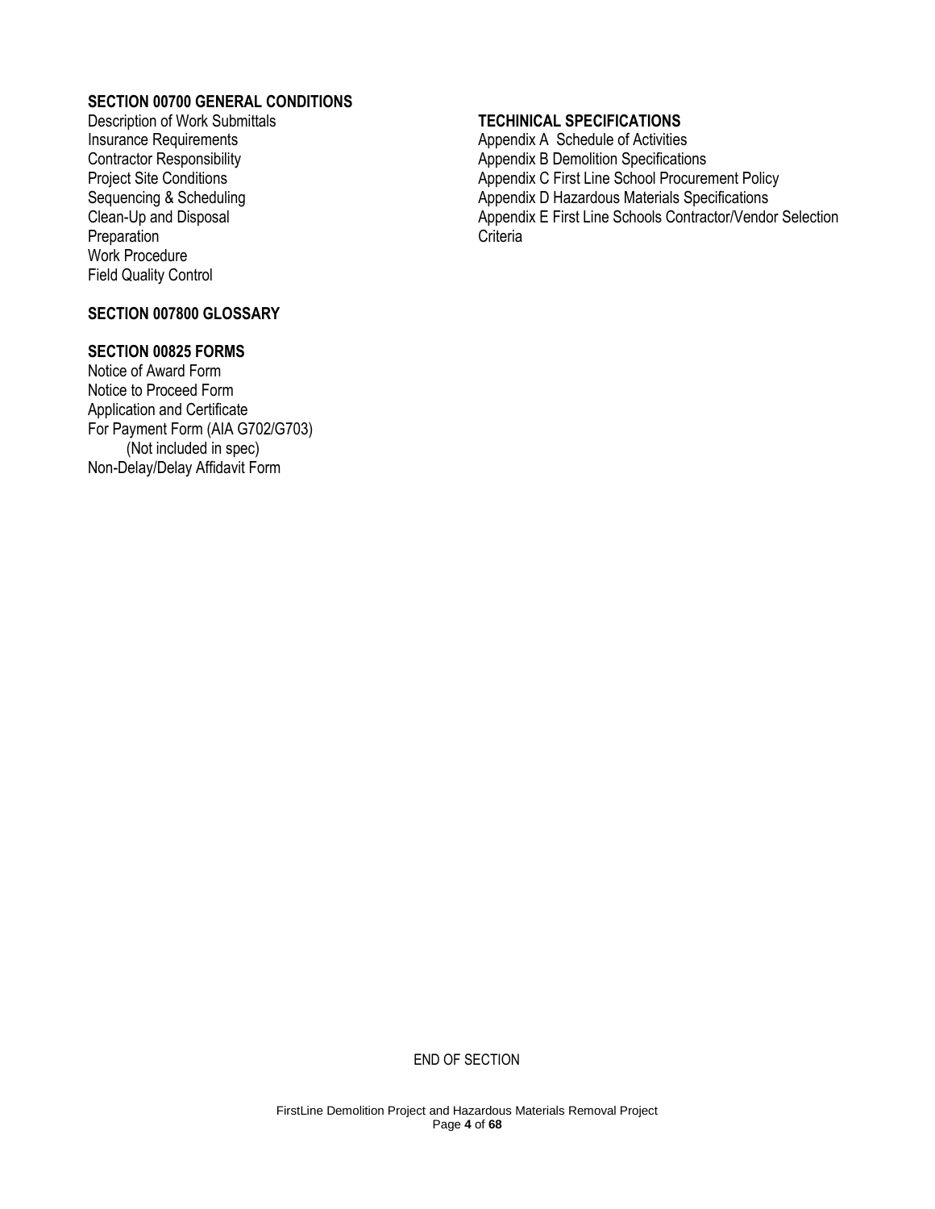**SECTION 00700 GENERAL CONDITIONS**

Description of Work Submittals
Insurance Requirements
Contractor Responsibility
Project Site Conditions
Sequencing & Scheduling
Clean-Up and Disposal
Preparation
Work Procedure
Field Quality Control

**SECTION 007800 GLOSSARY**

**SECTION 00825 FORMS**

Notice of Award Form
Notice to Proceed Form
Application and Certificate
For Payment Form (AIA G702/G703)
(Not included in spec)
Non-Delay/Delay Affidavit Form

**TECHINICAL SPECIFICATIONS**

Appendix A Schedule of Activities
Appendix B Demolition Specifications
Appendix C First Line School Procurement Policy
Appendix D Hazardous Materials Specifications
Appendix E First Line Schools Contractor/Vendor Selection Criteria

END OF SECTION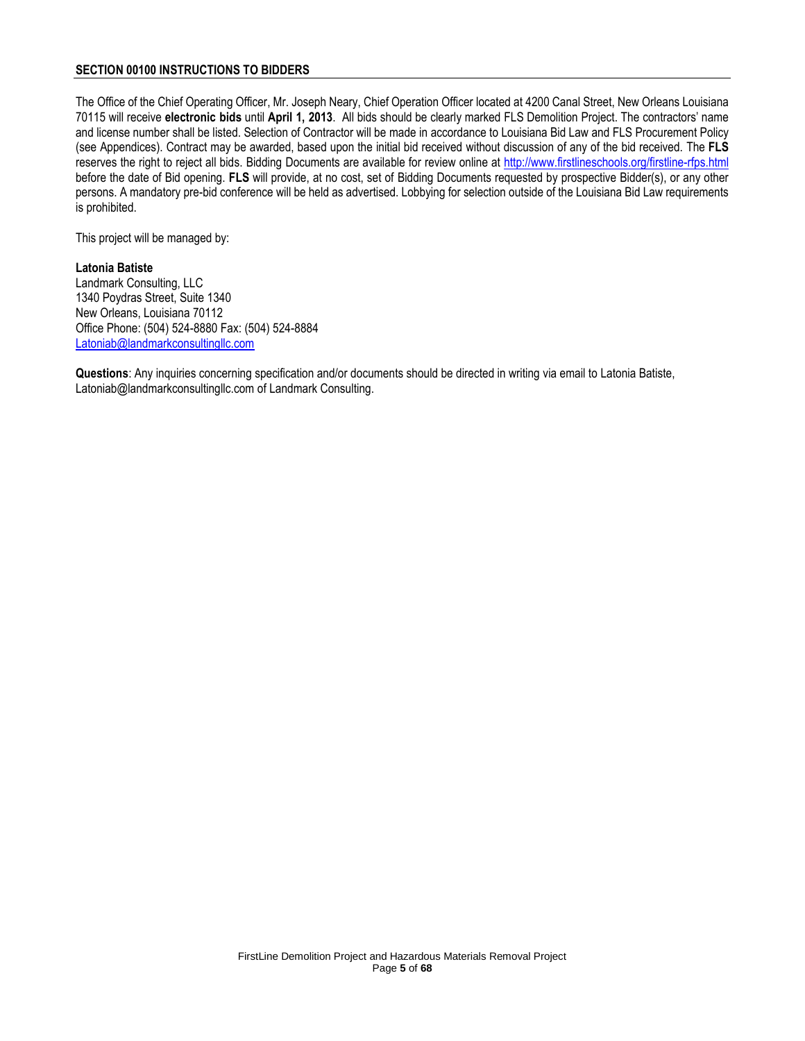## SECTION 00100 INSTRUCTIONS TO BIDDERS

The Office of the Chief Operating Officer, Mr. Joseph Neary, Chief Operation Officer located at 4200 Canal Street, New Orleans Louisiana 70115 will receive **electronic bids** until **April 1, 2013**. All bids should be clearly marked FLS Demolition Project. The contractors' name and license number shall be listed. Selection of Contractor will be made in accordance to Louisiana Bid Law and FLS Procurement Policy (see Appendices). Contract may be awarded, based upon the initial bid received without discussion of any of the bid received. The **FLS** reserves the right to reject all bids. Bidding Documents are available for review online at http://www.firstlineschools.org/firstline-rfps.html before the date of Bid opening. **FLS** will provide, at no cost, set of Bidding Documents requested by prospective Bidder(s), or any other persons. A mandatory pre-bid conference will be held as advertised. Lobbying for selection outside of the Louisiana Bid Law requirements is prohibited.

This project will be managed by:

**Latonia Batiste**
Landmark Consulting, LLC
1340 Poydras Street, Suite 1340
New Orleans, Louisiana 70112
Office Phone: (504) 524-8880 Fax: (504) 524-8884
Latoniab@landmarkconsultingllc.com

**Questions**: Any inquiries concerning specification and/or documents should be directed in writing via email to Latonia Batiste, Latoniab@landmarkconsultingllc.com of Landmark Consulting.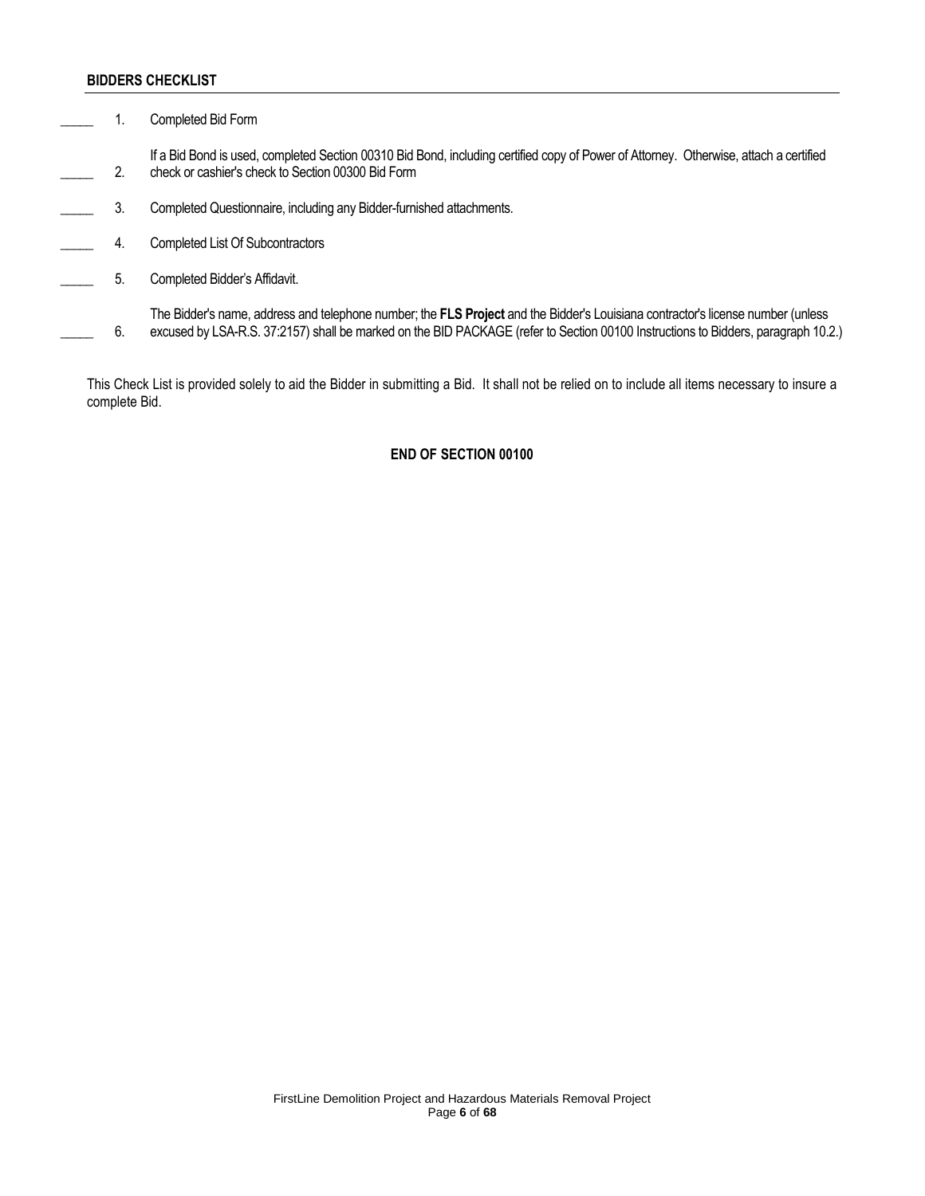**BIDDERS CHECKLIST**

_____ 1. Completed Bid Form

_____ 2. If a Bid Bond is used, completed Section 00310 Bid Bond, including certified copy of Power of Attorney. Otherwise, attach a certified check or cashier's check to Section 00300 Bid Form

_____ 3. Completed Questionnaire, including any Bidder-furnished attachments.

_____ 4. Completed List Of Subcontractors

_____ 5. Completed Bidder's Affidavit.

_____ 6. The Bidder's name, address and telephone number; the **FLS Project** and the Bidder's Louisiana contractor's license number (unless excused by LSA-R.S. 37:2157) shall be marked on the BID PACKAGE (refer to Section 00100 Instructions to Bidders, paragraph 10.2.)

This Check List is provided solely to aid the Bidder in submitting a Bid. It shall not be relied on to include all items necessary to insure a complete Bid.

**END OF SECTION 00100**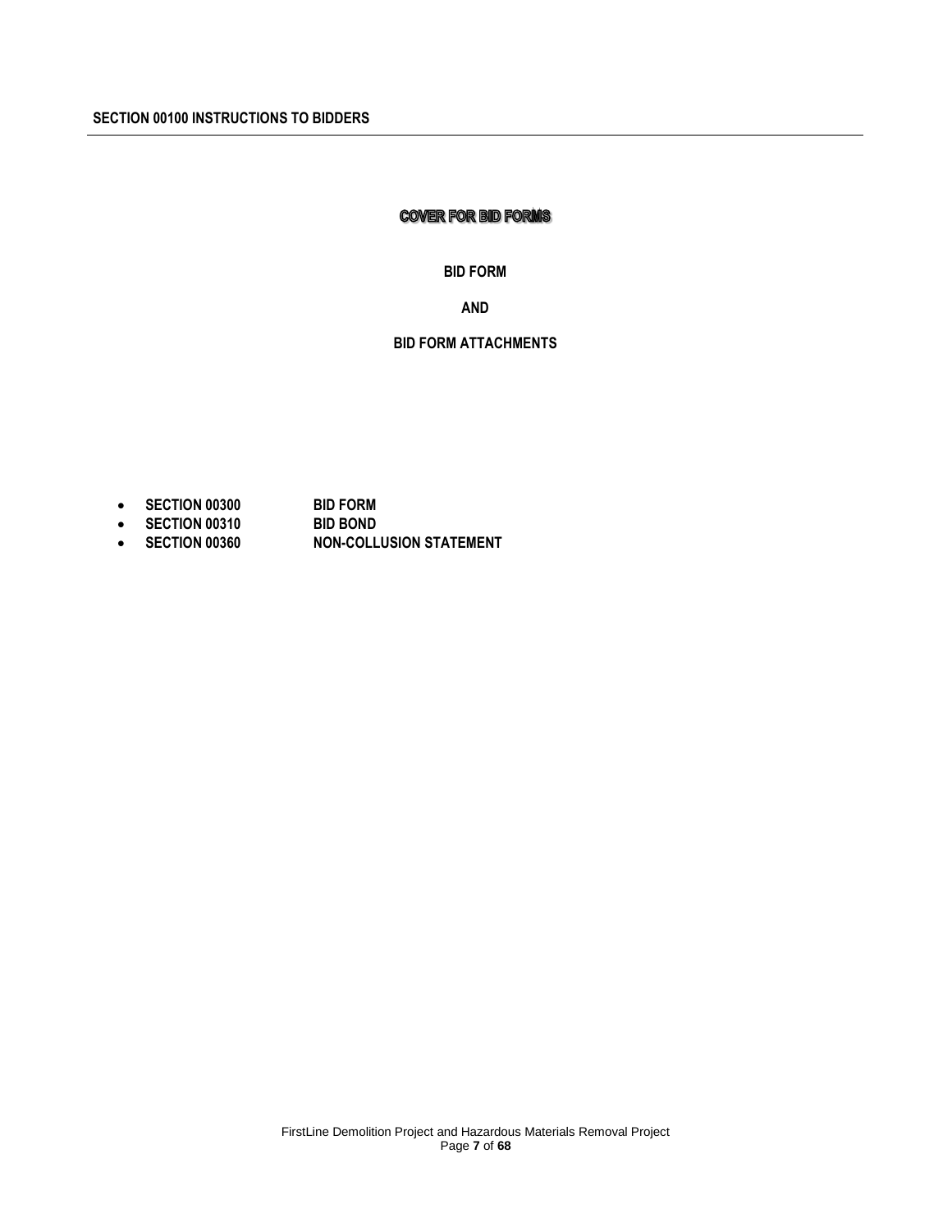**SECTION 00100 INSTRUCTIONS TO BIDDERS**

---

## COVER FOR BID FORMS

**BID FORM**

**AND**

**BID FORM ATTACHMENTS**

- **SECTION 00300 BID FORM**
- **SECTION 00310 BID BOND**
- **SECTION 00360 NON-COLLUSION STATEMENT**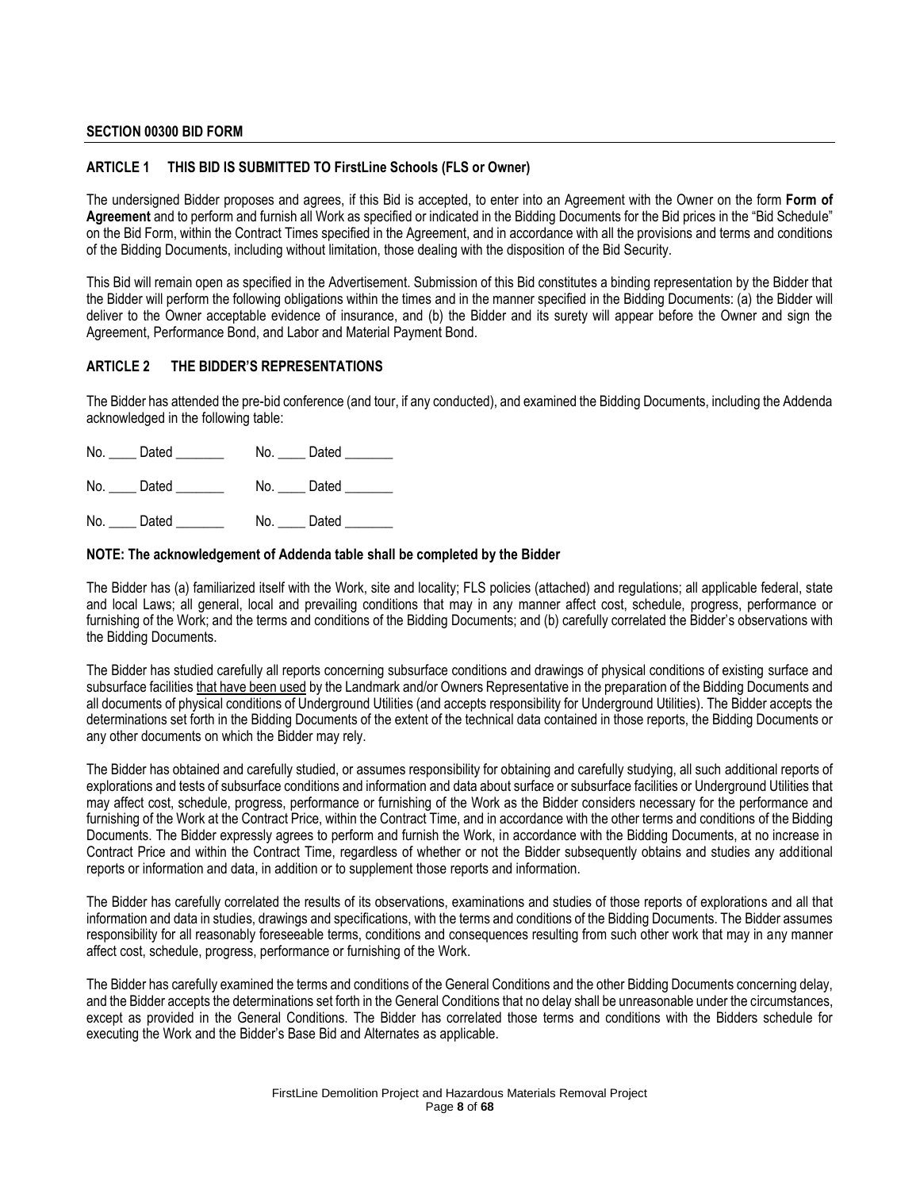## SECTION 00300 BID FORM

### ARTICLE 1 THIS BID IS SUBMITTED TO FirstLine Schools (FLS or Owner)

The undersigned Bidder proposes and agrees, if this Bid is accepted, to enter into an Agreement with the Owner on the form **Form of Agreement** and to perform and furnish all Work as specified or indicated in the Bidding Documents for the Bid prices in the "Bid Schedule" on the Bid Form, within the Contract Times specified in the Agreement, and in accordance with all the provisions and terms and conditions of the Bidding Documents, including without limitation, those dealing with the disposition of the Bid Security.

This Bid will remain open as specified in the Advertisement. Submission of this Bid constitutes a binding representation by the Bidder that the Bidder will perform the following obligations within the times and in the manner specified in the Bidding Documents: (a) the Bidder will deliver to the Owner acceptable evidence of insurance, and (b) the Bidder and its surety will appear before the Owner and sign the Agreement, Performance Bond, and Labor and Material Payment Bond.

### ARTICLE 2 THE BIDDER'S REPRESENTATIONS

The Bidder has attended the pre-bid conference (and tour, if any conducted), and examined the Bidding Documents, including the Addenda acknowledged in the following table:

No. ____ Dated _______ No. ____ Dated _______

No. ____ Dated _______ No. ____ Dated _______

No. ____ Dated _______ No. ____ Dated _______

**NOTE: The acknowledgement of Addenda table shall be completed by the Bidder**

The Bidder has (a) familiarized itself with the Work, site and locality; FLS policies (attached) and regulations; all applicable federal, state and local Laws; all general, local and prevailing conditions that may in any manner affect cost, schedule, progress, performance or furnishing of the Work; and the terms and conditions of the Bidding Documents; and (b) carefully correlated the Bidder's observations with the Bidding Documents.

The Bidder has studied carefully all reports concerning subsurface conditions and drawings of physical conditions of existing surface and subsurface facilities that have been used by the Landmark and/or Owners Representative in the preparation of the Bidding Documents and all documents of physical conditions of Underground Utilities (and accepts responsibility for Underground Utilities). The Bidder accepts the determinations set forth in the Bidding Documents of the extent of the technical data contained in those reports, the Bidding Documents or any other documents on which the Bidder may rely.

The Bidder has obtained and carefully studied, or assumes responsibility for obtaining and carefully studying, all such additional reports of explorations and tests of subsurface conditions and information and data about surface or subsurface facilities or Underground Utilities that may affect cost, schedule, progress, performance or furnishing of the Work as the Bidder considers necessary for the performance and furnishing of the Work at the Contract Price, within the Contract Time, and in accordance with the other terms and conditions of the Bidding Documents. The Bidder expressly agrees to perform and furnish the Work, in accordance with the Bidding Documents, at no increase in Contract Price and within the Contract Time, regardless of whether or not the Bidder subsequently obtains and studies any additional reports or information and data, in addition or to supplement those reports and information.

The Bidder has carefully correlated the results of its observations, examinations and studies of those reports of explorations and all that information and data in studies, drawings and specifications, with the terms and conditions of the Bidding Documents. The Bidder assumes responsibility for all reasonably foreseeable terms, conditions and consequences resulting from such other work that may in any manner affect cost, schedule, progress, performance or furnishing of the Work.

The Bidder has carefully examined the terms and conditions of the General Conditions and the other Bidding Documents concerning delay, and the Bidder accepts the determinations set forth in the General Conditions that no delay shall be unreasonable under the circumstances, except as provided in the General Conditions. The Bidder has correlated those terms and conditions with the Bidders schedule for executing the Work and the Bidder's Base Bid and Alternates as applicable.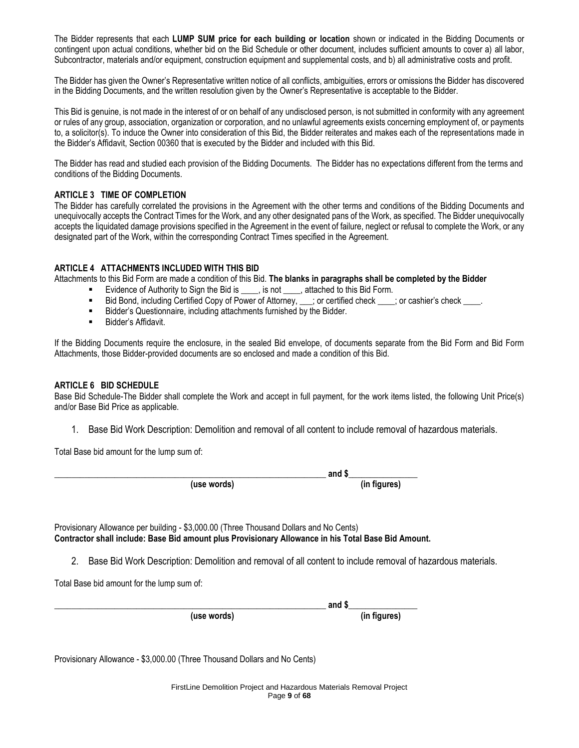The Bidder represents that each **LUMP SUM price for each building or location** shown or indicated in the Bidding Documents or contingent upon actual conditions, whether bid on the Bid Schedule or other document, includes sufficient amounts to cover a) all labor, Subcontractor, materials and/or equipment, construction equipment and supplemental costs, and b) all administrative costs and profit.

The Bidder has given the Owner's Representative written notice of all conflicts, ambiguities, errors or omissions the Bidder has discovered in the Bidding Documents, and the written resolution given by the Owner's Representative is acceptable to the Bidder.

This Bid is genuine, is not made in the interest of or on behalf of any undisclosed person, is not submitted in conformity with any agreement or rules of any group, association, organization or corporation, and no unlawful agreements exists concerning employment of, or payments to, a solicitor(s). To induce the Owner into consideration of this Bid, the Bidder reiterates and makes each of the representations made in the Bidder's Affidavit, Section 00360 that is executed by the Bidder and included with this Bid.

The Bidder has read and studied each provision of the Bidding Documents. The Bidder has no expectations different from the terms and conditions of the Bidding Documents.

### ARTICLE 3 TIME OF COMPLETION

The Bidder has carefully correlated the provisions in the Agreement with the other terms and conditions of the Bidding Documents and unequivocally accepts the Contract Times for the Work, and any other designated pans of the Work, as specified. The Bidder unequivocally accepts the liquidated damage provisions specified in the Agreement in the event of failure, neglect or refusal to complete the Work, or any designated part of the Work, within the corresponding Contract Times specified in the Agreement.

### ARTICLE 4 ATTACHMENTS INCLUDED WITH THIS BID

Attachments to this Bid Form are made a condition of this Bid. **The blanks in paragraphs shall be completed by the Bidder**

- Evidence of Authority to Sign the Bid is ____, is not ____, attached to this Bid Form.
- Bid Bond, including Certified Copy of Power of Attorney, ___; or certified check ____; or cashier's check ____.
- Bidder's Questionnaire, including attachments furnished by the Bidder.
- Bidder's Affidavit.

If the Bidding Documents require the enclosure, in the sealed Bid envelope, of documents separate from the Bid Form and Bid Form Attachments, those Bidder-provided documents are so enclosed and made a condition of this Bid.

### ARTICLE 6 BID SCHEDULE

Base Bid Schedule-The Bidder shall complete the Work and accept in full payment, for the work items listed, the following Unit Price(s) and/or Base Bid Price as applicable.

1. Base Bid Work Description: Demolition and removal of all content to include removal of hazardous materials.

Total Base bid amount for the lump sum of:

________________________________________________ **and $**________________
**(use words)** **(in figures)**

Provisionary Allowance per building - $3,000.00 (Three Thousand Dollars and No Cents)
**Contractor shall include: Base Bid amount plus Provisionary Allowance in his Total Base Bid Amount.**

2. Base Bid Work Description: Demolition and removal of all content to include removal of hazardous materials.

Total Base bid amount for the lump sum of:

________________________________________________ **and $**________________
**(use words)** **(in figures)**

Provisionary Allowance - $3,000.00 (Three Thousand Dollars and No Cents)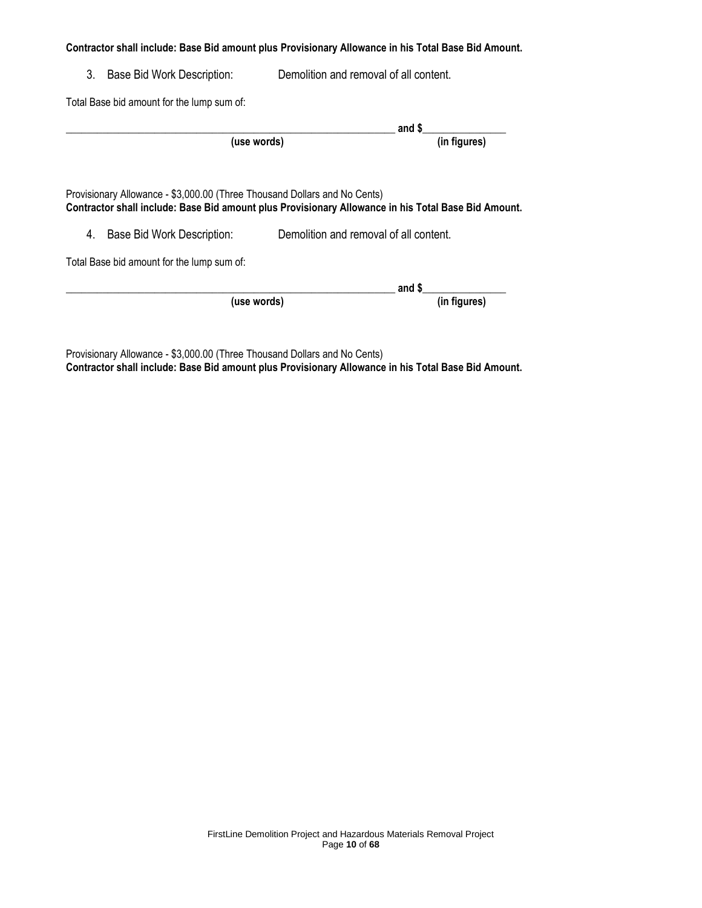**Contractor shall include: Base Bid amount plus Provisionary Allowance in his Total Base Bid Amount.**

3. Base Bid Work Description: Demolition and removal of all content.

Total Base bid amount for the lump sum of:

_______________________________________________________________ **and $**_______________
**(use words)** **(in figures)**

Provisionary Allowance - $3,000.00 (Three Thousand Dollars and No Cents)
**Contractor shall include: Base Bid amount plus Provisionary Allowance in his Total Base Bid Amount.**

4. Base Bid Work Description: Demolition and removal of all content.

Total Base bid amount for the lump sum of:

_______________________________________________________________ **and $**_______________
**(use words)** **(in figures)**

Provisionary Allowance - $3,000.00 (Three Thousand Dollars and No Cents)
**Contractor shall include: Base Bid amount plus Provisionary Allowance in his Total Base Bid Amount.**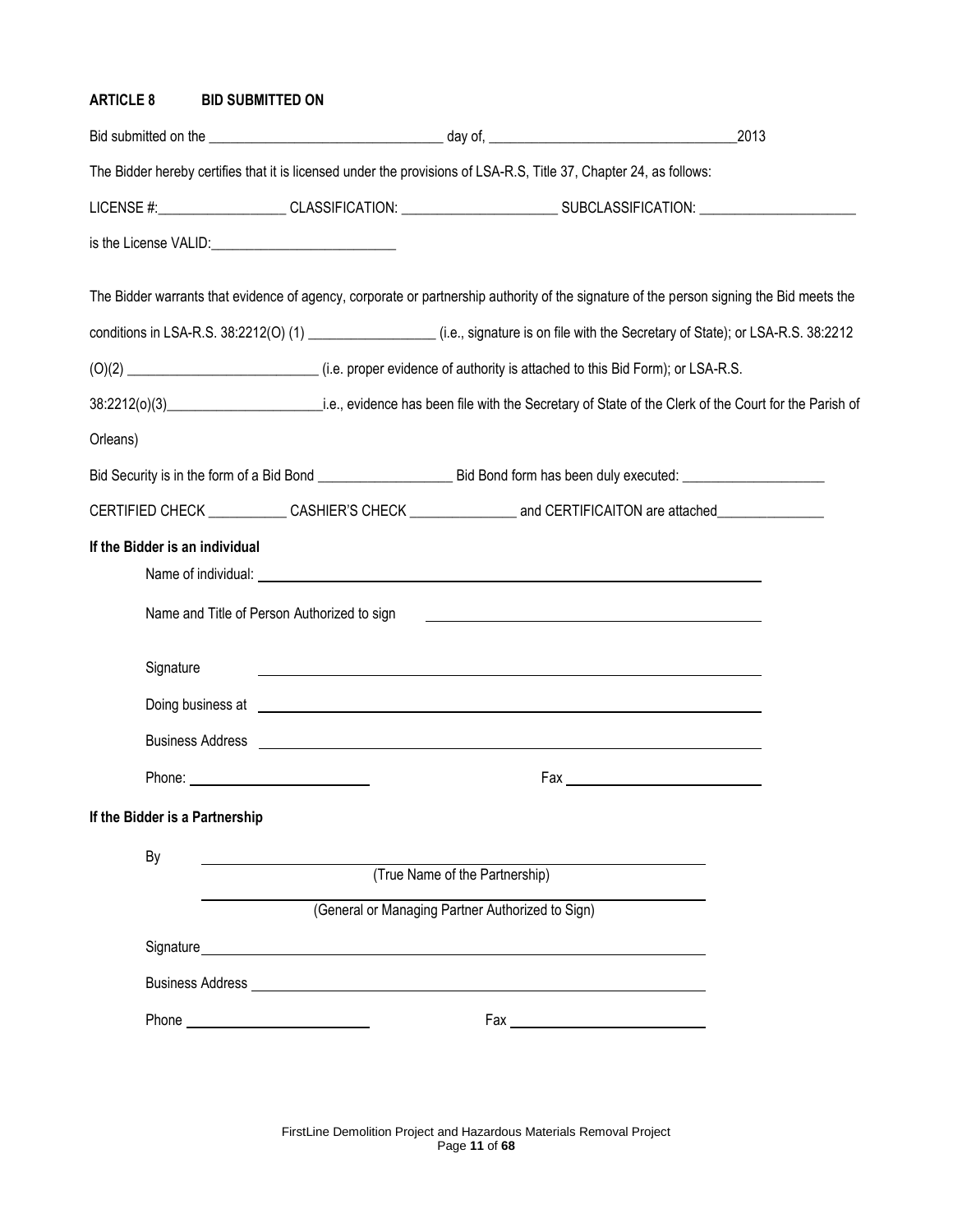## ARTICLE 8 BID SUBMITTED ON

Bid submitted on the ________________________________ day of, __________________________________2013

The Bidder hereby certifies that it is licensed under the provisions of LSA-R.S, Title 37, Chapter 24, as follows:

LICENSE #:__________________ CLASSIFICATION: ______________________ SUBCLASSIFICATION: ______________________

is the License VALID:__________________________

The Bidder warrants that evidence of agency, corporate or partnership authority of the signature of the person signing the Bid meets the conditions in LSA-R.S. 38:2212(O) (1) __________________ (i.e., signature is on file with the Secretary of State); or LSA-R.S. 38:2212 (O)(2) ___________________________ (i.e. proper evidence of authority is attached to this Bid Form); or LSA-R.S. 38:2212(o)(3)______________________i.e., evidence has been file with the Secretary of State of the Clerk of the Court for the Parish of Orleans)

Bid Security is in the form of a Bid Bond ___________________ Bid Bond form has been duly executed: ____________________

CERTIFIED CHECK ___________ CASHIER'S CHECK _______________ and CERTIFICAITON are attached_______________

**If the Bidder is an individual**

Name of individual: ____________________________________________

Name and Title of Person Authorized to sign ____________________________________________

Signature ____________________________________________

Doing business at ____________________________________________

Business Address ____________________________________________

Phone: ________________________ Fax ________________________

**If the Bidder is a Partnership**

By ____________________________________________
(True Name of the Partnership)

____________________________________________
(General or Managing Partner Authorized to Sign)

Signature____________________________________________

Business Address ____________________________________________

Phone ________________________ Fax ________________________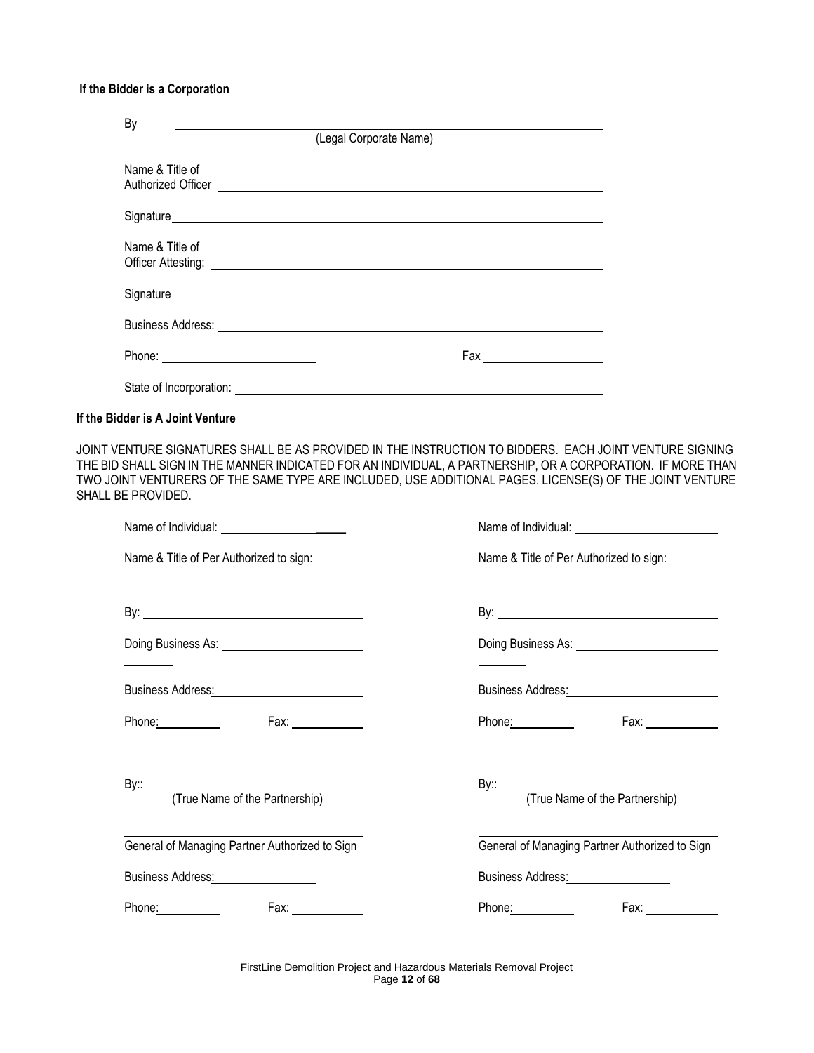**If the Bidder is a Corporation**

By ______________________________________________
(Legal Corporate Name)

Name & Title of
Authorized Officer ______________________________________________

Signature ______________________________________________

Name & Title of
Officer Attesting: ______________________________________________

Signature ______________________________________________

Business Address: ______________________________________________

Phone: ______________________ Fax ______________________

State of Incorporation: ______________________________________________

**If the Bidder is A Joint Venture**

JOINT VENTURE SIGNATURES SHALL BE AS PROVIDED IN THE INSTRUCTION TO BIDDERS. EACH JOINT VENTURE SIGNING THE BID SHALL SIGN IN THE MANNER INDICATED FOR AN INDIVIDUAL, A PARTNERSHIP, OR A CORPORATION. IF MORE THAN TWO JOINT VENTURERS OF THE SAME TYPE ARE INCLUDED, USE ADDITIONAL PAGES. LICENSE(S) OF THE JOINT VENTURE SHALL BE PROVIDED.

Name of Individual: ______________________

Name & Title of Per Authorized to sign:

______________________________________

By: ______________________________________

Doing Business As: ______________________

Business Address: ______________________

Phone: __________ Fax: __________

By:: ______________________________________
(True Name of the Partnership)

______________________________________
General of Managing Partner Authorized to Sign

Business Address: ______________________

Phone: __________ Fax: __________

Name of Individual: ______________________

Name & Title of Per Authorized to sign:

______________________________________

By: ______________________________________

Doing Business As: ______________________

Business Address: ______________________

Phone: __________ Fax: __________

By:: ______________________________________
(True Name of the Partnership)

______________________________________
General of Managing Partner Authorized to Sign

Business Address: ______________________

Phone: __________ Fax: __________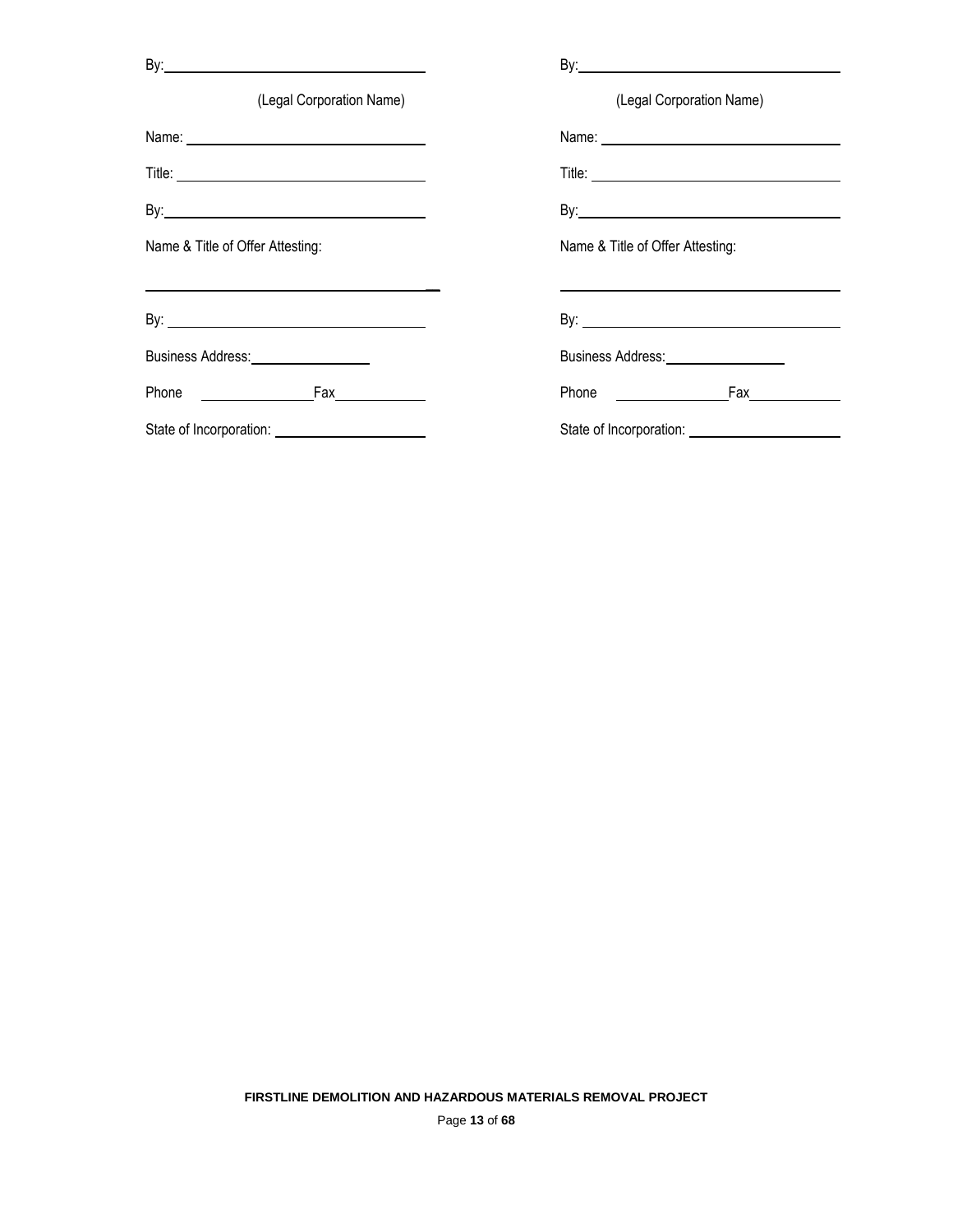By: ______________________________

(Legal Corporation Name)

Name: ______________________________

Title: ______________________________

By: ______________________________

Name & Title of Offer Attesting:

______________________________

By: ______________________________

Business Address: ________________

Phone ______________ Fax ____________

State of Incorporation: ____________________

By: ______________________________

(Legal Corporation Name)

Name: ______________________________

Title: ______________________________

By: ______________________________

Name & Title of Offer Attesting:

______________________________

By: ______________________________

Business Address: ________________

Phone ______________ Fax ____________

State of Incorporation: ____________________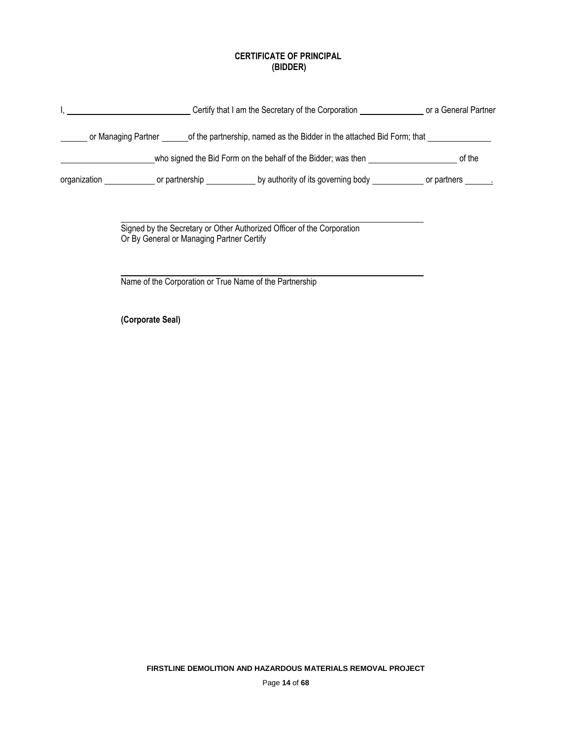**CERTIFICATE OF PRINCIPAL**
**(BIDDER)**

I, ____________________________ Certify that I am the Secretary of the Corporation ______________ or a General Partner ______ or Managing Partner ______ of the partnership, named as the Bidder in the attached Bid Form; that ______________ ______________________ who signed the Bid Form on the behalf of the Bidder; was then ____________________ of the organization ____________ or partnership ____________ by authority of its governing body ____________ or partners ______.

______________________________________________________________

Signed by the Secretary or Other Authorized Officer of the Corporation
Or By General or Managing Partner Certify

______________________________________________________________

Name of the Corporation or True Name of the Partnership

**(Corporate Seal)**

**FIRSTLINE DEMOLITION AND HAZARDOUS MATERIALS REMOVAL PROJECT**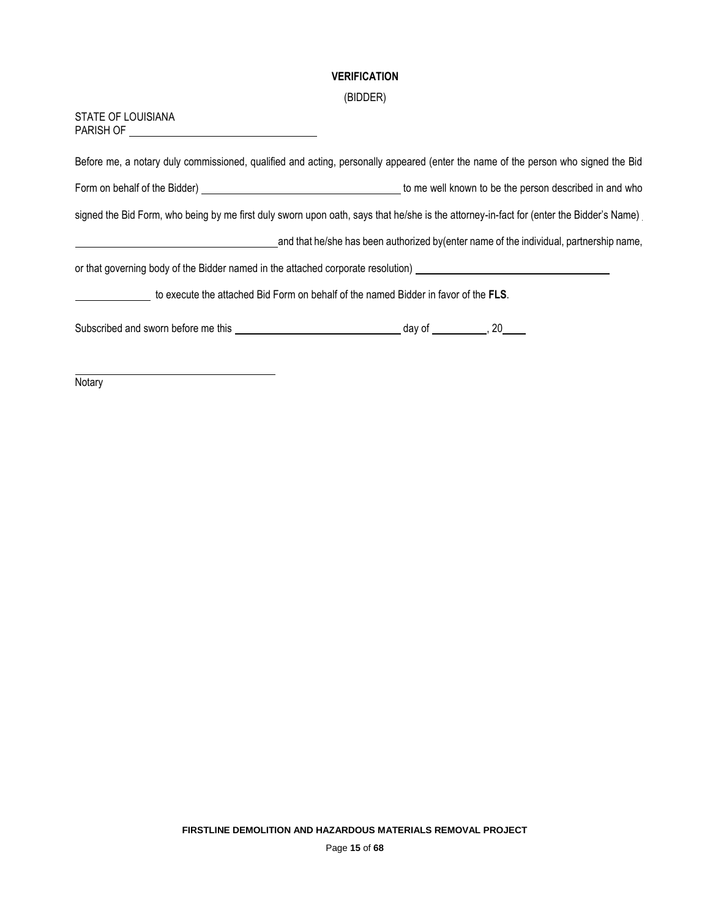**VERIFICATION**

(BIDDER)

STATE OF LOUISIANA
PARISH OF ______________________________

Before me, a notary duly commissioned, qualified and acting, personally appeared (enter the name of the person who signed the Bid Form on behalf of the Bidder) ______________________________ to me well known to be the person described in and who signed the Bid Form, who being by me first duly sworn upon oath, says that he/she is the attorney-in-fact for (enter the Bidder's Name) ______________________________ and that he/she has been authorized by(enter name of the individual, partnership name, or that governing body of the Bidder named in the attached corporate resolution) ______________________________ ____________ to execute the attached Bid Form on behalf of the named Bidder in favor of the **FLS**.

Subscribed and sworn before me this ______________________________ day of __________, 20____

______________________________
Notary

**FIRSTLINE DEMOLITION AND HAZARDOUS MATERIALS REMOVAL PROJECT**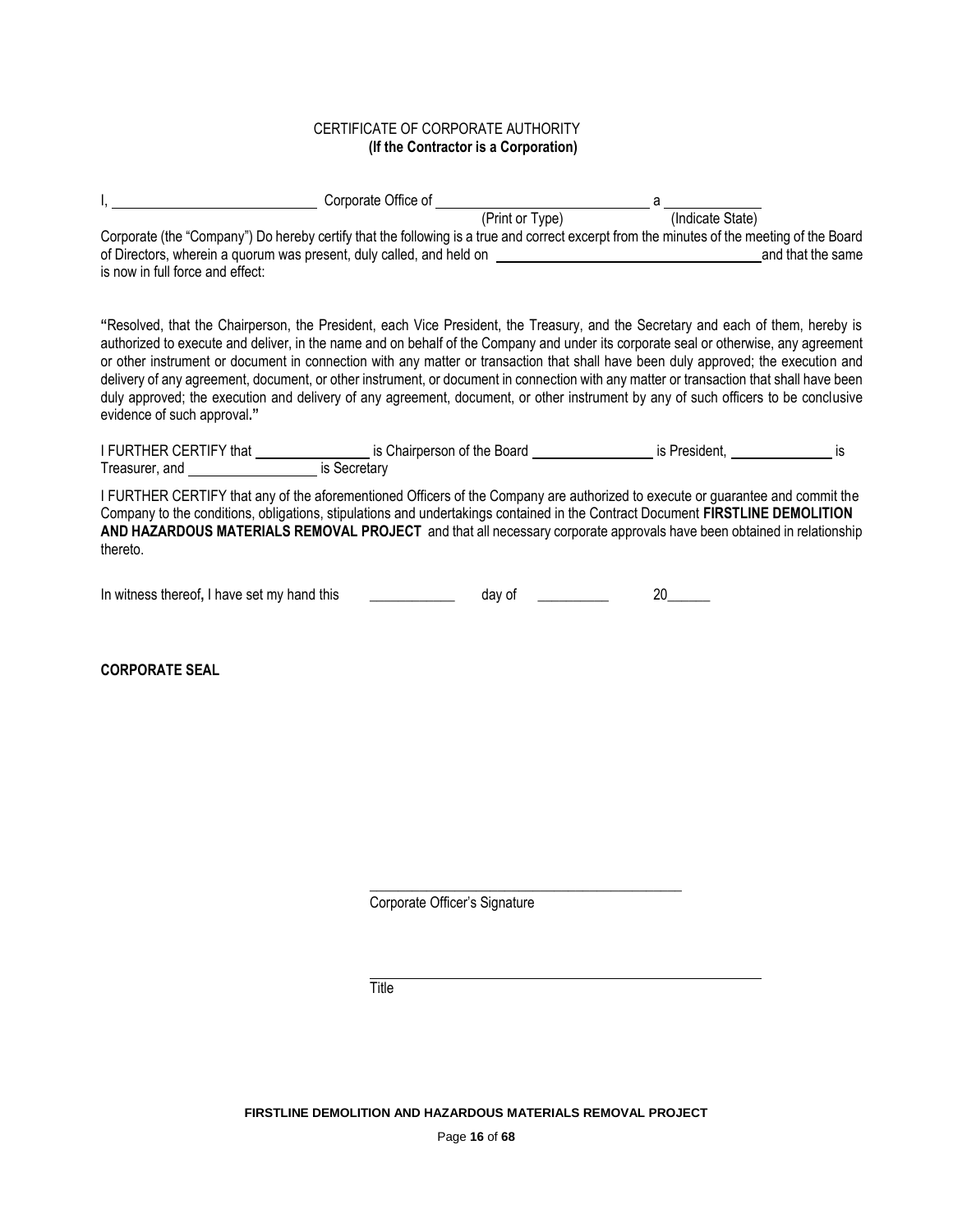CERTIFICATE OF CORPORATE AUTHORITY
**(If the Contractor is a Corporation)**

I, ____________________________ Corporate Office of ______________________________ a ______________
(Print or Type) (Indicate State)
Corporate (the "Company") Do hereby certify that the following is a true and correct excerpt from the minutes of the meeting of the Board of Directors, wherein a quorum was present, duly called, and held on ______________________________________ and that the same is now in full force and effect:

**"**Resolved, that the Chairperson, the President, each Vice President, the Treasury, and the Secretary and each of them, hereby is authorized to execute and deliver, in the name and on behalf of the Company and under its corporate seal or otherwise, any agreement or other instrument or document in connection with any matter or transaction that shall have been duly approved; the execution and delivery of any agreement, document, or other instrument, or document in connection with any matter or transaction that shall have been duly approved; the execution and delivery of any agreement, document, or other instrument by any of such officers to be conclusive evidence of such approval**."**

I FURTHER CERTIFY that ________________ is Chairperson of the Board _________________ is President, ______________ is Treasurer, and __________________ is Secretary

I FURTHER CERTIFY that any of the aforementioned Officers of the Company are authorized to execute or guarantee and commit the Company to the conditions, obligations, stipulations and undertakings contained in the Contract Document **FIRSTLINE DEMOLITION AND HAZARDOUS MATERIALS REMOVAL PROJECT** and that all necessary corporate approvals have been obtained in relationship thereto.

In witness thereof**,** I have set my hand this ____________ day of __________ 20______

**CORPORATE SEAL**

_____________________________________________
Corporate Officer's Signature

_____________________________________________
Title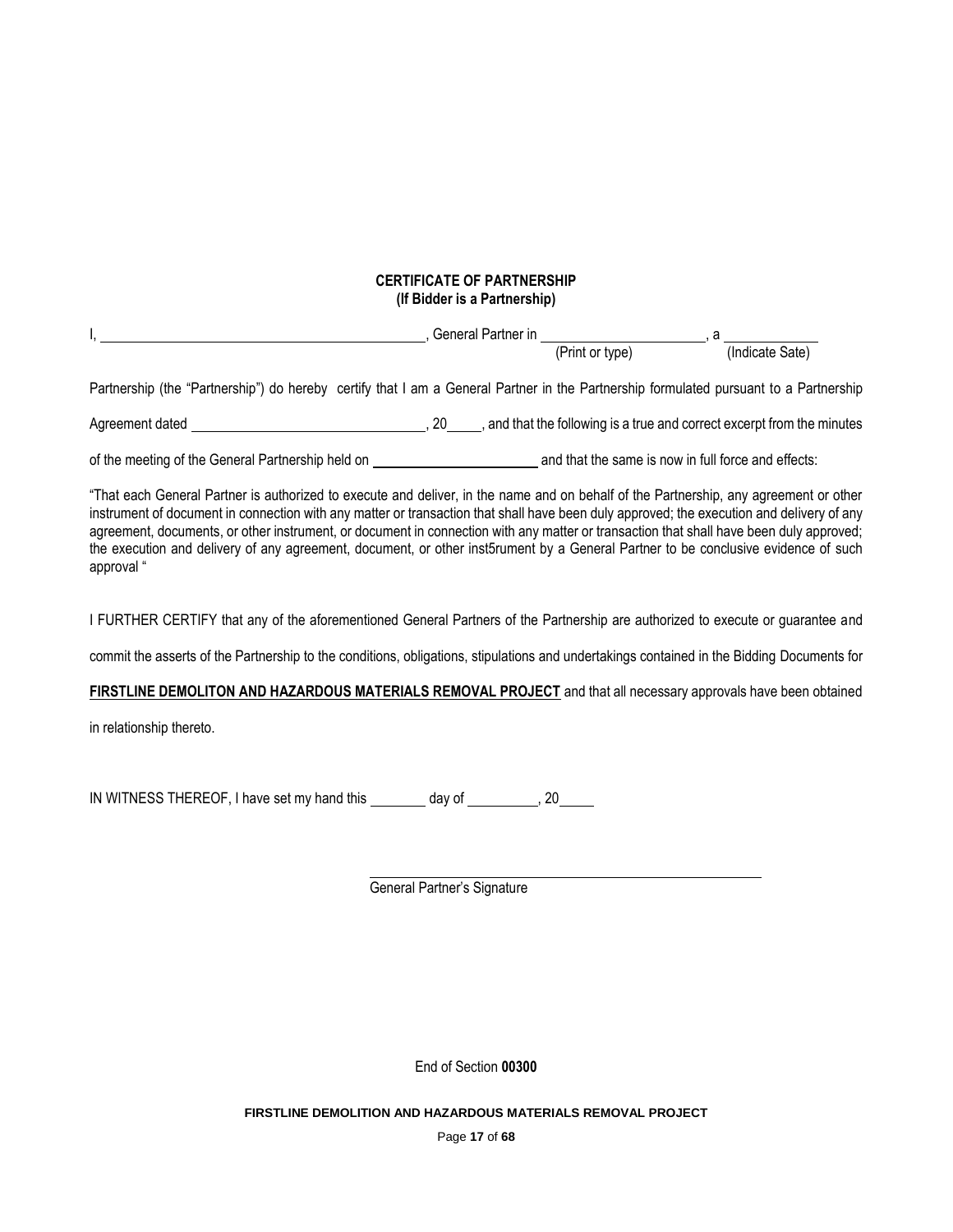**CERTIFICATE OF PARTNERSHIP**
**(If Bidder is a Partnership)**

I, ____________________________________________, General Partner in ______________________, a ____________
(Print or type) (Indicate Sate)

Partnership (the "Partnership") do hereby certify that I am a General Partner in the Partnership formulated pursuant to a Partnership

Agreement dated ______________________________, 20____, and that the following is a true and correct excerpt from the minutes

of the meeting of the General Partnership held on ________________________ and that the same is now in full force and effects:

"That each General Partner is authorized to execute and deliver, in the name and on behalf of the Partnership, any agreement or other instrument of document in connection with any matter or transaction that shall have been duly approved; the execution and delivery of any agreement, documents, or other instrument, or document in connection with any matter or transaction that shall have been duly approved; the execution and delivery of any agreement, document, or other inst5rument by a General Partner to be conclusive evidence of such approval "

I FURTHER CERTIFY that any of the aforementioned General Partners of the Partnership are authorized to execute or guarantee and commit the asserts of the Partnership to the conditions, obligations, stipulations and undertakings contained in the Bidding Documents for **FIRSTLINE DEMOLITON AND HAZARDOUS MATERIALS REMOVAL PROJECT** and that all necessary approvals have been obtained in relationship thereto.

IN WITNESS THEREOF, I have set my hand this ________ day of __________, 20_____

_______________________________________________
General Partner's Signature

End of Section **00300**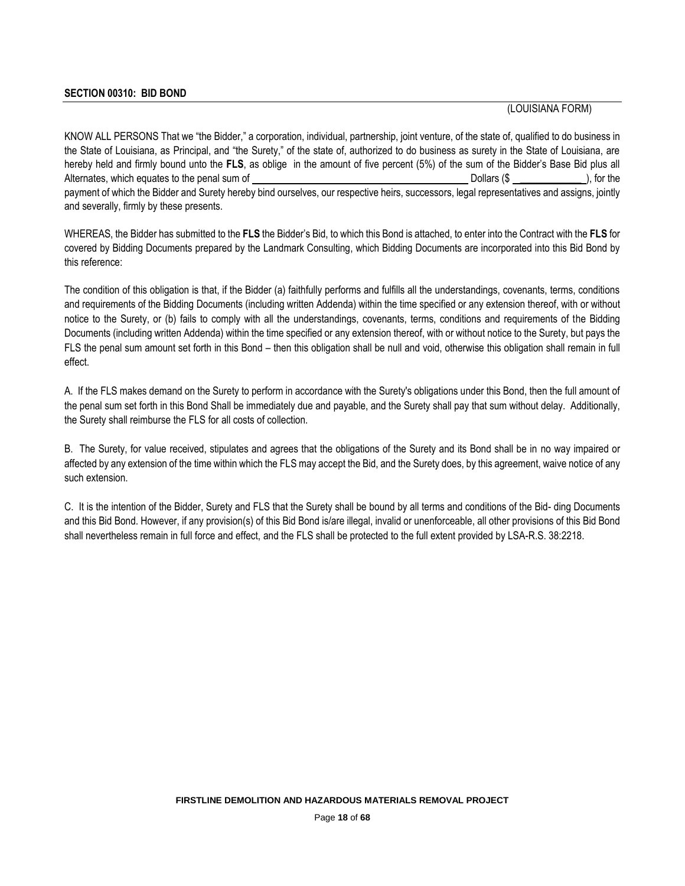## SECTION 00310: BID BOND

(LOUISIANA FORM)

KNOW ALL PERSONS That we "the Bidder," a corporation, individual, partnership, joint venture, of the state of, qualified to do business in the State of Louisiana, as Principal, and "the Surety," of the state of, authorized to do business as surety in the State of Louisiana, are hereby held and firmly bound unto the **FLS**, as oblige in the amount of five percent (5%) of the sum of the Bidder's Base Bid plus all Alternates, which equates to the penal sum of \_\_\_\_\_\_\_\_\_\_\_\_\_\_\_\_\_\_\_\_\_\_\_\_\_\_\_\_\_\_\_\_\_\_\_\_\_\_\_\_ Dollars ($ \_\_\_\_\_\_\_\_\_\_\_\_\_\_), for the payment of which the Bidder and Surety hereby bind ourselves, our respective heirs, successors, legal representatives and assigns, jointly and severally, firmly by these presents.

WHEREAS, the Bidder has submitted to the **FLS** the Bidder's Bid, to which this Bond is attached, to enter into the Contract with the **FLS** for covered by Bidding Documents prepared by the Landmark Consulting, which Bidding Documents are incorporated into this Bid Bond by this reference:

The condition of this obligation is that, if the Bidder (a) faithfully performs and fulfills all the understandings, covenants, terms, conditions and requirements of the Bidding Documents (including written Addenda) within the time specified or any extension thereof, with or without notice to the Surety, or (b) fails to comply with all the understandings, covenants, terms, conditions and requirements of the Bidding Documents (including written Addenda) within the time specified or any extension thereof, with or without notice to the Surety, but pays the FLS the penal sum amount set forth in this Bond – then this obligation shall be null and void, otherwise this obligation shall remain in full effect.

A. If the FLS makes demand on the Surety to perform in accordance with the Surety's obligations under this Bond, then the full amount of the penal sum set forth in this Bond Shall be immediately due and payable, and the Surety shall pay that sum without delay. Additionally, the Surety shall reimburse the FLS for all costs of collection.

B. The Surety, for value received, stipulates and agrees that the obligations of the Surety and its Bond shall be in no way impaired or affected by any extension of the time within which the FLS may accept the Bid, and the Surety does, by this agreement, waive notice of any such extension.

C. It is the intention of the Bidder, Surety and FLS that the Surety shall be bound by all terms and conditions of the Bid- ding Documents and this Bid Bond. However, if any provision(s) of this Bid Bond is/are illegal, invalid or unenforceable, all other provisions of this Bid Bond shall nevertheless remain in full force and effect, and the FLS shall be protected to the full extent provided by LSA-R.S. 38:2218.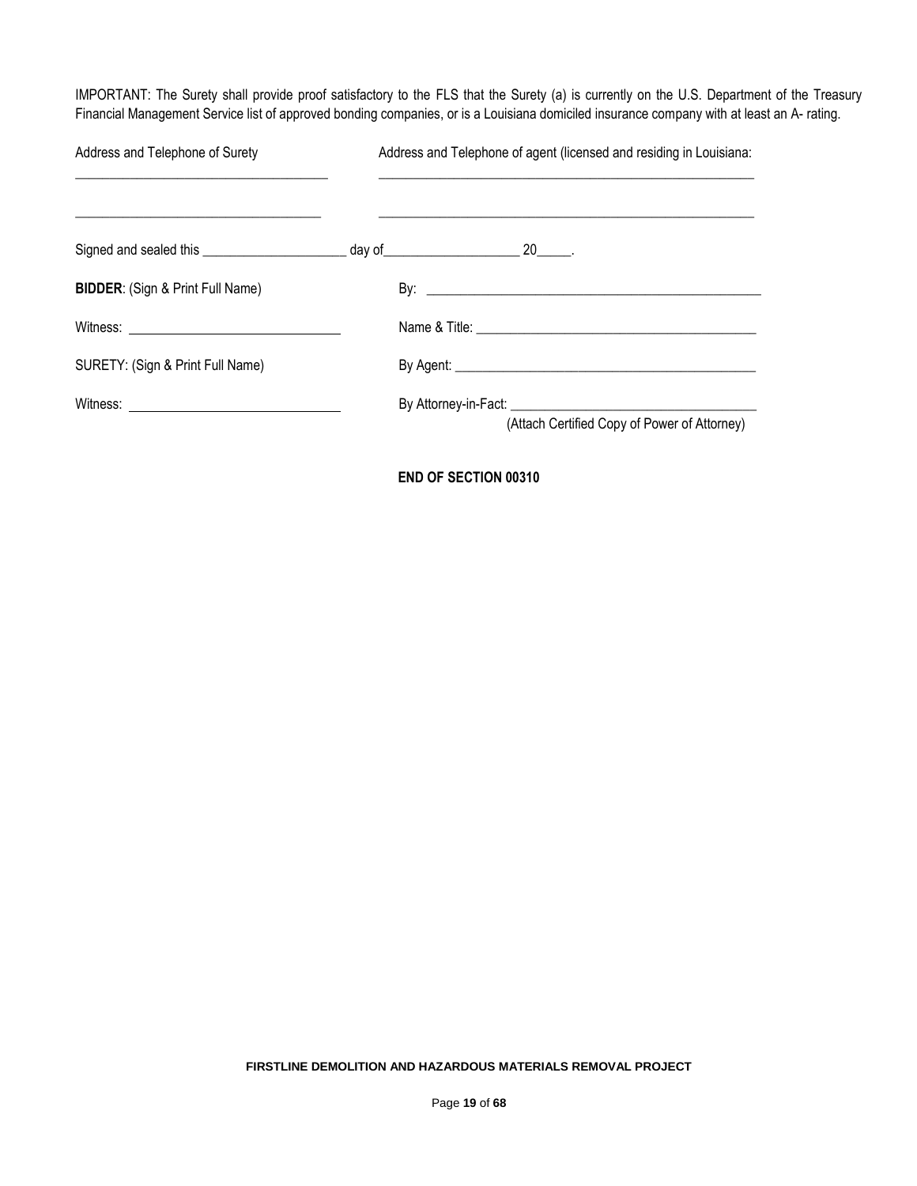IMPORTANT: The Surety shall provide proof satisfactory to the FLS that the Surety (a) is currently on the U.S. Department of the Treasury Financial Management Service list of approved bonding companies, or is a Louisiana domiciled insurance company with at least an A- rating.

| Address and Telephone of Surety | Address and Telephone of agent (licensed and residing in Louisiana: |
|---|---|
| ______________________________________ | __________________________________________________________ |
| ______________________________________ | __________________________________________________________ |

Signed and sealed this _____________________ day of___________________ 20_____.

**BIDDER**: (Sign & Print Full Name) By: ________________________________________________

Witness: ______________________________ Name & Title: ________________________________________

SURETY: (Sign & Print Full Name) By Agent: ____________________________________________

Witness: ______________________________ By Attorney-in-Fact: ___________________________________

(Attach Certified Copy of Power of Attorney)

**END OF SECTION 00310**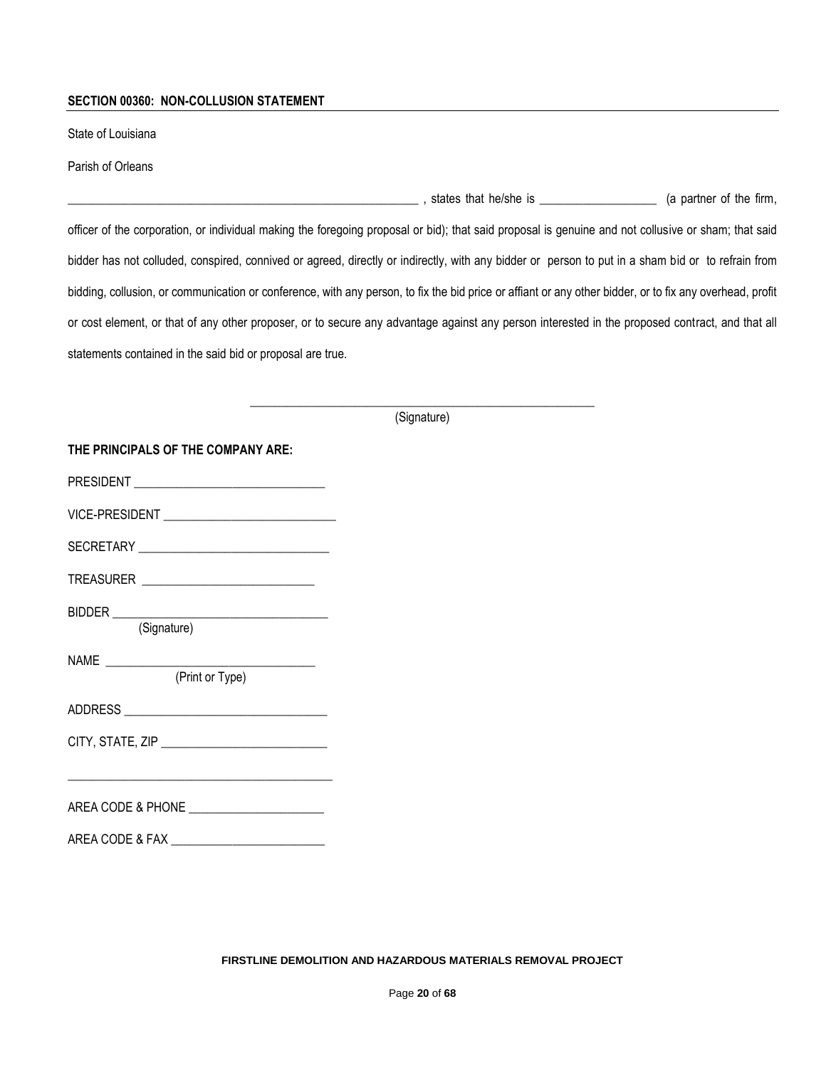**SECTION 00360: NON-COLLUSION STATEMENT**

State of Louisiana

Parish of Orleans

\_\_\_\_\_\_\_\_\_\_\_\_\_\_\_\_\_\_\_\_\_\_\_\_\_\_\_\_\_\_\_\_\_\_\_\_\_\_\_\_\_\_\_\_\_\_\_\_\_\_\_\_\_\_\_\_\_\_\_ , states that he/she is \_\_\_\_\_\_\_\_\_\_\_\_\_\_\_\_\_\_\_ (a partner of the firm, officer of the corporation, or individual making the foregoing proposal or bid); that said proposal is genuine and not collusive or sham; that said bidder has not colluded, conspired, connived or agreed, directly or indirectly, with any bidder or person to put in a sham bid or to refrain from bidding, collusion, or communication or conference, with any person, to fix the bid price or affiant or any other bidder, or to fix any overhead, profit or cost element, or that of any other proposer, or to secure any advantage against any person interested in the proposed contract, and that all statements contained in the said bid or proposal are true.

\_\_\_\_\_\_\_\_\_\_\_\_\_\_\_\_\_\_\_\_\_\_\_\_\_\_\_\_\_\_\_\_\_\_\_\_\_\_\_\_\_\_\_\_\_\_\_\_\_\_\_\_\_\_\_\_\_

(Signature)

**THE PRINCIPALS OF THE COMPANY ARE:**

PRESIDENT \_\_\_\_\_\_\_\_\_\_\_\_\_\_\_\_\_\_\_\_\_\_\_\_\_\_\_\_\_\_\_

VICE-PRESIDENT \_\_\_\_\_\_\_\_\_\_\_\_\_\_\_\_\_\_\_\_\_\_\_\_\_\_\_\_

SECRETARY \_\_\_\_\_\_\_\_\_\_\_\_\_\_\_\_\_\_\_\_\_\_\_\_\_\_\_\_\_\_\_

TREASURER \_\_\_\_\_\_\_\_\_\_\_\_\_\_\_\_\_\_\_\_\_\_\_\_\_\_\_\_

BIDDER \_\_\_\_\_\_\_\_\_\_\_\_\_\_\_\_\_\_\_\_\_\_\_\_\_\_\_\_\_\_\_\_\_\_\_\_
(Signature)

NAME \_\_\_\_\_\_\_\_\_\_\_\_\_\_\_\_\_\_\_\_\_\_\_\_\_\_\_\_\_\_\_\_\_\_
(Print or Type)

ADDRESS \_\_\_\_\_\_\_\_\_\_\_\_\_\_\_\_\_\_\_\_\_\_\_\_\_\_\_\_\_\_\_\_\_

CITY, STATE, ZIP \_\_\_\_\_\_\_\_\_\_\_\_\_\_\_\_\_\_\_\_\_\_\_\_\_\_\_

\_\_\_\_\_\_\_\_\_\_\_\_\_\_\_\_\_\_\_\_\_\_\_\_\_\_\_\_\_\_\_\_\_\_\_\_\_\_\_\_\_\_\_\_

AREA CODE & PHONE \_\_\_\_\_\_\_\_\_\_\_\_\_\_\_\_\_\_\_\_\_\_

AREA CODE & FAX \_\_\_\_\_\_\_\_\_\_\_\_\_\_\_\_\_\_\_\_\_\_\_\_\_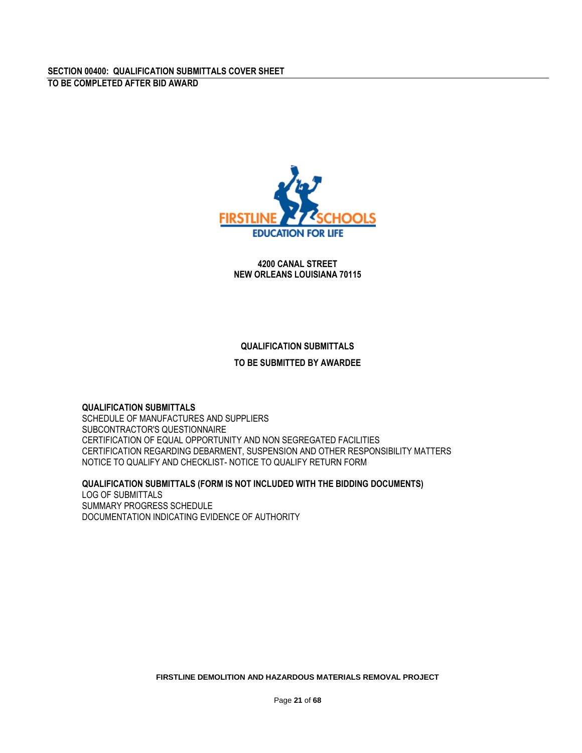## SECTION 00400: QUALIFICATION SUBMITTALS COVER SHEET

**TO BE COMPLETED AFTER BID AWARD**

FIRSTLINE SCHOOLS
EDUCATION FOR LIFE

**4200 CANAL STREET**
**NEW ORLEANS LOUISIANA 70115**

**QUALIFICATION SUBMITTALS**

**TO BE SUBMITTED BY AWARDEE**

**QUALIFICATION SUBMITTALS**

SCHEDULE OF MANUFACTURES AND SUPPLIERS
SUBCONTRACTOR'S QUESTIONNAIRE
CERTIFICATION OF EQUAL OPPORTUNITY AND NON SEGREGATED FACILITIES
CERTIFICATION REGARDING DEBARMENT, SUSPENSION AND OTHER RESPONSIBILITY MATTERS
NOTICE TO QUALIFY AND CHECKLIST- NOTICE TO QUALIFY RETURN FORM

**QUALIFICATION SUBMITTALS (FORM IS NOT INCLUDED WITH THE BIDDING DOCUMENTS)**

LOG OF SUBMITTALS
SUMMARY PROGRESS SCHEDULE
DOCUMENTATION INDICATING EVIDENCE OF AUTHORITY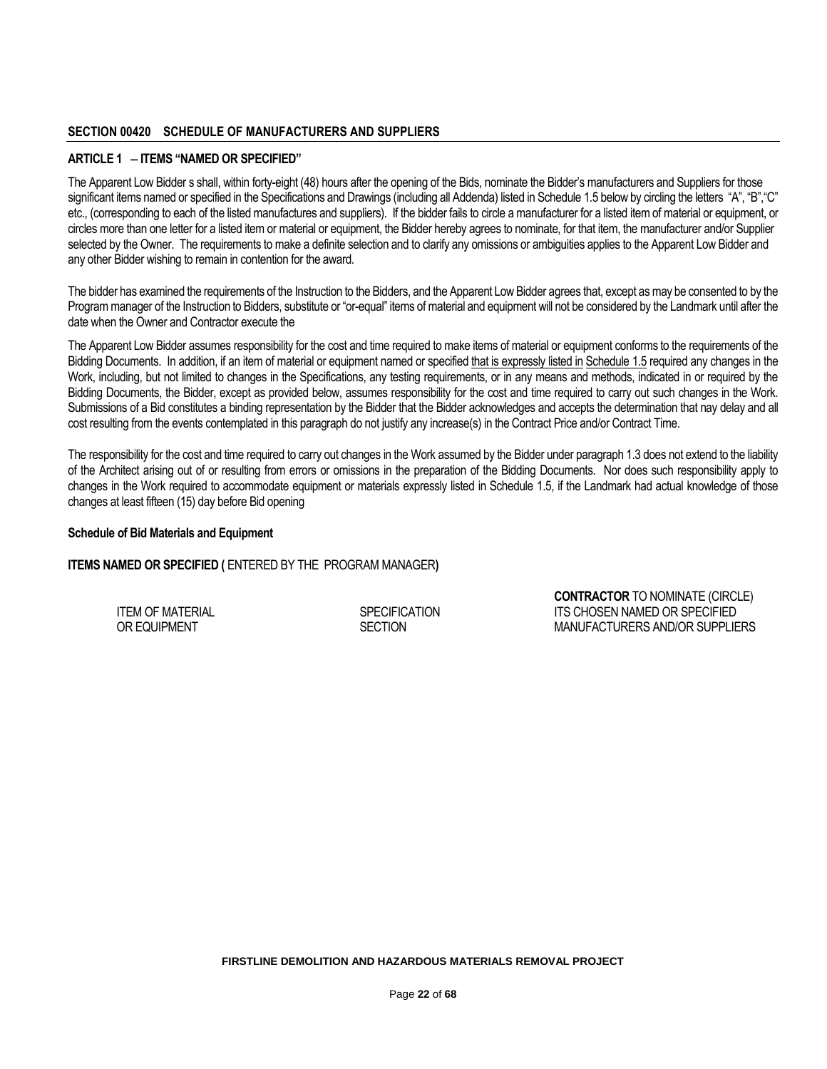## SECTION 00420 SCHEDULE OF MANUFACTURERS AND SUPPLIERS

### ARTICLE 1 – ITEMS "NAMED OR SPECIFIED"

The Apparent Low Bidder s shall, within forty-eight (48) hours after the opening of the Bids, nominate the Bidder's manufacturers and Suppliers for those significant items named or specified in the Specifications and Drawings (including all Addenda) listed in Schedule 1.5 below by circling the letters "A", "B","C" etc., (corresponding to each of the listed manufactures and suppliers). If the bidder fails to circle a manufacturer for a listed item of material or equipment, or circles more than one letter for a listed item or material or equipment, the Bidder hereby agrees to nominate, for that item, the manufacturer and/or Supplier selected by the Owner. The requirements to make a definite selection and to clarify any omissions or ambiguities applies to the Apparent Low Bidder and any other Bidder wishing to remain in contention for the award.

The bidder has examined the requirements of the Instruction to the Bidders, and the Apparent Low Bidder agrees that, except as may be consented to by the Program manager of the Instruction to Bidders, substitute or "or-equal" items of material and equipment will not be considered by the Landmark until after the date when the Owner and Contractor execute the

The Apparent Low Bidder assumes responsibility for the cost and time required to make items of material or equipment conforms to the requirements of the Bidding Documents. In addition, if an item of material or equipment named or specified that is expressly listed in Schedule 1.5 required any changes in the Work, including, but not limited to changes in the Specifications, any testing requirements, or in any means and methods, indicated in or required by the Bidding Documents, the Bidder, except as provided below, assumes responsibility for the cost and time required to carry out such changes in the Work. Submissions of a Bid constitutes a binding representation by the Bidder that the Bidder acknowledges and accepts the determination that nay delay and all cost resulting from the events contemplated in this paragraph do not justify any increase(s) in the Contract Price and/or Contract Time.

The responsibility for the cost and time required to carry out changes in the Work assumed by the Bidder under paragraph 1.3 does not extend to the liability of the Architect arising out of or resulting from errors or omissions in the preparation of the Bidding Documents. Nor does such responsibility apply to changes in the Work required to accommodate equipment or materials expressly listed in Schedule 1.5, if the Landmark had actual knowledge of those changes at least fifteen (15) day before Bid opening

**Schedule of Bid Materials and Equipment**

**ITEMS NAMED OR SPECIFIED (** ENTERED BY THE PROGRAM MANAGER**)**

| ITEM OF MATERIAL OR EQUIPMENT | SPECIFICATION SECTION | **CONTRACTOR** TO NOMINATE (CIRCLE) ITS CHOSEN NAMED OR SPECIFIED MANUFACTURERS AND/OR SUPPLIERS |
|---|---|---|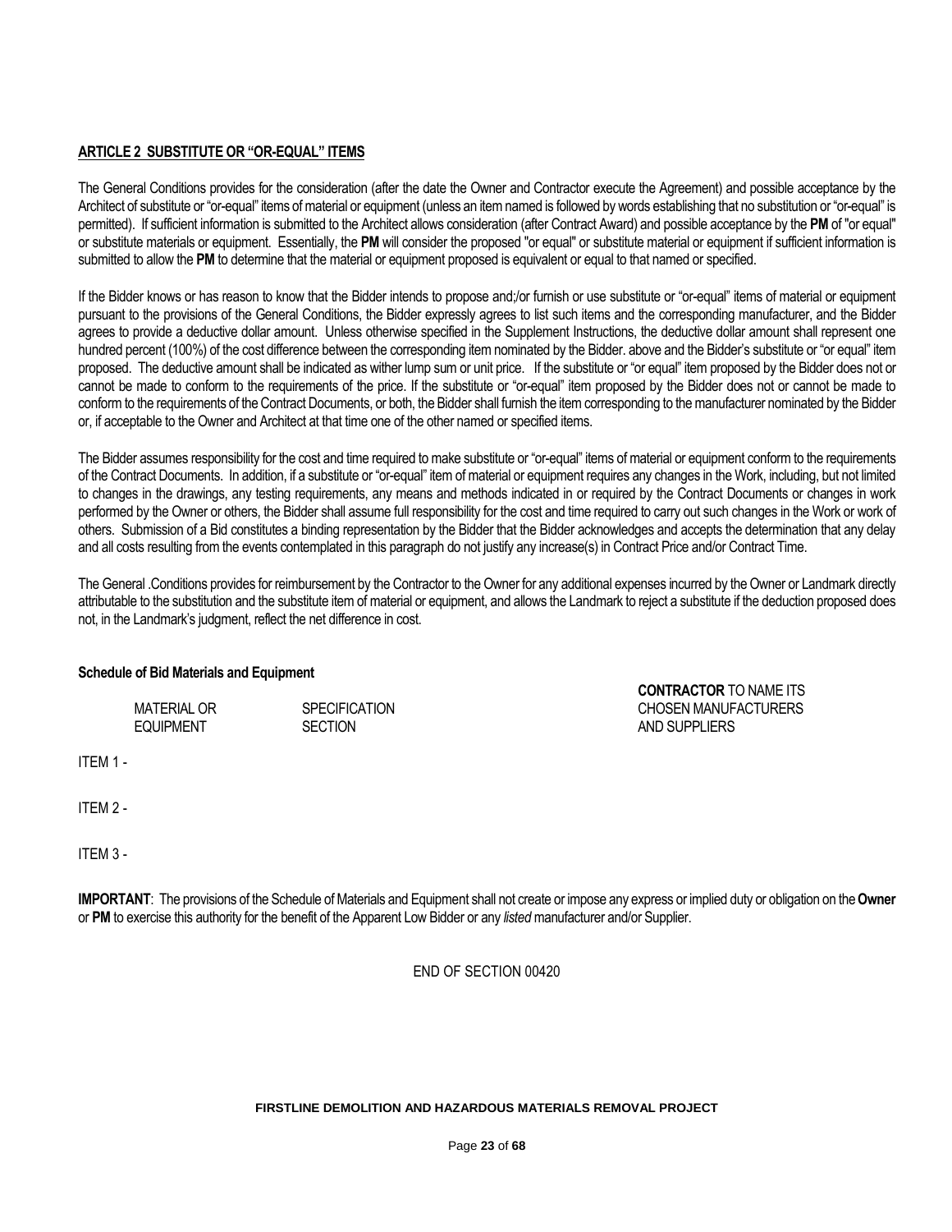**ARTICLE 2 SUBSTITUTE OR "OR-EQUAL" ITEMS**

The General Conditions provides for the consideration (after the date the Owner and Contractor execute the Agreement) and possible acceptance by the Architect of substitute or "or-equal" items of material or equipment (unless an item named is followed by words establishing that no substitution or "or-equal" is permitted). If sufficient information is submitted to the Architect allows consideration (after Contract Award) and possible acceptance by the **PM** of "or equal" or substitute materials or equipment. Essentially, the **PM** will consider the proposed "or equal" or substitute material or equipment if sufficient information is submitted to allow the **PM** to determine that the material or equipment proposed is equivalent or equal to that named or specified.

If the Bidder knows or has reason to know that the Bidder intends to propose and;/or furnish or use substitute or "or-equal" items of material or equipment pursuant to the provisions of the General Conditions, the Bidder expressly agrees to list such items and the corresponding manufacturer, and the Bidder agrees to provide a deductive dollar amount. Unless otherwise specified in the Supplement Instructions, the deductive dollar amount shall represent one hundred percent (100%) of the cost difference between the corresponding item nominated by the Bidder. above and the Bidder's substitute or "or equal" item proposed. The deductive amount shall be indicated as wither lump sum or unit price. If the substitute or "or equal" item proposed by the Bidder does not or cannot be made to conform to the requirements of the price. If the substitute or "or-equal" item proposed by the Bidder does not or cannot be made to conform to the requirements of the Contract Documents, or both, the Bidder shall furnish the item corresponding to the manufacturer nominated by the Bidder or, if acceptable to the Owner and Architect at that time one of the other named or specified items.

The Bidder assumes responsibility for the cost and time required to make substitute or "or-equal" items of material or equipment conform to the requirements of the Contract Documents. In addition, if a substitute or "or-equal" item of material or equipment requires any changes in the Work, including, but not limited to changes in the drawings, any testing requirements, any means and methods indicated in or required by the Contract Documents or changes in work performed by the Owner or others, the Bidder shall assume full responsibility for the cost and time required to carry out such changes in the Work or work of others. Submission of a Bid constitutes a binding representation by the Bidder that the Bidder acknowledges and accepts the determination that any delay and all costs resulting from the events contemplated in this paragraph do not justify any increase(s) in Contract Price and/or Contract Time.

The General .Conditions provides for reimbursement by the Contractor to the Owner for any additional expenses incurred by the Owner or Landmark directly attributable to the substitution and the substitute item of material or equipment, and allows the Landmark to reject a substitute if the deduction proposed does not, in the Landmark's judgment, reflect the net difference in cost.

**Schedule of Bid Materials and Equipment**

| | MATERIAL OR EQUIPMENT | SPECIFICATION SECTION | **CONTRACTOR** TO NAME ITS CHOSEN MANUFACTURERS AND SUPPLIERS |
|---|---|---|---|
| ITEM 1 - | | | |
| ITEM 2 - | | | |
| ITEM 3 - | | | |

**IMPORTANT**: The provisions of the Schedule of Materials and Equipment shall not create or impose any express or implied duty or obligation on the **Owner** or **PM** to exercise this authority for the benefit of the Apparent Low Bidder or any *listed* manufacturer and/or Supplier.

END OF SECTION 00420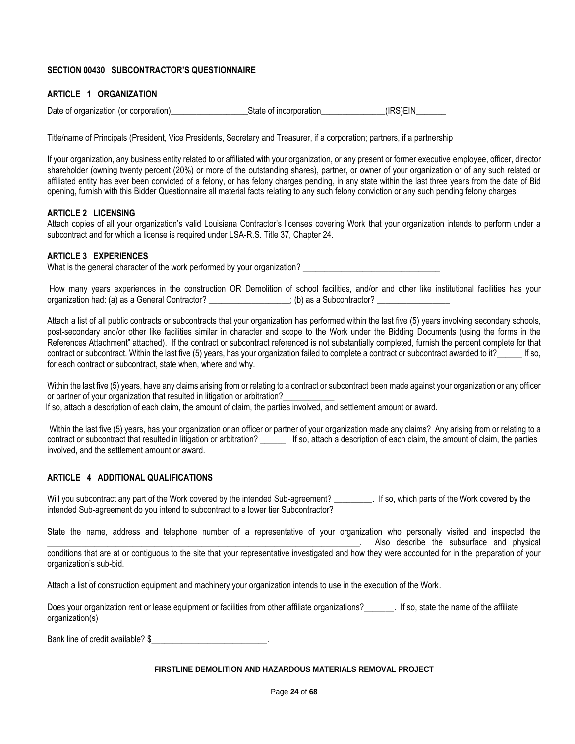## SECTION 00430 SUBCONTRACTOR'S QUESTIONNAIRE

### ARTICLE 1 ORGANIZATION

Date of organization (or corporation)__________________State of incorporation_______________(IRS)EIN_______

Title/name of Principals (President, Vice Presidents, Secretary and Treasurer, if a corporation; partners, if a partnership

If your organization, any business entity related to or affiliated with your organization, or any present or former executive employee, officer, director shareholder (owning twenty percent (20%) or more of the outstanding shares), partner, or owner of your organization or of any such related or affiliated entity has ever been convicted of a felony, or has felony charges pending, in any state within the last three years from the date of Bid opening, furnish with this Bidder Questionnaire all material facts relating to any such felony conviction or any such pending felony charges.

### ARTICLE 2 LICENSING

Attach copies of all your organization's valid Louisiana Contractor's licenses covering Work that your organization intends to perform under a subcontract and for which a license is required under LSA-R.S. Title 37, Chapter 24.

### ARTICLE 3 EXPERIENCES

What is the general character of the work performed by your organization? ________________________________

How many years experiences in the construction OR Demolition of school facilities, and/or and other like institutional facilities has your organization had: (a) as a General Contractor? ___________________; (b) as a Subcontractor? _________________

Attach a list of all public contracts or subcontracts that your organization has performed within the last five (5) years involving secondary schools, post-secondary and/or other like facilities similar in character and scope to the Work under the Bidding Documents (using the forms in the References Attachment" attached). If the contract or subcontract referenced is not substantially completed, furnish the percent complete for that contract or subcontract. Within the last five (5) years, has your organization failed to complete a contract or subcontract awarded to it?______ If so, for each contract or subcontract, state when, where and why.

Within the last five (5) years, have any claims arising from or relating to a contract or subcontract been made against your organization or any officer or partner of your organization that resulted in litigation or arbitration?____________

If so, attach a description of each claim, the amount of claim, the parties involved, and settlement amount or award.

Within the last five (5) years, has your organization or an officer or partner of your organization made any claims? Any arising from or relating to a contract or subcontract that resulted in litigation or arbitration? ______. If so, attach a description of each claim, the amount of claim, the parties involved, and the settlement amount or award.

### ARTICLE 4 ADDITIONAL QUALIFICATIONS

Will you subcontract any part of the Work covered by the intended Sub-agreement? _________. If so, which parts of the Work covered by the intended Sub-agreement do you intend to subcontract to a lower tier Subcontractor?

State the name, address and telephone number of a representative of your organization who personally visited and inspected the ___________________________________________________________________________. Also describe the subsurface and physical conditions that are at or contiguous to the site that your representative investigated and how they were accounted for in the preparation of your organization's sub-bid.

Attach a list of construction equipment and machinery your organization intends to use in the execution of the Work.

Does your organization rent or lease equipment or facilities from other affiliate organizations?_______. If so, state the name of the affiliate organization(s)

Bank line of credit available? $___________________________.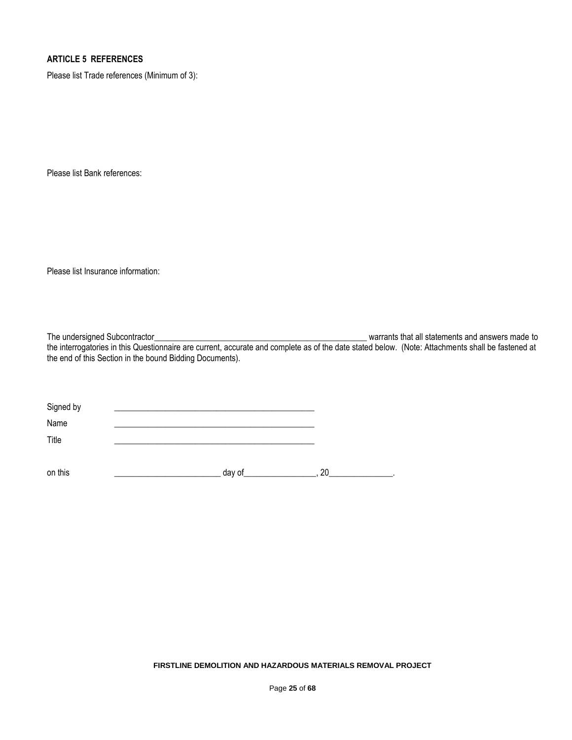## ARTICLE 5 REFERENCES

Please list Trade references (Minimum of 3):

Please list Bank references:

Please list Insurance information:

The undersigned Subcontractor_____________________________________________________ warrants that all statements and answers made to the interrogatories in this Questionnaire are current, accurate and complete as of the date stated below. (Note: Attachments shall be fastened at the end of this Section in the bound Bidding Documents).

Signed by _________________________________________________

Name _________________________________________________

Title _________________________________________________

on this _________________________ day of_________________, 20_______________.

**FIRSTLINE DEMOLITION AND HAZARDOUS MATERIALS REMOVAL PROJECT**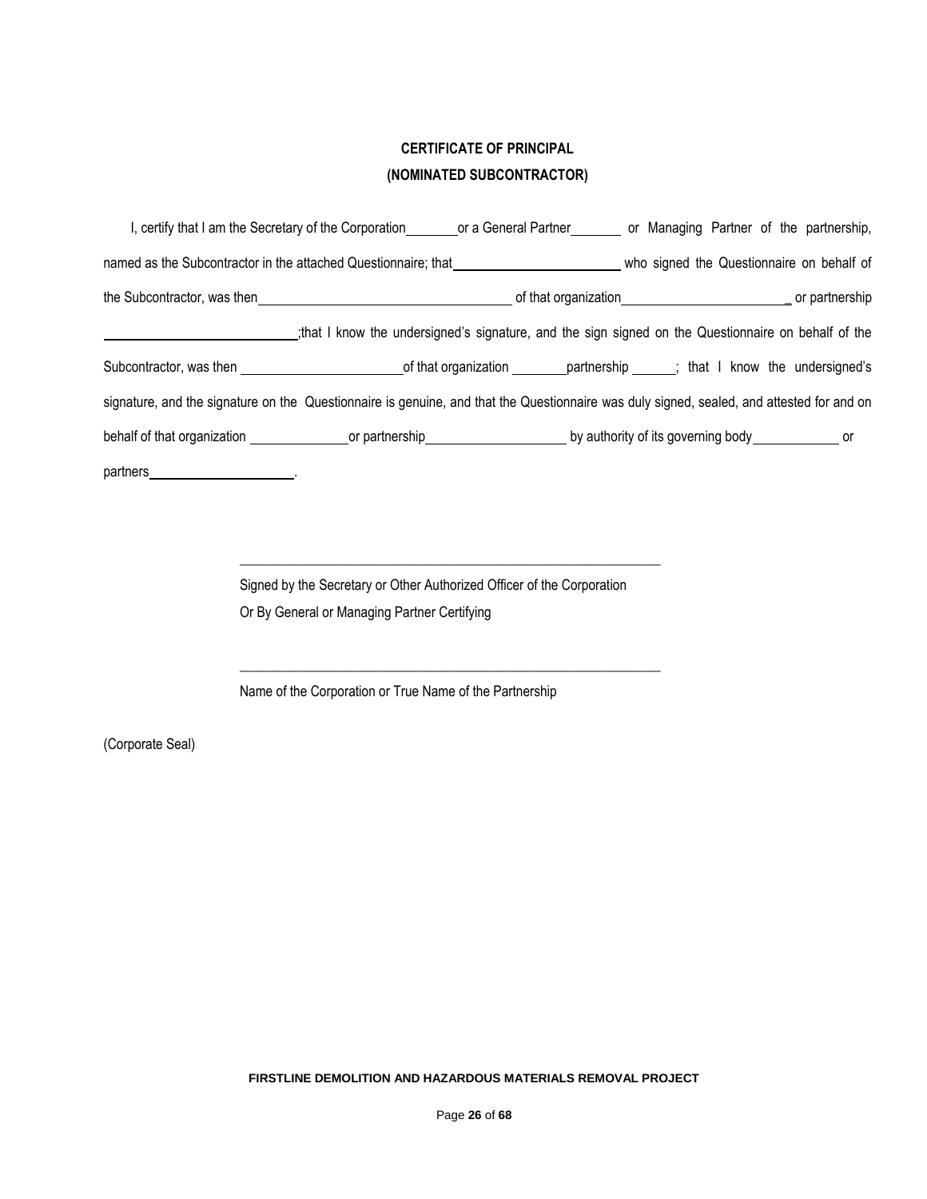# CERTIFICATE OF PRINCIPAL
# (NOMINATED SUBCONTRACTOR)

I, certify that I am the Secretary of the Corporation_______ or a General Partner_______ or Managing Partner of the partnership, named as the Subcontractor in the attached Questionnaire; that_______________________ who signed the Questionnaire on behalf of the Subcontractor, was then_____________________________________ of that organization_______________________ or partnership ___________________________;that I know the undersigned's signature, and the sign signed on the Questionnaire on behalf of the Subcontractor, was then _______________________of that organization ________partnership ______; that I know the undersigned's signature, and the signature on the Questionnaire is genuine, and that the Questionnaire was duly signed, sealed, and attested for and on behalf of that organization ______________or partnership____________________ by authority of its governing body____________ or partners_____________________.

_______________________________________________________________

Signed by the Secretary or Other Authorized Officer of the Corporation
Or By General or Managing Partner Certifying

_______________________________________________________________

Name of the Corporation or True Name of the Partnership

(Corporate Seal)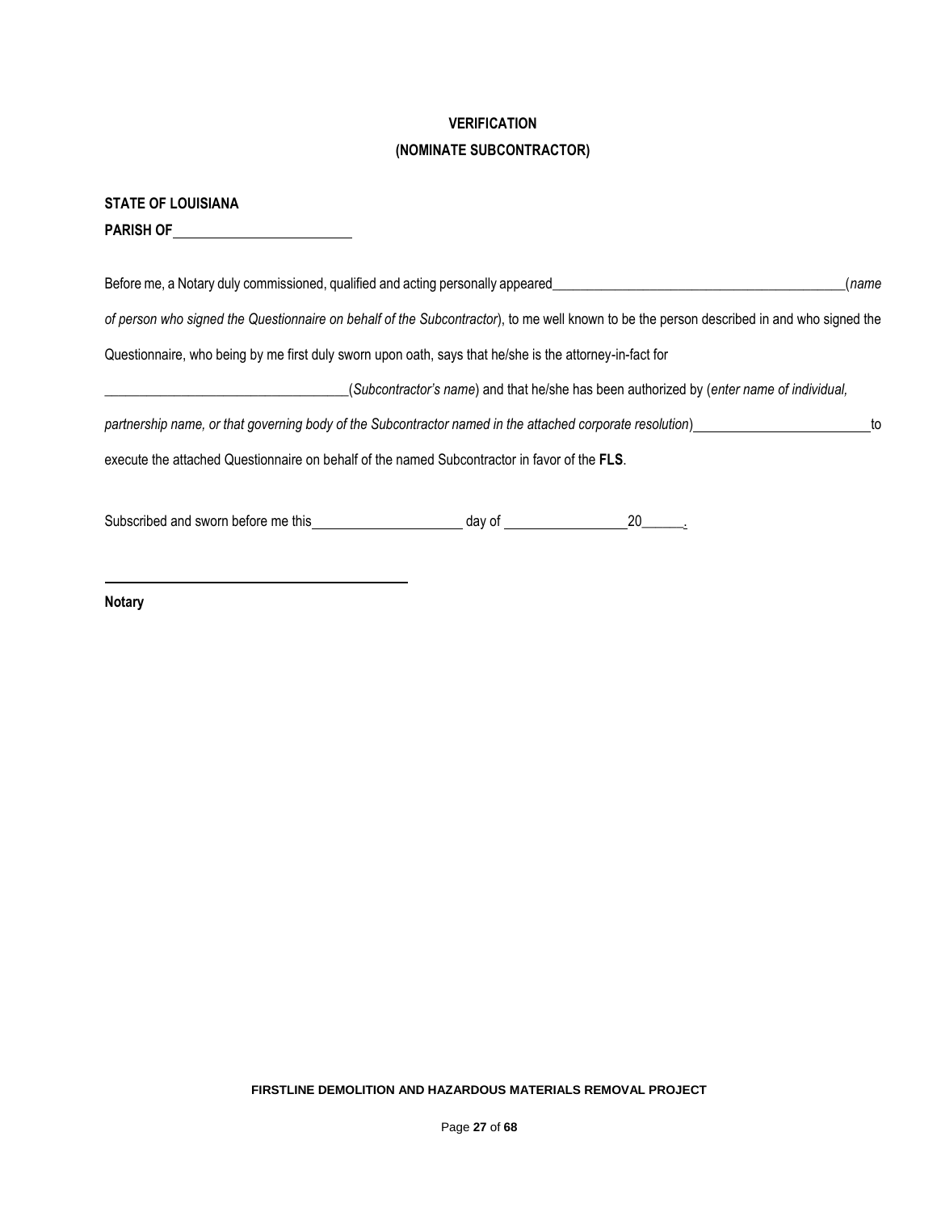**VERIFICATION**

**(NOMINATE SUBCONTRACTOR)**

**STATE OF LOUISIANA**

**PARISH OF**\_\_\_\_\_\_\_\_\_\_\_\_\_\_\_\_\_\_\_\_\_\_\_\_

Before me, a Notary duly commissioned, qualified and acting personally appeared\_\_\_\_\_\_\_\_\_\_\_\_\_\_\_\_\_\_\_\_\_\_\_\_\_\_\_\_\_\_\_\_\_\_\_\_\_\_\_\_\_\_\_\_(*name of person who signed the Questionnaire on behalf of the Subcontractor*), to me well known to be the person described in and who signed the Questionnaire, who being by me first duly sworn upon oath, says that he/she is the attorney-in-fact for

\_\_\_\_\_\_\_\_\_\_\_\_\_\_\_\_\_\_\_\_\_\_\_\_\_\_\_\_\_\_\_\_\_\_\_\_\_(*Subcontractor's name*) and that he/she has been authorized by (*enter name of individual, partnership name, or that governing body of the Subcontractor named in the attached corporate resolution*)\_\_\_\_\_\_\_\_\_\_\_\_\_\_\_\_\_\_\_\_\_\_\_\_\_\_\_to execute the attached Questionnaire on behalf of the named Subcontractor in favor of the **FLS**.

Subscribed and sworn before me this\_\_\_\_\_\_\_\_\_\_\_\_\_\_\_\_\_\_\_\_\_\_ day of \_\_\_\_\_\_\_\_\_\_\_\_\_\_\_\_\_\_\_20\_\_\_\_\_\_.

\_\_\_\_\_\_\_\_\_\_\_\_\_\_\_\_\_\_\_\_\_\_\_\_\_\_\_\_\_\_\_\_\_\_\_\_\_\_\_\_\_\_\_\_

**Notary**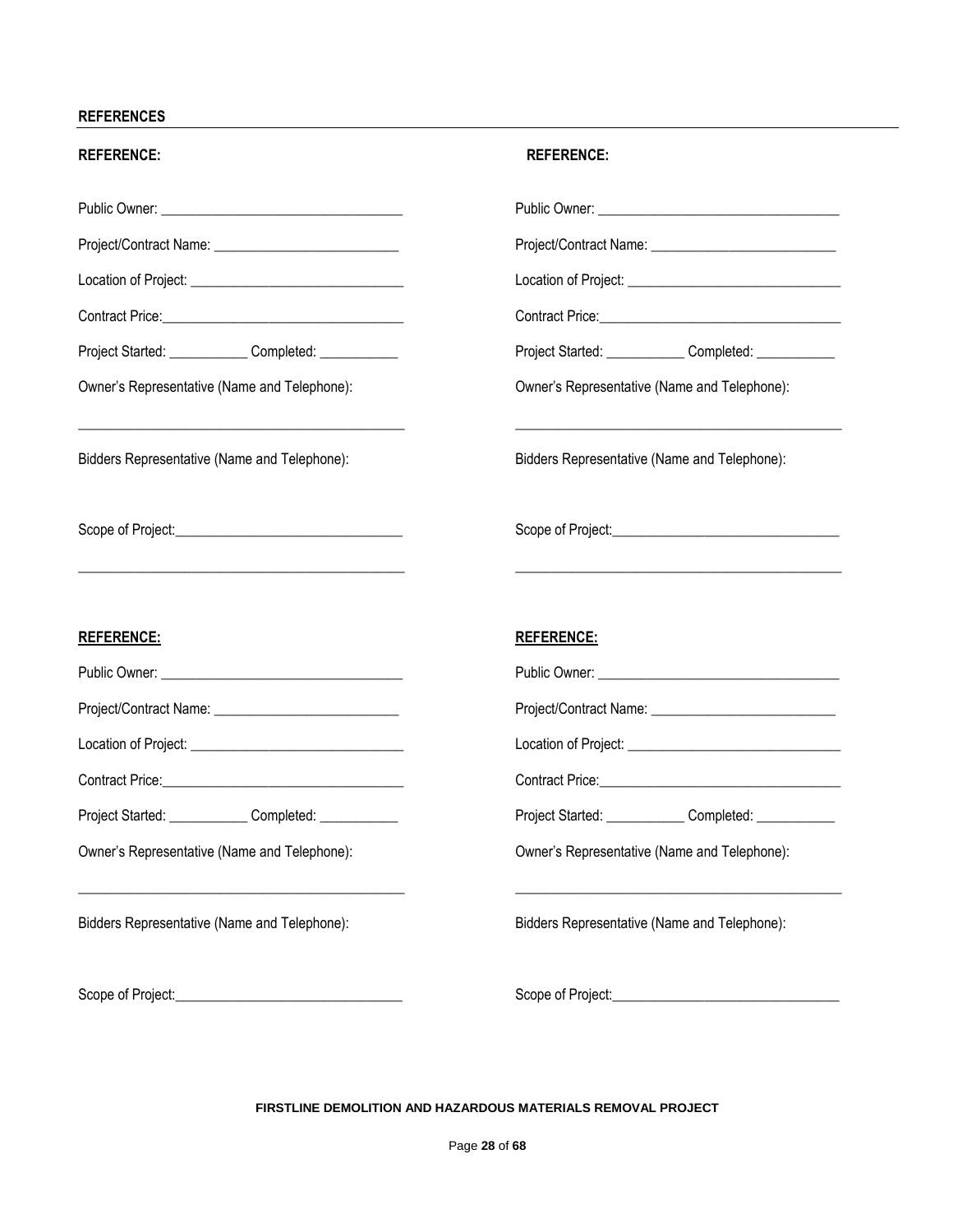## REFERENCES

**REFERENCE:**

Public Owner: ___________________________________

Project/Contract Name: ___________________________

Location of Project: ______________________________

Contract Price:___________________________________

Project Started: ___________ Completed: ___________

Owner's Representative (Name and Telephone):

_______________________________________________

Bidders Representative (Name and Telephone):

Scope of Project:_________________________________

_______________________________________________

**REFERENCE:**

Public Owner: ___________________________________

Project/Contract Name: ___________________________

Location of Project: ______________________________

Contract Price:___________________________________

Project Started: ___________ Completed: ___________

Owner's Representative (Name and Telephone):

_______________________________________________

Bidders Representative (Name and Telephone):

Scope of Project:_________________________________

_______________________________________________

**REFERENCE:**

Public Owner: ___________________________________

Project/Contract Name: ___________________________

Location of Project: ______________________________

Contract Price:___________________________________

Project Started: ___________ Completed: ___________

Owner's Representative (Name and Telephone):

_______________________________________________

Bidders Representative (Name and Telephone):

Scope of Project:_________________________________

**REFERENCE:**

Public Owner: ___________________________________

Project/Contract Name: ___________________________

Location of Project: ______________________________

Contract Price:___________________________________

Project Started: ___________ Completed: ___________

Owner's Representative (Name and Telephone):

_______________________________________________

Bidders Representative (Name and Telephone):

Scope of Project:_________________________________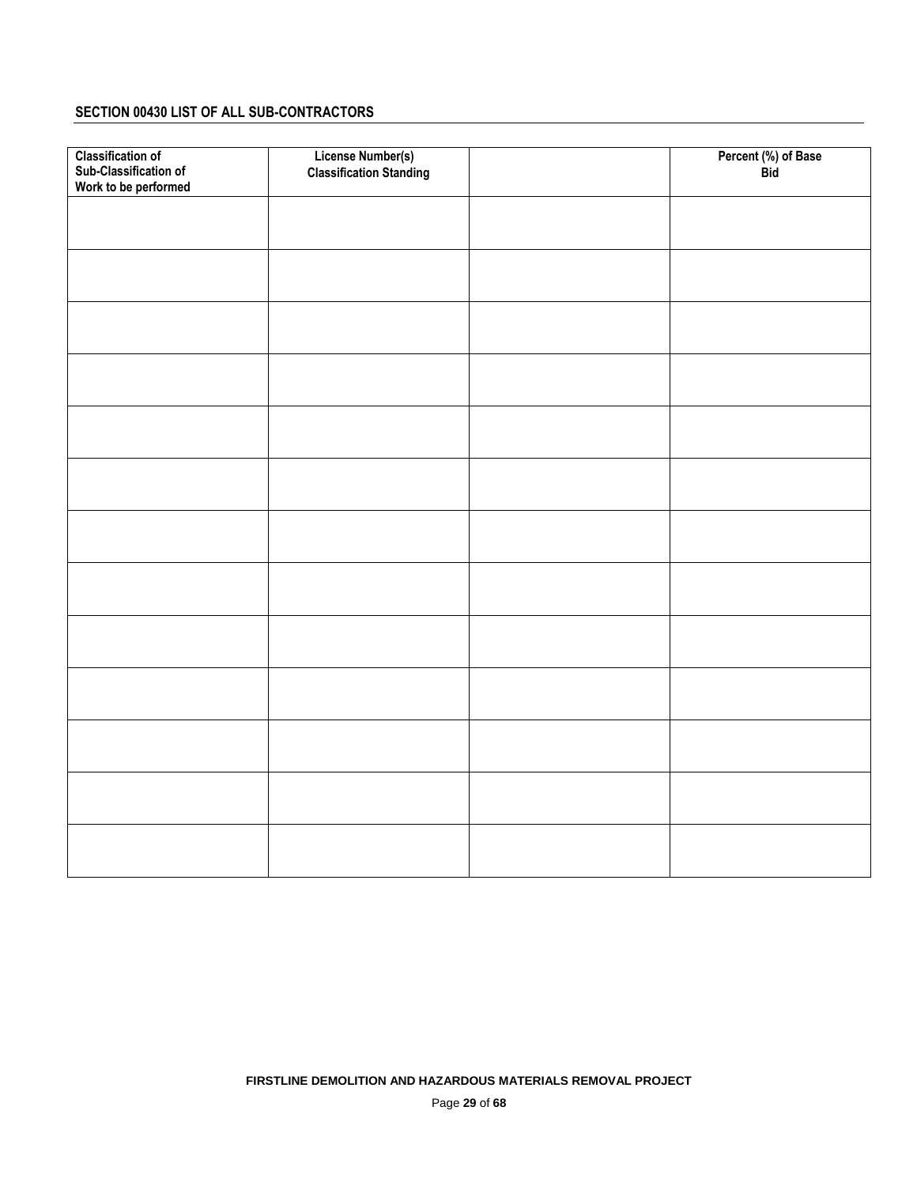## SECTION 00430 LIST OF ALL SUB-CONTRACTORS

| Classification of Sub-Classification of Work to be performed | License Number(s) Classification Standing | | Percent (%) of Base Bid |
|---|---|---|---|
| | | | |
| | | | |
| | | | |
| | | | |
| | | | |
| | | | |
| | | | |
| | | | |
| | | | |
| | | | |
| | | | |
| | | | |
| | | | |

**FIRSTLINE DEMOLITION AND HAZARDOUS MATERIALS REMOVAL PROJECT**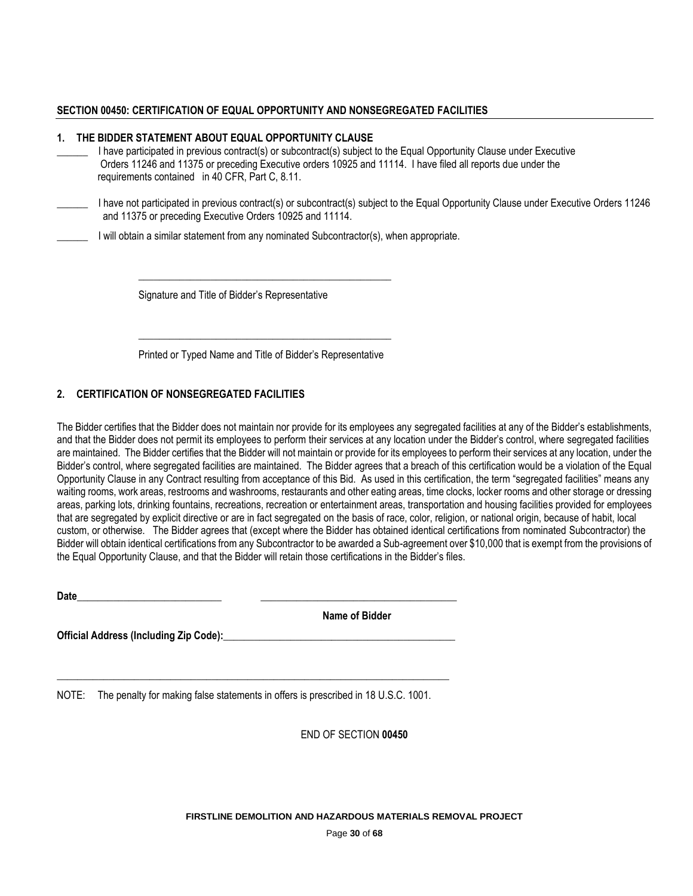## SECTION 00450: CERTIFICATION OF EQUAL OPPORTUNITY AND NONSEGREGATED FACILITIES

### 1. THE BIDDER STATEMENT ABOUT EQUAL OPPORTUNITY CLAUSE

______ I have participated in previous contract(s) or subcontract(s) subject to the Equal Opportunity Clause under Executive Orders 11246 and 11375 or preceding Executive orders 10925 and 11114. I have filed all reports due under the requirements contained in 40 CFR, Part C, 8.11.

______ I have not participated in previous contract(s) or subcontract(s) subject to the Equal Opportunity Clause under Executive Orders 11246 and 11375 or preceding Executive Orders 10925 and 11114.

______ I will obtain a similar statement from any nominated Subcontractor(s), when appropriate.

_______________________________________________

Signature and Title of Bidder's Representative

_______________________________________________

Printed or Typed Name and Title of Bidder's Representative

### 2. CERTIFICATION OF NONSEGREGATED FACILITIES

The Bidder certifies that the Bidder does not maintain nor provide for its employees any segregated facilities at any of the Bidder's establishments, and that the Bidder does not permit its employees to perform their services at any location under the Bidder's control, where segregated facilities are maintained. The Bidder certifies that the Bidder will not maintain or provide for its employees to perform their services at any location, under the Bidder's control, where segregated facilities are maintained. The Bidder agrees that a breach of this certification would be a violation of the Equal Opportunity Clause in any Contract resulting from acceptance of this Bid. As used in this certification, the term "segregated facilities" means any waiting rooms, work areas, restrooms and washrooms, restaurants and other eating areas, time clocks, locker rooms and other storage or dressing areas, parking lots, drinking fountains, recreations, recreation or entertainment areas, transportation and housing facilities provided for employees that are segregated by explicit directive or are in fact segregated on the basis of race, color, religion, or national origin, because of habit, local custom, or otherwise. The Bidder agrees that (except where the Bidder has obtained identical certifications from nominated Subcontractor) the Bidder will obtain identical certifications from any Subcontractor to be awarded a Sub-agreement over $10,000 that is exempt from the provisions of the Equal Opportunity Clause, and that the Bidder will retain those certifications in the Bidder's files.

**Date**____________________________ ______________________________________

**Name of Bidder**

**Official Address (Including Zip Code):**______________________________________________

_____________________________________________________________________________

NOTE: The penalty for making false statements in offers is prescribed in 18 U.S.C. 1001.

END OF SECTION **00450**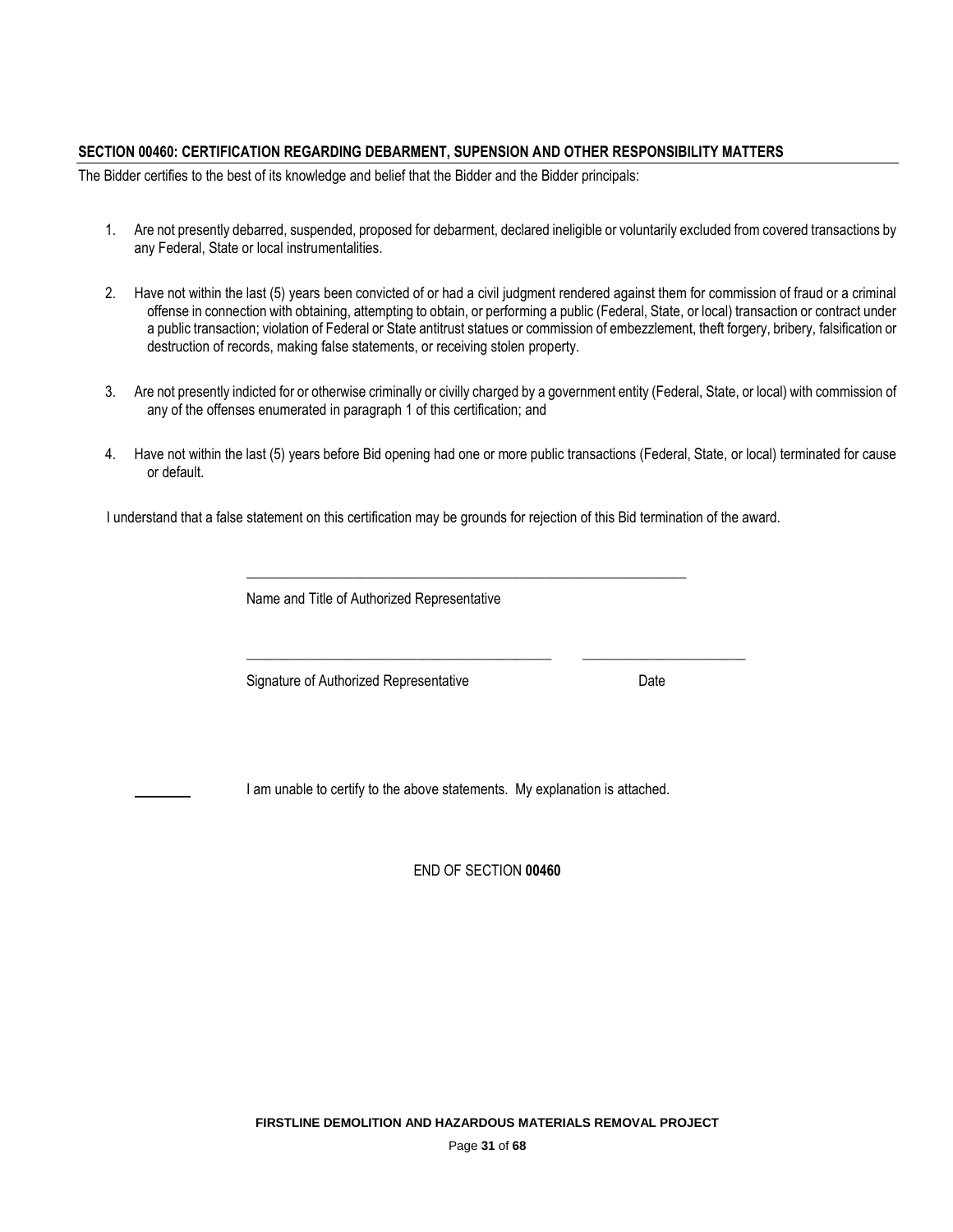**SECTION 00460: CERTIFICATION REGARDING DEBARMENT, SUPENSION AND OTHER RESPONSIBILITY MATTERS**

The Bidder certifies to the best of its knowledge and belief that the Bidder and the Bidder principals:

1. Are not presently debarred, suspended, proposed for debarment, declared ineligible or voluntarily excluded from covered transactions by any Federal, State or local instrumentalities.

2. Have not within the last (5) years been convicted of or had a civil judgment rendered against them for commission of fraud or a criminal offense in connection with obtaining, attempting to obtain, or performing a public (Federal, State, or local) transaction or contract under a public transaction; violation of Federal or State antitrust statues or commission of embezzlement, theft forgery, bribery, falsification or destruction of records, making false statements, or receiving stolen property.

3. Are not presently indicted for or otherwise criminally or civilly charged by a government entity (Federal, State, or local) with commission of any of the offenses enumerated in paragraph 1 of this certification; and

4. Have not within the last (5) years before Bid opening had one or more public transactions (Federal, State, or local) terminated for cause or default.

I understand that a false statement on this certification may be grounds for rejection of this Bid termination of the award.

\_\_\_\_\_\_\_\_\_\_\_\_\_\_\_\_\_\_\_\_\_\_\_\_\_\_\_\_\_\_\_\_\_\_\_\_\_\_\_\_\_\_\_\_\_\_\_\_\_\_\_\_\_\_\_\_\_\_

Name and Title of Authorized Representative

\_\_\_\_\_\_\_\_\_\_\_\_\_\_\_\_\_\_\_\_\_\_\_\_\_\_\_\_\_\_\_\_\_\_\_\_\_\_\_\_\_\_\_\_ \_\_\_\_\_\_\_\_\_\_\_\_\_\_\_\_\_\_\_\_\_\_\_\_

Signature of Authorized Representative Date

\_\_\_\_\_\_\_\_ I am unable to certify to the above statements. My explanation is attached.

END OF SECTION **00460**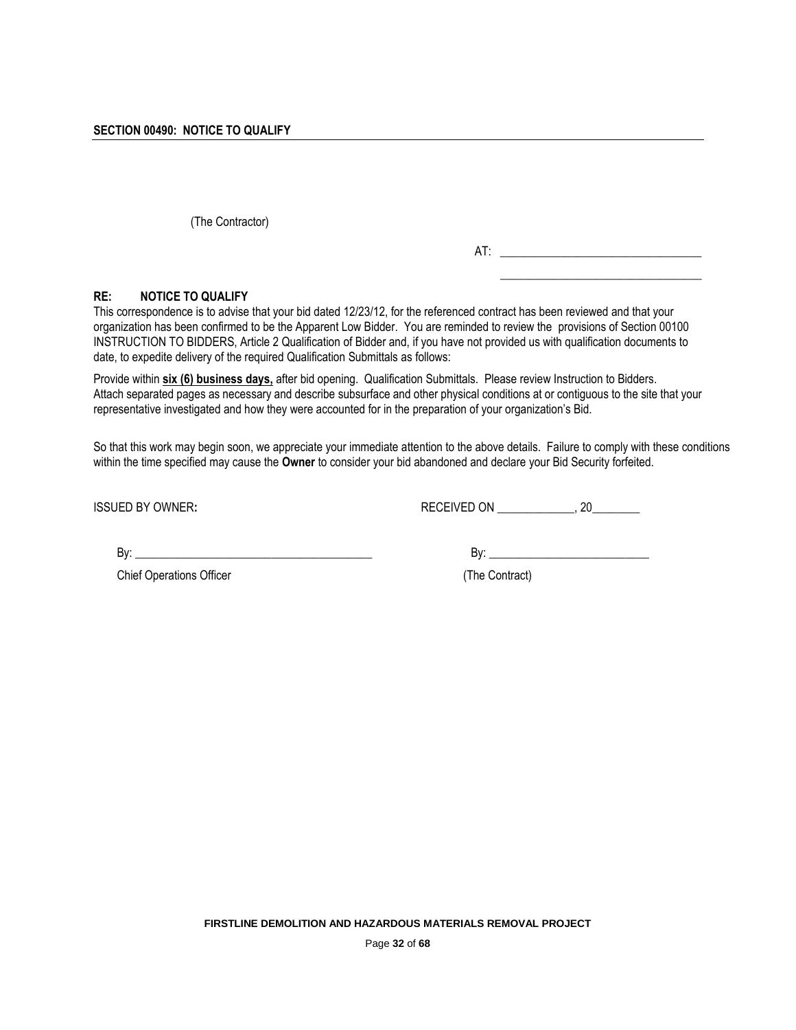**SECTION 00490: NOTICE TO QUALIFY**

(The Contractor)

AT: ________________________________

________________________________

**RE: NOTICE TO QUALIFY**

This correspondence is to advise that your bid dated 12/23/12, for the referenced contract has been reviewed and that your organization has been confirmed to be the Apparent Low Bidder. You are reminded to review the provisions of Section 00100 INSTRUCTION TO BIDDERS, Article 2 Qualification of Bidder and, if you have not provided us with qualification documents to date, to expedite delivery of the required Qualification Submittals as follows:

Provide within **six (6) business days,** after bid opening. Qualification Submittals. Please review Instruction to Bidders. Attach separated pages as necessary and describe subsurface and other physical conditions at or contiguous to the site that your representative investigated and how they were accounted for in the preparation of your organization's Bid.

So that this work may begin soon, we appreciate your immediate attention to the above details. Failure to comply with these conditions within the time specified may cause the **Owner** to consider your bid abandoned and declare your Bid Security forfeited.

ISSUED BY OWNER**:** RECEIVED ON _____________, 20________

By: ________________________________________ By: ___________________________

Chief Operations Officer (The Contract)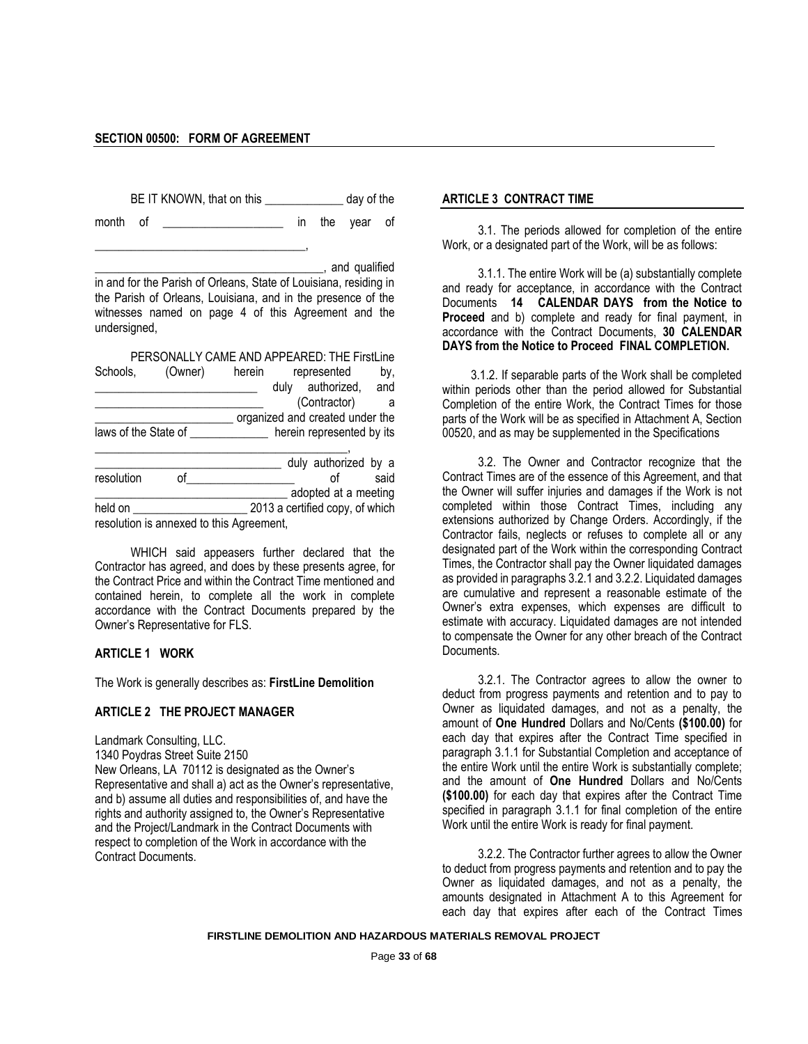## SECTION 00500: FORM OF AGREEMENT

BE IT KNOWN, that on this _____________ day of the month of ____________________ in the year of ___________________________________,

______________________________________, and qualified in and for the Parish of Orleans, State of Louisiana, residing in the Parish of Orleans, Louisiana, and in the presence of the witnesses named on page 4 of this Agreement and the undersigned,

PERSONALLY CAME AND APPEARED: THE FirstLine Schools, (Owner) herein represented by, ____________________________ duly authorized, and ____________________________ (Contractor) a ________________________ organized and created under the laws of the State of _____________ herein represented by its __________________________________________, ________________________________ duly authorized by a resolution of__________________ of said ________________________________ adopted at a meeting held on ___________________ 2013 a certified copy, of which resolution is annexed to this Agreement,

WHICH said appearers further declared that the Contractor has agreed, and does by these presents agree, for the Contract Price and within the Contract Time mentioned and contained herein, to complete all the work in complete accordance with the Contract Documents prepared by the Owner's Representative for FLS.

### ARTICLE 1 WORK

The Work is generally describes as: **FirstLine Demolition**

### ARTICLE 2 THE PROJECT MANAGER

Landmark Consulting, LLC.
1340 Poydras Street Suite 2150
New Orleans, LA 70112 is designated as the Owner's Representative and shall a) act as the Owner's representative, and b) assume all duties and responsibilities of, and have the rights and authority assigned to, the Owner's Representative and the Project/Landmark in the Contract Documents with respect to completion of the Work in accordance with the Contract Documents.

### ARTICLE 3 CONTRACT TIME

3.1. The periods allowed for completion of the entire Work, or a designated part of the Work, will be as follows:

3.1.1. The entire Work will be (a) substantially complete and ready for acceptance, in accordance with the Contract Documents **14 CALENDAR DAYS from the Notice to Proceed** and b) complete and ready for final payment, in accordance with the Contract Documents, **30 CALENDAR DAYS from the Notice to Proceed FINAL COMPLETION.**

3.1.2. If separable parts of the Work shall be completed within periods other than the period allowed for Substantial Completion of the entire Work, the Contract Times for those parts of the Work will be as specified in Attachment A, Section 00520, and as may be supplemented in the Specifications

3.2. The Owner and Contractor recognize that the Contract Times are of the essence of this Agreement, and that the Owner will suffer injuries and damages if the Work is not completed within those Contract Times, including any extensions authorized by Change Orders. Accordingly, if the Contractor fails, neglects or refuses to complete all or any designated part of the Work within the corresponding Contract Times, the Contractor shall pay the Owner liquidated damages as provided in paragraphs 3.2.1 and 3.2.2. Liquidated damages are cumulative and represent a reasonable estimate of the Owner's extra expenses, which expenses are difficult to estimate with accuracy. Liquidated damages are not intended to compensate the Owner for any other breach of the Contract Documents.

3.2.1. The Contractor agrees to allow the owner to deduct from progress payments and retention and to pay to Owner as liquidated damages, and not as a penalty, the amount of **One Hundred** Dollars and No/Cents **($100.00)** for each day that expires after the Contract Time specified in paragraph 3.1.1 for Substantial Completion and acceptance of the entire Work until the entire Work is substantially complete; and the amount of **One Hundred** Dollars and No/Cents **($100.00)** for each day that expires after the Contract Time specified in paragraph 3.1.1 for final completion of the entire Work until the entire Work is ready for final payment.

3.2.2. The Contractor further agrees to allow the Owner to deduct from progress payments and retention and to pay the Owner as liquidated damages, and not as a penalty, the amounts designated in Attachment A to this Agreement for each day that expires after each of the Contract Times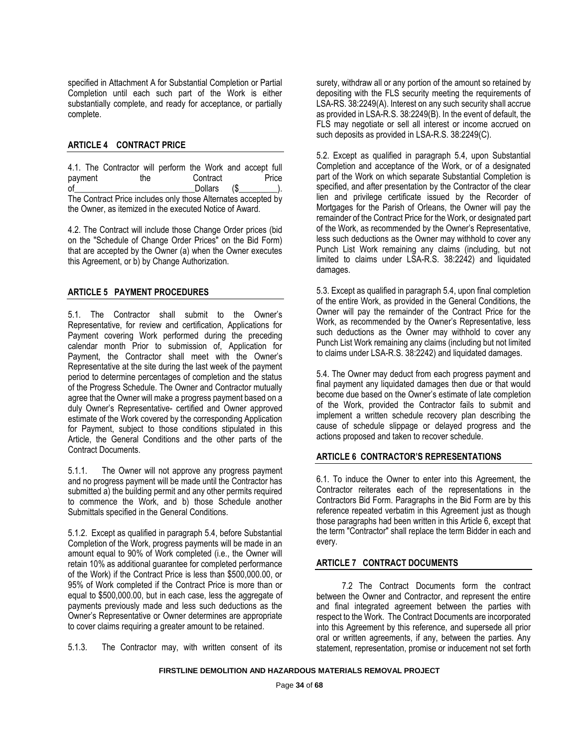specified in Attachment A for Substantial Completion or Partial Completion until each such part of the Work is either substantially complete, and ready for acceptance, or partially complete.

## ARTICLE 4 CONTRACT PRICE

4.1. The Contractor will perform the Work and accept full payment the Contract Price of____________________________Dollars ($_________). The Contract Price includes only those Alternates accepted by the Owner, as itemized in the executed Notice of Award.

4.2. The Contract will include those Change Order prices (bid on the "Schedule of Change Order Prices" on the Bid Form) that are accepted by the Owner (a) when the Owner executes this Agreement, or b) by Change Authorization.

## ARTICLE 5 PAYMENT PROCEDURES

5.1. The Contractor shall submit to the Owner's Representative, for review and certification, Applications for Payment covering Work performed during the preceding calendar month Prior to submission of, Application for Payment, the Contractor shall meet with the Owner's Representative at the site during the last week of the payment period to determine percentages of completion and the status of the Progress Schedule. The Owner and Contractor mutually agree that the Owner will make a progress payment based on a duly Owner's Representative- certified and Owner approved estimate of the Work covered by the corresponding Application for Payment, subject to those conditions stipulated in this Article, the General Conditions and the other parts of the Contract Documents.

5.1.1. The Owner will not approve any progress payment and no progress payment will be made until the Contractor has submitted a) the building permit and any other permits required to commence the Work, and b) those Schedule another Submittals specified in the General Conditions.

5.1.2. Except as qualified in paragraph 5.4, before Substantial Completion of the Work, progress payments will be made in an amount equal to 90% of Work completed (i.e., the Owner will retain 10% as additional guarantee for completed performance of the Work) if the Contract Price is less than $500,000.00, or 95% of Work completed if the Contract Price is more than or equal to $500,000.00, but in each case, less the aggregate of payments previously made and less such deductions as the Owner's Representative or Owner determines are appropriate to cover claims requiring a greater amount to be retained.

5.1.3. The Contractor may, with written consent of its surety, withdraw all or any portion of the amount so retained by depositing with the FLS security meeting the requirements of LSA-RS. 38:2249(A). Interest on any such security shall accrue as provided in LSA-R.S. 38:2249(B). In the event of default, the FLS may negotiate or sell all interest or income accrued on such deposits as provided in LSA-R.S. 38:2249(C).

5.2. Except as qualified in paragraph 5.4, upon Substantial Completion and acceptance of the Work, or of a designated part of the Work on which separate Substantial Completion is specified, and after presentation by the Contractor of the clear lien and privilege certificate issued by the Recorder of Mortgages for the Parish of Orleans, the Owner will pay the remainder of the Contract Price for the Work, or designated part of the Work, as recommended by the Owner's Representative, less such deductions as the Owner may withhold to cover any Punch List Work remaining any claims (including, but not limited to claims under LSA-R.S. 38:2242) and liquidated damages.

5.3. Except as qualified in paragraph 5.4, upon final completion of the entire Work, as provided in the General Conditions, the Owner will pay the remainder of the Contract Price for the Work, as recommended by the Owner's Representative, less such deductions as the Owner may withhold to cover any Punch List Work remaining any claims (including but not limited to claims under LSA-R.S. 38:2242) and liquidated damages.

5.4. The Owner may deduct from each progress payment and final payment any liquidated damages then due or that would become due based on the Owner's estimate of late completion of the Work, provided the Contractor fails to submit and implement a written schedule recovery plan describing the cause of schedule slippage or delayed progress and the actions proposed and taken to recover schedule.

## ARTICLE 6 CONTRACTOR'S REPRESENTATIONS

6.1. To induce the Owner to enter into this Agreement, the Contractor reiterates each of the representations in the Contractors Bid Form. Paragraphs in the Bid Form are by this reference repeated verbatim in this Agreement just as though those paragraphs had been written in this Article 6, except that the term "Contractor" shall replace the term Bidder in each and every.

## ARTICLE 7 CONTRACT DOCUMENTS

7.2 The Contract Documents form the contract between the Owner and Contractor, and represent the entire and final integrated agreement between the parties with respect to the Work. The Contract Documents are incorporated into this Agreement by this reference, and supersede all prior oral or written agreements, if any, between the parties. Any statement, representation, promise or inducement not set forth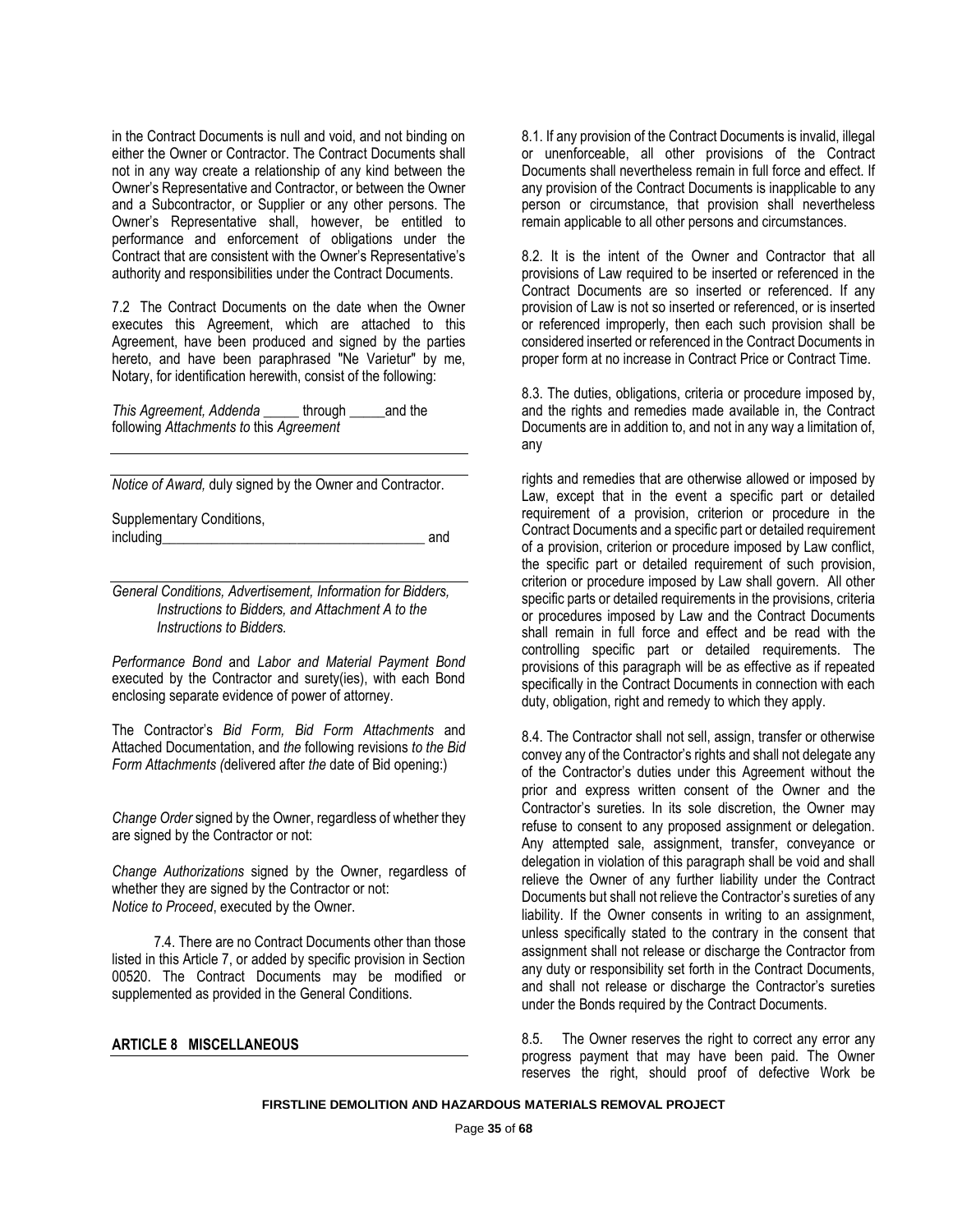in the Contract Documents is null and void, and not binding on either the Owner or Contractor. The Contract Documents shall not in any way create a relationship of any kind between the Owner's Representative and Contractor, or between the Owner and a Subcontractor, or Supplier or any other persons. The Owner's Representative shall, however, be entitled to performance and enforcement of obligations under the Contract that are consistent with the Owner's Representative's authority and responsibilities under the Contract Documents.

7.2 The Contract Documents on the date when the Owner executes this Agreement, which are attached to this Agreement, have been produced and signed by the parties hereto, and have been paraphrased "Ne Varietur" by me, Notary, for identification herewith, consist of the following:

*This Agreement, Addenda* _____ through _____and the following *Attachments to* this *Agreement*

---

---

*Notice of Award,* duly signed by the Owner and Contractor.

Supplementary Conditions, including_______________________________________ and

---

*General Conditions, Advertisement, Information for Bidders, Instructions to Bidders, and Attachment A to the Instructions to Bidders.*

*Performance Bond* and *Labor and Material Payment Bond* executed by the Contractor and surety(ies), with each Bond enclosing separate evidence of power of attorney.

The Contractor's *Bid Form, Bid Form Attachments* and Attached Documentation, and *the* following revisions *to the Bid Form Attachments (*delivered after *the* date of Bid opening:)

*Change Order* signed by the Owner, regardless of whether they are signed by the Contractor or not:

*Change Authorizations* signed by the Owner, regardless of whether they are signed by the Contractor or not:
*Notice to Proceed*, executed by the Owner.

7.4. There are no Contract Documents other than those listed in this Article 7, or added by specific provision in Section 00520. The Contract Documents may be modified or supplemented as provided in the General Conditions.

## ARTICLE 8 MISCELLANEOUS

8.1. If any provision of the Contract Documents is invalid, illegal or unenforceable, all other provisions of the Contract Documents shall nevertheless remain in full force and effect. If any provision of the Contract Documents is inapplicable to any person or circumstance, that provision shall nevertheless remain applicable to all other persons and circumstances.

8.2. It is the intent of the Owner and Contractor that all provisions of Law required to be inserted or referenced in the Contract Documents are so inserted or referenced. If any provision of Law is not so inserted or referenced, or is inserted or referenced improperly, then each such provision shall be considered inserted or referenced in the Contract Documents in proper form at no increase in Contract Price or Contract Time.

8.3. The duties, obligations, criteria or procedure imposed by, and the rights and remedies made available in, the Contract Documents are in addition to, and not in any way a limitation of, any

rights and remedies that are otherwise allowed or imposed by Law, except that in the event a specific part or detailed requirement of a provision, criterion or procedure in the Contract Documents and a specific part or detailed requirement of a provision, criterion or procedure imposed by Law conflict, the specific part or detailed requirement of such provision, criterion or procedure imposed by Law shall govern. All other specific parts or detailed requirements in the provisions, criteria or procedures imposed by Law and the Contract Documents shall remain in full force and effect and be read with the controlling specific part or detailed requirements. The provisions of this paragraph will be as effective as if repeated specifically in the Contract Documents in connection with each duty, obligation, right and remedy to which they apply.

8.4. The Contractor shall not sell, assign, transfer or otherwise convey any of the Contractor's rights and shall not delegate any of the Contractor's duties under this Agreement without the prior and express written consent of the Owner and the Contractor's sureties. In its sole discretion, the Owner may refuse to consent to any proposed assignment or delegation. Any attempted sale, assignment, transfer, conveyance or delegation in violation of this paragraph shall be void and shall relieve the Owner of any further liability under the Contract Documents but shall not relieve the Contractor's sureties of any liability. If the Owner consents in writing to an assignment, unless specifically stated to the contrary in the consent that assignment shall not release or discharge the Contractor from any duty or responsibility set forth in the Contract Documents, and shall not release or discharge the Contractor's sureties under the Bonds required by the Contract Documents.

8.5. The Owner reserves the right to correct any error any progress payment that may have been paid. The Owner reserves the right, should proof of defective Work be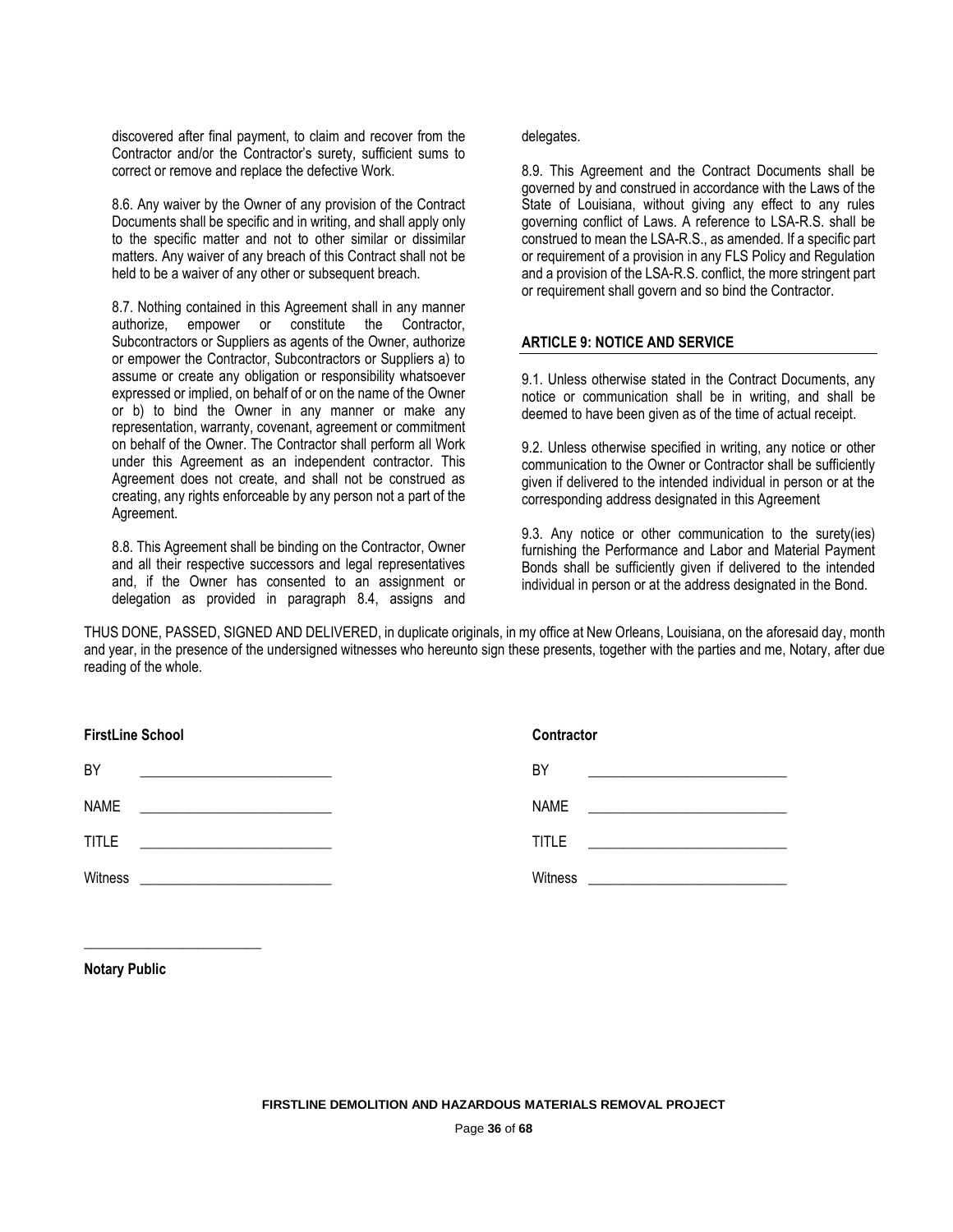discovered after final payment, to claim and recover from the Contractor and/or the Contractor's surety, sufficient sums to correct or remove and replace the defective Work.

8.6. Any waiver by the Owner of any provision of the Contract Documents shall be specific and in writing, and shall apply only to the specific matter and not to other similar or dissimilar matters. Any waiver of any breach of this Contract shall not be held to be a waiver of any other or subsequent breach.

8.7. Nothing contained in this Agreement shall in any manner authorize, empower or constitute the Contractor, Subcontractors or Suppliers as agents of the Owner, authorize or empower the Contractor, Subcontractors or Suppliers a) to assume or create any obligation or responsibility whatsoever expressed or implied, on behalf of or on the name of the Owner or b) to bind the Owner in any manner or make any representation, warranty, covenant, agreement or commitment on behalf of the Owner. The Contractor shall perform all Work under this Agreement as an independent contractor. This Agreement does not create, and shall not be construed as creating, any rights enforceable by any person not a part of the Agreement.

8.8. This Agreement shall be binding on the Contractor, Owner and all their respective successors and legal representatives and, if the Owner has consented to an assignment or delegation as provided in paragraph 8.4, assigns and delegates.

8.9. This Agreement and the Contract Documents shall be governed by and construed in accordance with the Laws of the State of Louisiana, without giving any effect to any rules governing conflict of Laws. A reference to LSA-R.S. shall be construed to mean the LSA-R.S., as amended. If a specific part or requirement of a provision in any FLS Policy and Regulation and a provision of the LSA-R.S. conflict, the more stringent part or requirement shall govern and so bind the Contractor.

## ARTICLE 9: NOTICE AND SERVICE

9.1. Unless otherwise stated in the Contract Documents, any notice or communication shall be in writing, and shall be deemed to have been given as of the time of actual receipt.

9.2. Unless otherwise specified in writing, any notice or other communication to the Owner or Contractor shall be sufficiently given if delivered to the intended individual in person or at the corresponding address designated in this Agreement

9.3. Any notice or other communication to the surety(ies) furnishing the Performance and Labor and Material Payment Bonds shall be sufficiently given if delivered to the intended individual in person or at the address designated in the Bond.

THUS DONE, PASSED, SIGNED AND DELIVERED, in duplicate originals, in my office at New Orleans, Louisiana, on the aforesaid day, month and year, in the presence of the undersigned witnesses who hereunto sign these presents, together with the parties and me, Notary, after due reading of the whole.

**FirstLine School**

BY ____________________________

NAME ____________________________

TITLE ____________________________

Witness ____________________________

**Contractor**

BY ____________________________

NAME ____________________________

TITLE ____________________________

Witness ____________________________

____________________________

**Notary Public**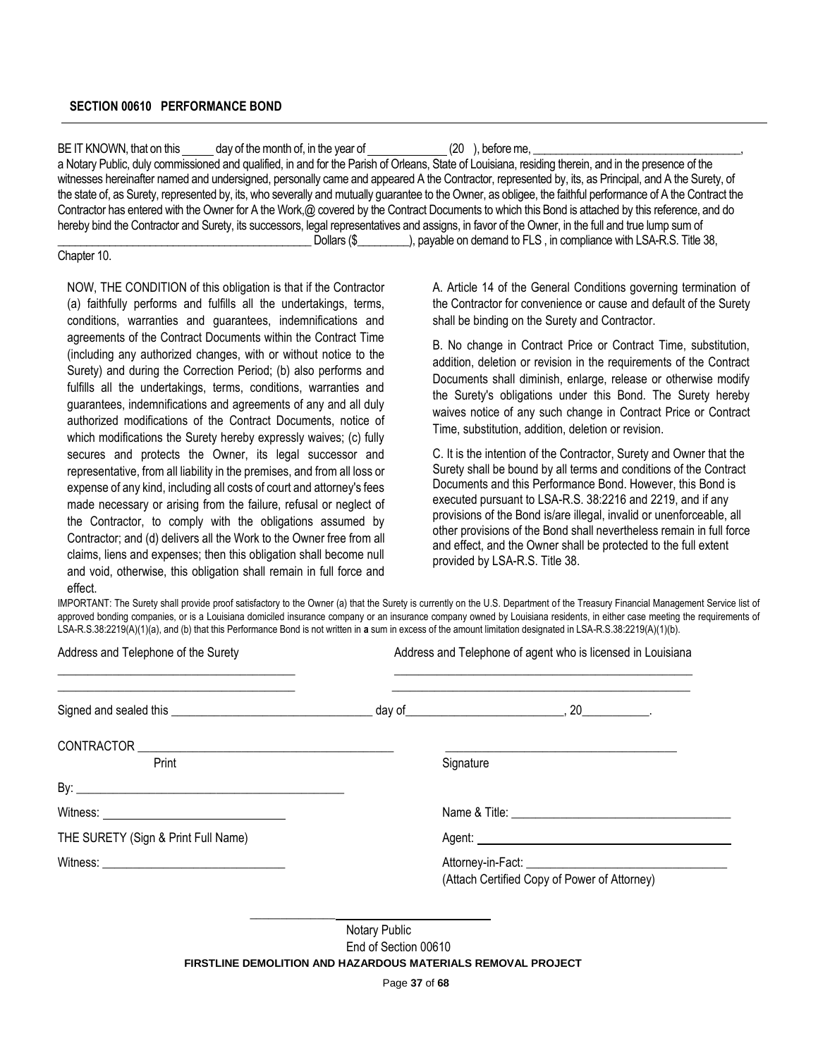## SECTION 00610 PERFORMANCE BOND

BE IT KNOWN, that on this _____ day of the month of, in the year of _____________ (20 ), before me, ___________________________________, a Notary Public, duly commissioned and qualified, in and for the Parish of Orleans, State of Louisiana, residing therein, and in the presence of the witnesses hereinafter named and undersigned, personally came and appeared A the Contractor, represented by, its, as Principal, and A the Surety, of the state of, as Surety, represented by, its, who severally and mutually guarantee to the Owner, as obligee, the faithful performance of A the Contract the Contractor has entered with the Owner for A the Work,@ covered by the Contract Documents to which this Bond is attached by this reference, and do hereby bind the Contractor and Surety, its successors, legal representatives and assigns, in favor of the Owner, in the full and true lump sum of ___________________________________________ Dollars ($_________), payable on demand to FLS , in compliance with LSA-R.S. Title 38, Chapter 10.

NOW, THE CONDITION of this obligation is that if the Contractor (a) faithfully performs and fulfills all the undertakings, terms, conditions, warranties and guarantees, indemnifications and agreements of the Contract Documents within the Contract Time (including any authorized changes, with or without notice to the Surety) and during the Correction Period; (b) also performs and fulfills all the undertakings, terms, conditions, warranties and guarantees, indemnifications and agreements of any and all duly authorized modifications of the Contract Documents, notice of which modifications the Surety hereby expressly waives; (c) fully secures and protects the Owner, its legal successor and representative, from all liability in the premises, and from all loss or expense of any kind, including all costs of court and attorney's fees made necessary or arising from the failure, refusal or neglect of the Contractor, to comply with the obligations assumed by Contractor; and (d) delivers all the Work to the Owner free from all claims, liens and expenses; then this obligation shall become null and void, otherwise, this obligation shall remain in full force and effect.

A. Article 14 of the General Conditions governing termination of the Contractor for convenience or cause and default of the Surety shall be binding on the Surety and Contractor.

B. No change in Contract Price or Contract Time, substitution, addition, deletion or revision in the requirements of the Contract Documents shall diminish, enlarge, release or otherwise modify the Surety's obligations under this Bond. The Surety hereby waives notice of any such change in Contract Price or Contract Time, substitution, addition, deletion or revision.

C. It is the intention of the Contractor, Surety and Owner that the Surety shall be bound by all terms and conditions of the Contract Documents and this Performance Bond. However, this Bond is executed pursuant to LSA-R.S. 38:2216 and 2219, and if any provisions of the Bond is/are illegal, invalid or unenforceable, all other provisions of the Bond shall nevertheless remain in full force and effect, and the Owner shall be protected to the full extent provided by LSA-R.S. Title 38.

IMPORTANT: The Surety shall provide proof satisfactory to the Owner (a) that the Surety is currently on the U.S. Department of the Treasury Financial Management Service list of approved bonding companies, or is a Louisiana domiciled insurance company or an insurance company owned by Louisiana residents, in either case meeting the requirements of LSA-R.S.38:2219(A)(1)(a), and (b) that this Performance Bond is not written in **a** sum in excess of the amount limitation designated in LSA-R.S.38:2219(A)(1)(b).

Address and Telephone of the Surety

______________________________________

______________________________________

Address and Telephone of agent who is licensed in Louisiana

______________________________________

______________________________________

Signed and sealed this ________________________________ day of__________________________, 20___________.

CONTRACTOR ________________________________________ ______________________________________

Print Signature

By: ____________________________________________

Witness: ______________________________

Name & Title: ___________________________________

THE SURETY (Sign & Print Full Name)

Agent: ___________________________________

Witness: ______________________________

Attorney-in-Fact: _______________________________

(Attach Certified Copy of Power of Attorney)

______________________________

Notary Public

End of Section 00610

**FIRSTLINE DEMOLITION AND HAZARDOUS MATERIALS REMOVAL PROJECT**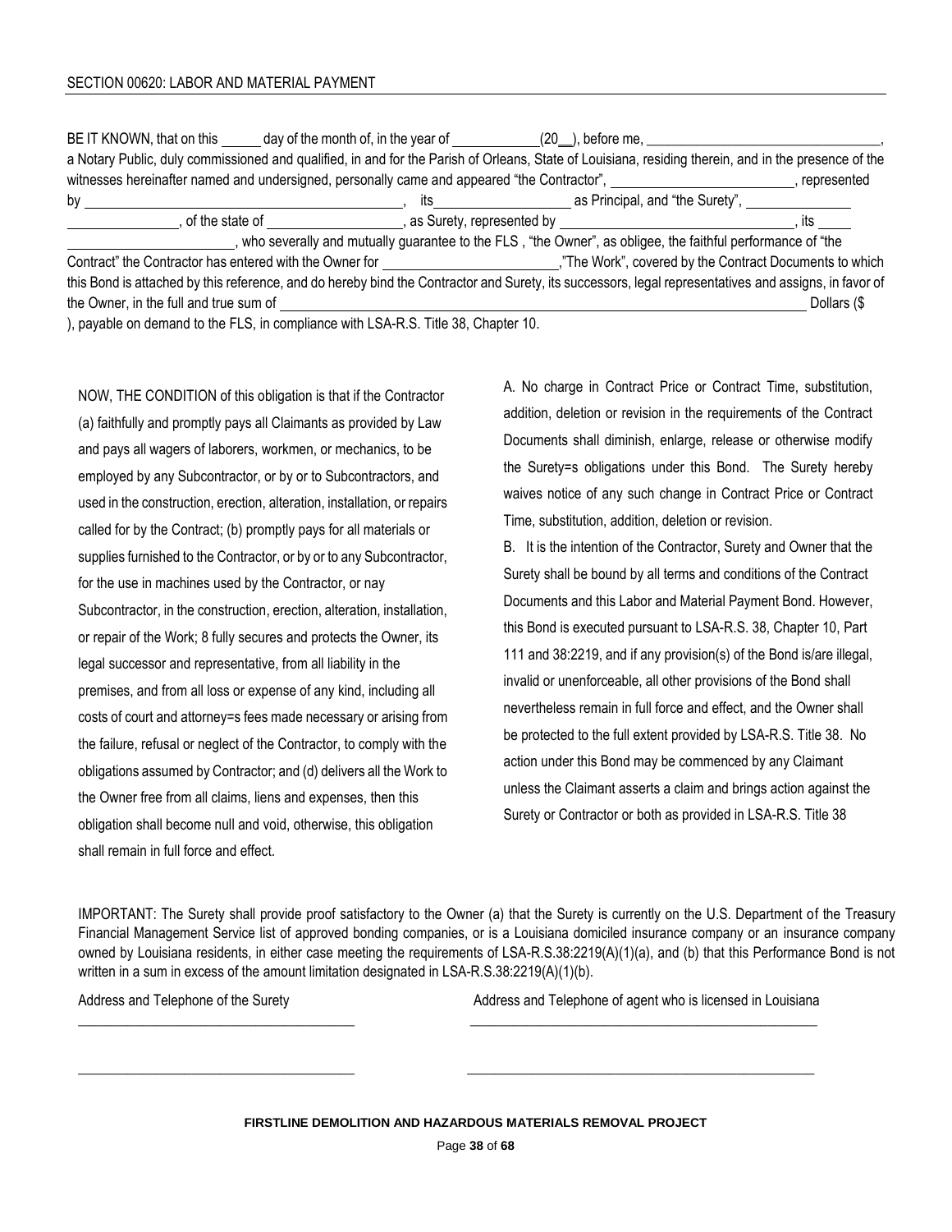SECTION 00620: LABOR AND MATERIAL PAYMENT

BE IT KNOWN, that on this ______ day of the month of, in the year of ____________(20__), before me, ________________________________, a Notary Public, duly commissioned and qualified, in and for the Parish of Orleans, State of Louisiana, residing therein, and in the presence of the witnesses hereinafter named and undersigned, personally came and appeared "the Contractor", ________________________, represented by ____________________________________________, its__________________ as Principal, and "the Surety", ______________ ______________, of the state of __________________, as Surety, represented by ________________________________, its _____ ______________________, who severally and mutually guarantee to the FLS , "the Owner", as obligee, the faithful performance of "the Contract" the Contractor has entered with the Owner for ________________________,"The Work", covered by the Contract Documents to which this Bond is attached by this reference, and do hereby bind the Contractor and Surety, its successors, legal representatives and assigns, in favor of the Owner, in the full and true sum of ________________________________________________________________________ Dollars ($ ), payable on demand to the FLS, in compliance with LSA-R.S. Title 38, Chapter 10.

NOW, THE CONDITION of this obligation is that if the Contractor (a) faithfully and promptly pays all Claimants as provided by Law and pays all wagers of laborers, workmen, or mechanics, to be employed by any Subcontractor, or by or to Subcontractors, and used in the construction, erection, alteration, installation, or repairs called for by the Contract; (b) promptly pays for all materials or supplies furnished to the Contractor, or by or to any Subcontractor, for the use in machines used by the Contractor, or nay Subcontractor, in the construction, erection, alteration, installation, or repair of the Work; 8 fully secures and protects the Owner, its legal successor and representative, from all liability in the premises, and from all loss or expense of any kind, including all costs of court and attorney=s fees made necessary or arising from the failure, refusal or neglect of the Contractor, to comply with the obligations assumed by Contractor; and (d) delivers all the Work to the Owner free from all claims, liens and expenses, then this obligation shall become null and void, otherwise, this obligation shall remain in full force and effect.

A. No charge in Contract Price or Contract Time, substitution, addition, deletion or revision in the requirements of the Contract Documents shall diminish, enlarge, release or otherwise modify the Surety=s obligations under this Bond. The Surety hereby waives notice of any such change in Contract Price or Contract Time, substitution, addition, deletion or revision.

B. It is the intention of the Contractor, Surety and Owner that the Surety shall be bound by all terms and conditions of the Contract Documents and this Labor and Material Payment Bond. However, this Bond is executed pursuant to LSA-R.S. 38, Chapter 10, Part 111 and 38:2219, and if any provision(s) of the Bond is/are illegal, invalid or unenforceable, all other provisions of the Bond shall nevertheless remain in full force and effect, and the Owner shall be protected to the full extent provided by LSA-R.S. Title 38. No action under this Bond may be commenced by any Claimant unless the Claimant asserts a claim and brings action against the Surety or Contractor or both as provided in LSA-R.S. Title 38

IMPORTANT: The Surety shall provide proof satisfactory to the Owner (a) that the Surety is currently on the U.S. Department of the Treasury Financial Management Service list of approved bonding companies, or is a Louisiana domiciled insurance company or an insurance company owned by Louisiana residents, in either case meeting the requirements of LSA-R.S.38:2219(A)(1)(a), and (b) that this Performance Bond is not written in a sum in excess of the amount limitation designated in LSA-R.S.38:2219(A)(1)(b).

Address and Telephone of the Surety

________________________________________

________________________________________

Address and Telephone of agent who is licensed in Louisiana

________________________________________

________________________________________

**FIRSTLINE DEMOLITION AND HAZARDOUS MATERIALS REMOVAL PROJECT**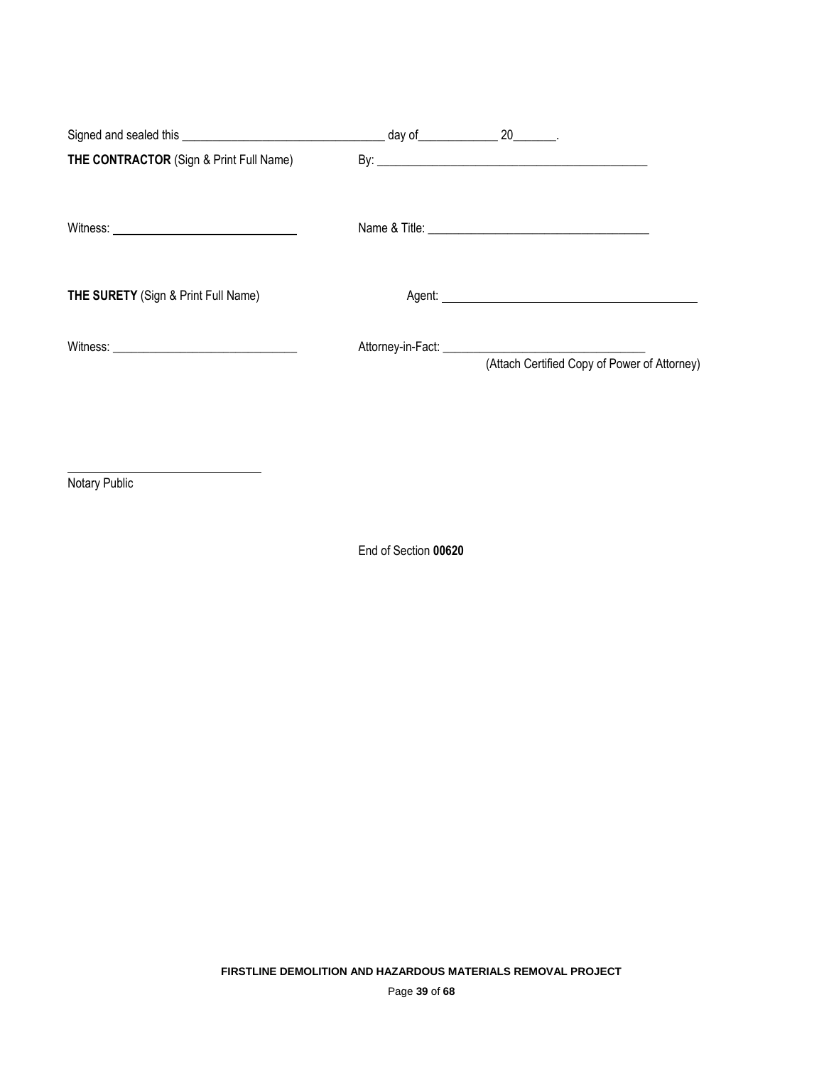Signed and sealed this ________________________________ day of____________ 20_______.

**THE CONTRACTOR** (Sign & Print Full Name) By: ____________________________________________

Witness: ______________________________ Name & Title: ____________________________________

**THE SURETY** (Sign & Print Full Name) Agent: __________________________________________

Witness: ______________________________ Attorney-in-Fact: _______________________________

(Attach Certified Copy of Power of Attorney)

______________________________

Notary Public

End of Section **00620**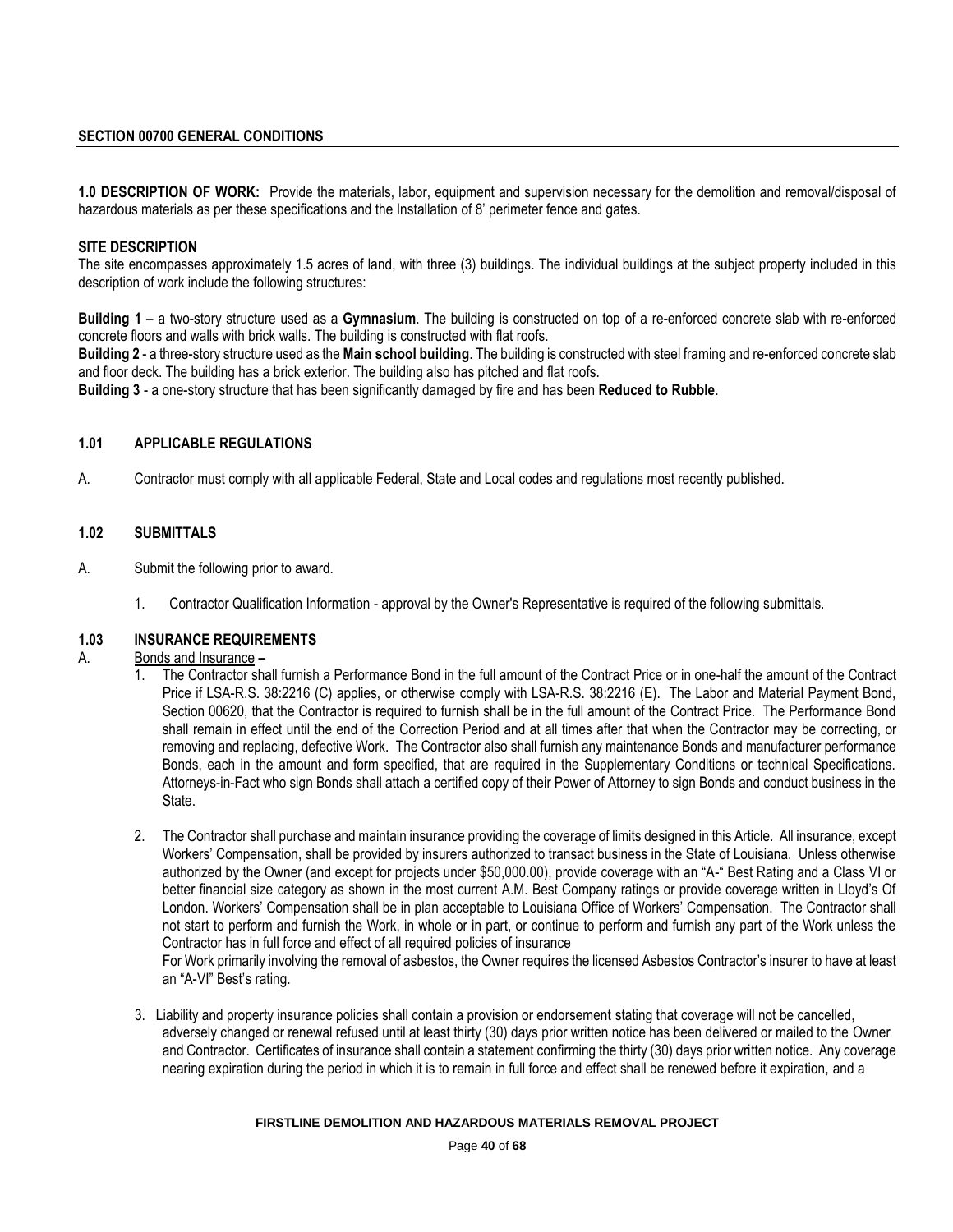## SECTION 00700 GENERAL CONDITIONS

**1.0 DESCRIPTION OF WORK:** Provide the materials, labor, equipment and supervision necessary for the demolition and removal/disposal of hazardous materials as per these specifications and the Installation of 8' perimeter fence and gates.

**SITE DESCRIPTION**

The site encompasses approximately 1.5 acres of land, with three (3) buildings. The individual buildings at the subject property included in this description of work include the following structures:

**Building 1** – a two-story structure used as a **Gymnasium**. The building is constructed on top of a re-enforced concrete slab with re-enforced concrete floors and walls with brick walls. The building is constructed with flat roofs.

**Building 2** - a three-story structure used as the **Main school building**. The building is constructed with steel framing and re-enforced concrete slab and floor deck. The building has a brick exterior. The building also has pitched and flat roofs.

**Building 3** - a one-story structure that has been significantly damaged by fire and has been **Reduced to Rubble**.

### 1.01 APPLICABLE REGULATIONS

A. Contractor must comply with all applicable Federal, State and Local codes and regulations most recently published.

### 1.02 SUBMITTALS

A. Submit the following prior to award.

1. Contractor Qualification Information - approval by the Owner's Representative is required of the following submittals.

### 1.03 INSURANCE REQUIREMENTS

A. Bonds and Insurance **–**

1. The Contractor shall furnish a Performance Bond in the full amount of the Contract Price or in one-half the amount of the Contract Price if LSA-R.S. 38:2216 (C) applies, or otherwise comply with LSA-R.S. 38:2216 (E). The Labor and Material Payment Bond, Section 00620, that the Contractor is required to furnish shall be in the full amount of the Contract Price. The Performance Bond shall remain in effect until the end of the Correction Period and at all times after that when the Contractor may be correcting, or removing and replacing, defective Work. The Contractor also shall furnish any maintenance Bonds and manufacturer performance Bonds, each in the amount and form specified, that are required in the Supplementary Conditions or technical Specifications. Attorneys-in-Fact who sign Bonds shall attach a certified copy of their Power of Attorney to sign Bonds and conduct business in the State.

2. The Contractor shall purchase and maintain insurance providing the coverage of limits designed in this Article. All insurance, except Workers' Compensation, shall be provided by insurers authorized to transact business in the State of Louisiana. Unless otherwise authorized by the Owner (and except for projects under $50,000.00), provide coverage with an "A-" Best Rating and a Class VI or better financial size category as shown in the most current A.M. Best Company ratings or provide coverage written in Lloyd's Of London. Workers' Compensation shall be in plan acceptable to Louisiana Office of Workers' Compensation. The Contractor shall not start to perform and furnish the Work, in whole or in part, or continue to perform and furnish any part of the Work unless the Contractor has in full force and effect of all required policies of insurance

   For Work primarily involving the removal of asbestos, the Owner requires the licensed Asbestos Contractor's insurer to have at least an "A-VI" Best's rating.

3. Liability and property insurance policies shall contain a provision or endorsement stating that coverage will not be cancelled, adversely changed or renewal refused until at least thirty (30) days prior written notice has been delivered or mailed to the Owner and Contractor. Certificates of insurance shall contain a statement confirming the thirty (30) days prior written notice. Any coverage nearing expiration during the period in which it is to remain in full force and effect shall be renewed before it expiration, and a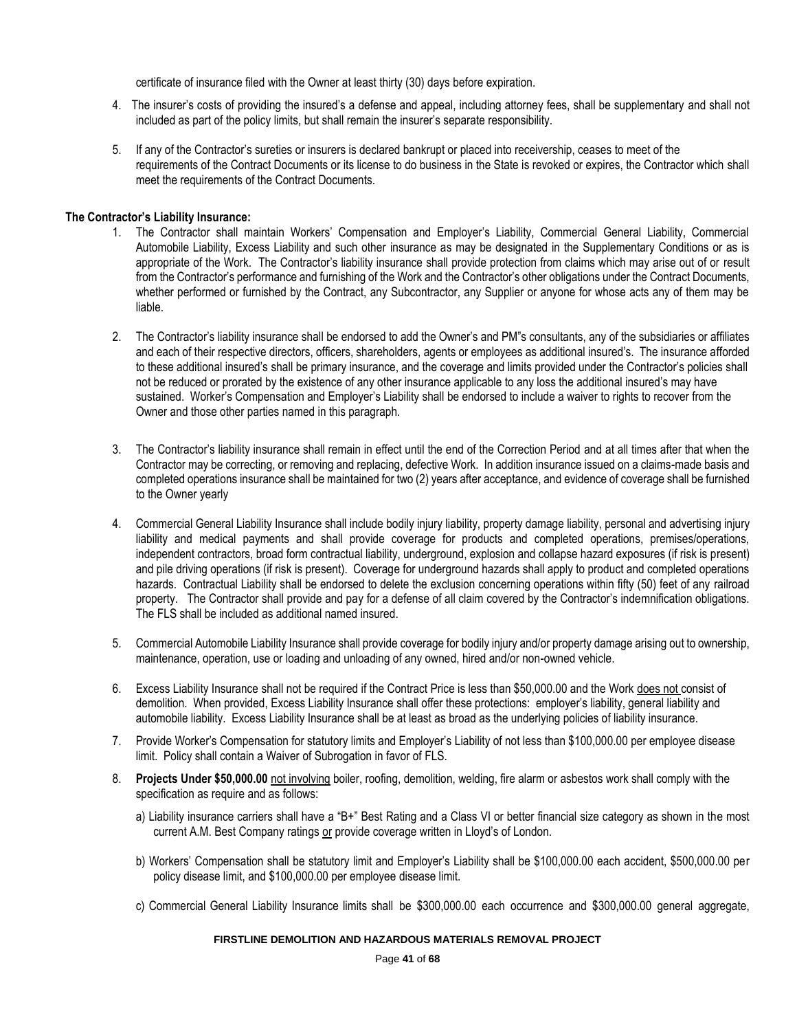certificate of insurance filed with the Owner at least thirty (30) days before expiration.

4. The insurer's costs of providing the insured's a defense and appeal, including attorney fees, shall be supplementary and shall not included as part of the policy limits, but shall remain the insurer's separate responsibility.

5. If any of the Contractor's sureties or insurers is declared bankrupt or placed into receivership, ceases to meet of the requirements of the Contract Documents or its license to do business in the State is revoked or expires, the Contractor which shall meet the requirements of the Contract Documents.

**The Contractor's Liability Insurance:**

1. The Contractor shall maintain Workers' Compensation and Employer's Liability, Commercial General Liability, Commercial Automobile Liability, Excess Liability and such other insurance as may be designated in the Supplementary Conditions or as is appropriate of the Work. The Contractor's liability insurance shall provide protection from claims which may arise out of or result from the Contractor's performance and furnishing of the Work and the Contractor's other obligations under the Contract Documents, whether performed or furnished by the Contract, any Subcontractor, any Supplier or anyone for whose acts any of them may be liable.

2. The Contractor's liability insurance shall be endorsed to add the Owner's and PM"s consultants, any of the subsidiaries or affiliates and each of their respective directors, officers, shareholders, agents or employees as additional insured's. The insurance afforded to these additional insured's shall be primary insurance, and the coverage and limits provided under the Contractor's policies shall not be reduced or prorated by the existence of any other insurance applicable to any loss the additional insured's may have sustained. Worker's Compensation and Employer's Liability shall be endorsed to include a waiver to rights to recover from the Owner and those other parties named in this paragraph.

3. The Contractor's liability insurance shall remain in effect until the end of the Correction Period and at all times after that when the Contractor may be correcting, or removing and replacing, defective Work. In addition insurance issued on a claims-made basis and completed operations insurance shall be maintained for two (2) years after acceptance, and evidence of coverage shall be furnished to the Owner yearly

4. Commercial General Liability Insurance shall include bodily injury liability, property damage liability, personal and advertising injury liability and medical payments and shall provide coverage for products and completed operations, premises/operations, independent contractors, broad form contractual liability, underground, explosion and collapse hazard exposures (if risk is present) and pile driving operations (if risk is present). Coverage for underground hazards shall apply to product and completed operations hazards. Contractual Liability shall be endorsed to delete the exclusion concerning operations within fifty (50) feet of any railroad property. The Contractor shall provide and pay for a defense of all claim covered by the Contractor's indemnification obligations. The FLS shall be included as additional named insured.

5. Commercial Automobile Liability Insurance shall provide coverage for bodily injury and/or property damage arising out to ownership, maintenance, operation, use or loading and unloading of any owned, hired and/or non-owned vehicle.

6. Excess Liability Insurance shall not be required if the Contract Price is less than $50,000.00 and the Work <u>does not</u> consist of demolition. When provided, Excess Liability Insurance shall offer these protections: employer's liability, general liability and automobile liability. Excess Liability Insurance shall be at least as broad as the underlying policies of liability insurance.

7. Provide Worker's Compensation for statutory limits and Employer's Liability of not less than $100,000.00 per employee disease limit. Policy shall contain a Waiver of Subrogation in favor of FLS.

8. **Projects Under $50,000.00** <u>not involving</u> boiler, roofing, demolition, welding, fire alarm or asbestos work shall comply with the specification as require and as follows:

   a) Liability insurance carriers shall have a "B+" Best Rating and a Class VI or better financial size category as shown in the most current A.M. Best Company ratings <u>or</u> provide coverage written in Lloyd's of London.

   b) Workers' Compensation shall be statutory limit and Employer's Liability shall be $100,000.00 each accident, $500,000.00 per policy disease limit, and $100,000.00 per employee disease limit.

   c) Commercial General Liability Insurance limits shall be $300,000.00 each occurrence and $300,000.00 general aggregate,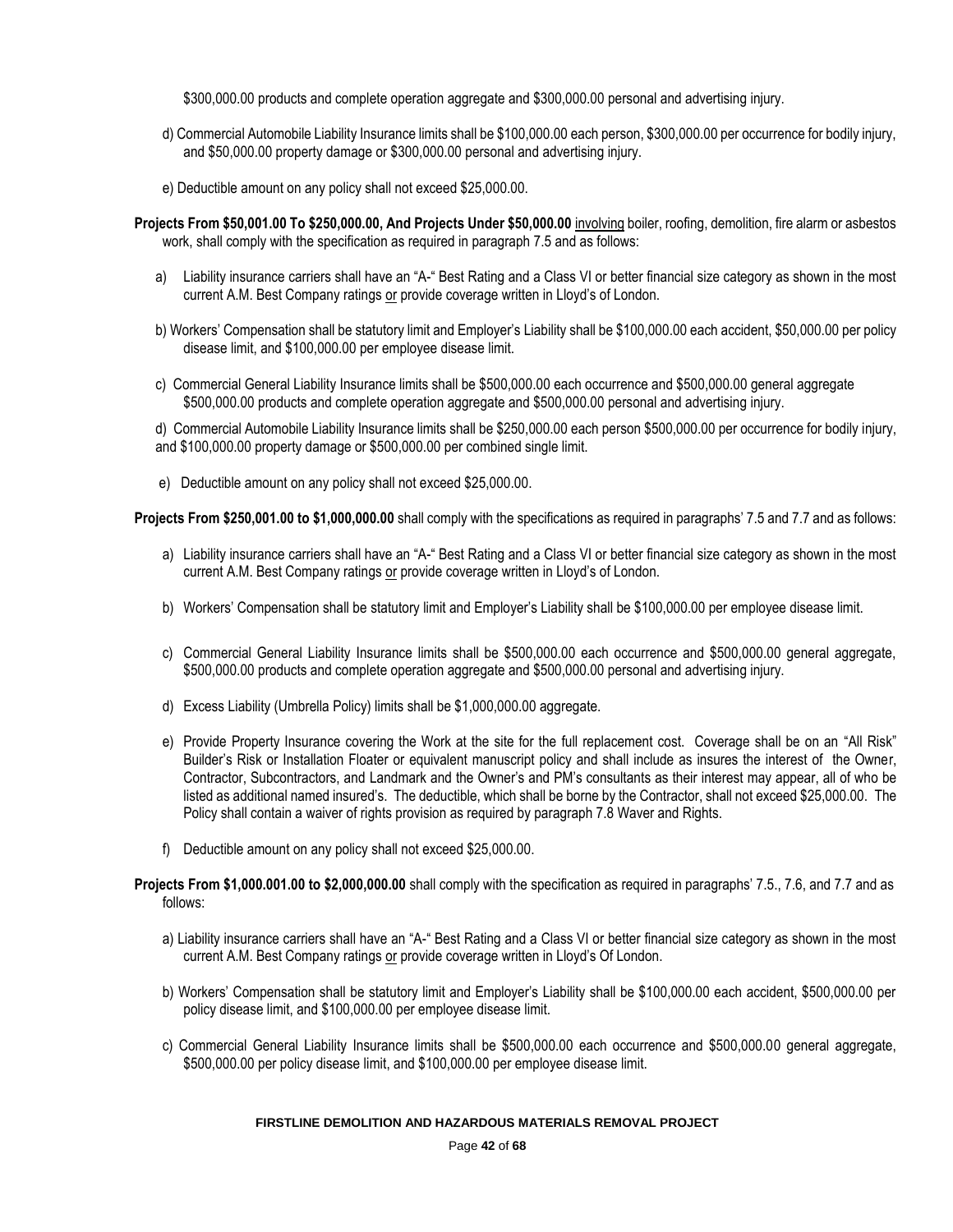$300,000.00 products and complete operation aggregate and $300,000.00 personal and advertising injury.

d) Commercial Automobile Liability Insurance limits shall be $100,000.00 each person, $300,000.00 per occurrence for bodily injury, and $50,000.00 property damage or $300,000.00 personal and advertising injury.

e) Deductible amount on any policy shall not exceed $25,000.00.

**Projects From $50,001.00 To $250,000.00, And Projects Under $50,000.00** involving boiler, roofing, demolition, fire alarm or asbestos work, shall comply with the specification as required in paragraph 7.5 and as follows:

a) Liability insurance carriers shall have an "A-" Best Rating and a Class VI or better financial size category as shown in the most current A.M. Best Company ratings or provide coverage written in Lloyd's of London.

b) Workers' Compensation shall be statutory limit and Employer's Liability shall be $100,000.00 each accident, $50,000.00 per policy disease limit, and $100,000.00 per employee disease limit.

c) Commercial General Liability Insurance limits shall be $500,000.00 each occurrence and $500,000.00 general aggregate $500,000.00 products and complete operation aggregate and $500,000.00 personal and advertising injury.

d) Commercial Automobile Liability Insurance limits shall be $250,000.00 each person $500,000.00 per occurrence for bodily injury, and $100,000.00 property damage or $500,000.00 per combined single limit.

e) Deductible amount on any policy shall not exceed $25,000.00.

**Projects From $250,001.00 to $1,000,000.00** shall comply with the specifications as required in paragraphs' 7.5 and 7.7 and as follows:

a) Liability insurance carriers shall have an "A-" Best Rating and a Class VI or better financial size category as shown in the most current A.M. Best Company ratings or provide coverage written in Lloyd's of London.

b) Workers' Compensation shall be statutory limit and Employer's Liability shall be $100,000.00 per employee disease limit.

c) Commercial General Liability Insurance limits shall be $500,000.00 each occurrence and $500,000.00 general aggregate, $500,000.00 products and complete operation aggregate and $500,000.00 personal and advertising injury.

d) Excess Liability (Umbrella Policy) limits shall be $1,000,000.00 aggregate.

e) Provide Property Insurance covering the Work at the site for the full replacement cost. Coverage shall be on an "All Risk" Builder's Risk or Installation Floater or equivalent manuscript policy and shall include as insures the interest of the Owner, Contractor, Subcontractors, and Landmark and the Owner's and PM's consultants as their interest may appear, all of who be listed as additional named insured's. The deductible, which shall be borne by the Contractor, shall not exceed $25,000.00. The Policy shall contain a waiver of rights provision as required by paragraph 7.8 Waver and Rights.

f) Deductible amount on any policy shall not exceed $25,000.00.

**Projects From $1,000.001.00 to $2,000,000.00** shall comply with the specification as required in paragraphs' 7.5., 7.6, and 7.7 and as follows:

a) Liability insurance carriers shall have an "A-" Best Rating and a Class VI or better financial size category as shown in the most current A.M. Best Company ratings or provide coverage written in Lloyd's Of London.

b) Workers' Compensation shall be statutory limit and Employer's Liability shall be $100,000.00 each accident, $500,000.00 per policy disease limit, and $100,000.00 per employee disease limit.

c) Commercial General Liability Insurance limits shall be $500,000.00 each occurrence and $500,000.00 general aggregate, $500,000.00 per policy disease limit, and $100,000.00 per employee disease limit.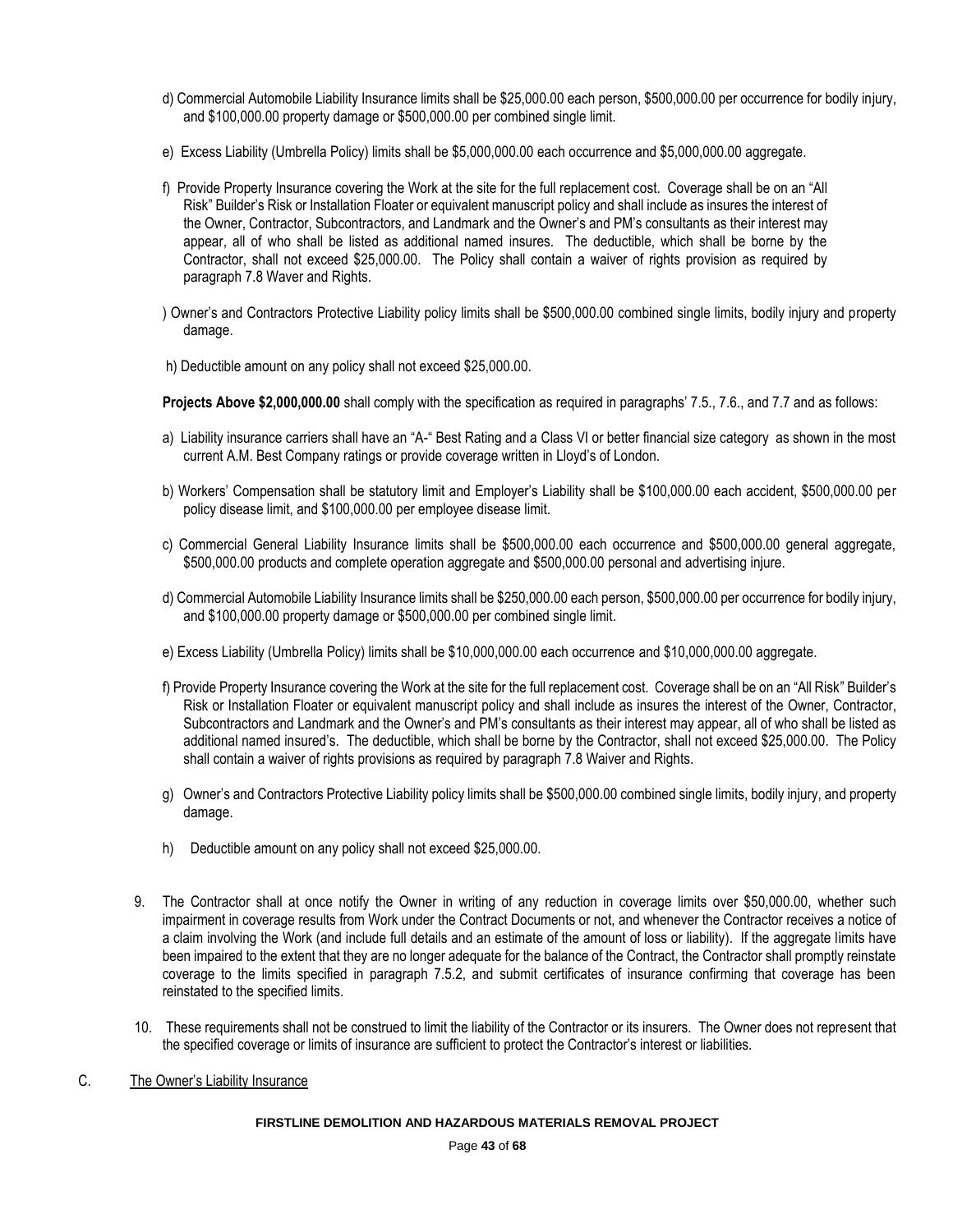d) Commercial Automobile Liability Insurance limits shall be $25,000.00 each person, $500,000.00 per occurrence for bodily injury, and $100,000.00 property damage or $500,000.00 per combined single limit.

e) Excess Liability (Umbrella Policy) limits shall be $5,000,000.00 each occurrence and $5,000,000.00 aggregate.

f) Provide Property Insurance covering the Work at the site for the full replacement cost. Coverage shall be on an "All Risk" Builder's Risk or Installation Floater or equivalent manuscript policy and shall include as insures the interest of the Owner, Contractor, Subcontractors, and Landmark and the Owner's and PM's consultants as their interest may appear, all of who shall be listed as additional named insures. The deductible, which shall be borne by the Contractor, shall not exceed $25,000.00. The Policy shall contain a waiver of rights provision as required by paragraph 7.8 Waver and Rights.

) Owner's and Contractors Protective Liability policy limits shall be $500,000.00 combined single limits, bodily injury and property damage.

h) Deductible amount on any policy shall not exceed $25,000.00.

**Projects Above $2,000,000.00** shall comply with the specification as required in paragraphs' 7.5., 7.6., and 7.7 and as follows:

a) Liability insurance carriers shall have an "A-" Best Rating and a Class VI or better financial size category as shown in the most current A.M. Best Company ratings or provide coverage written in Lloyd's of London.

b) Workers' Compensation shall be statutory limit and Employer's Liability shall be $100,000.00 each accident, $500,000.00 per policy disease limit, and $100,000.00 per employee disease limit.

c) Commercial General Liability Insurance limits shall be $500,000.00 each occurrence and $500,000.00 general aggregate, $500,000.00 products and complete operation aggregate and $500,000.00 personal and advertising injure.

d) Commercial Automobile Liability Insurance limits shall be $250,000.00 each person, $500,000.00 per occurrence for bodily injury, and $100,000.00 property damage or $500,000.00 per combined single limit.

e) Excess Liability (Umbrella Policy) limits shall be $10,000,000.00 each occurrence and $10,000,000.00 aggregate.

f) Provide Property Insurance covering the Work at the site for the full replacement cost. Coverage shall be on an "All Risk" Builder's Risk or Installation Floater or equivalent manuscript policy and shall include as insures the interest of the Owner, Contractor, Subcontractors and Landmark and the Owner's and PM's consultants as their interest may appear, all of who shall be listed as additional named insured's. The deductible, which shall be borne by the Contractor, shall not exceed $25,000.00. The Policy shall contain a waiver of rights provisions as required by paragraph 7.8 Waiver and Rights.

g) Owner's and Contractors Protective Liability policy limits shall be $500,000.00 combined single limits, bodily injury, and property damage.

h) Deductible amount on any policy shall not exceed $25,000.00.

9. The Contractor shall at once notify the Owner in writing of any reduction in coverage limits over $50,000.00, whether such impairment in coverage results from Work under the Contract Documents or not, and whenever the Contractor receives a notice of a claim involving the Work (and include full details and an estimate of the amount of loss or liability). If the aggregate limits have been impaired to the extent that they are no longer adequate for the balance of the Contract, the Contractor shall promptly reinstate coverage to the limits specified in paragraph 7.5.2, and submit certificates of insurance confirming that coverage has been reinstated to the specified limits.

10. These requirements shall not be construed to limit the liability of the Contractor or its insurers. The Owner does not represent that the specified coverage or limits of insurance are sufficient to protect the Contractor's interest or liabilities.

C. The Owner's Liability Insurance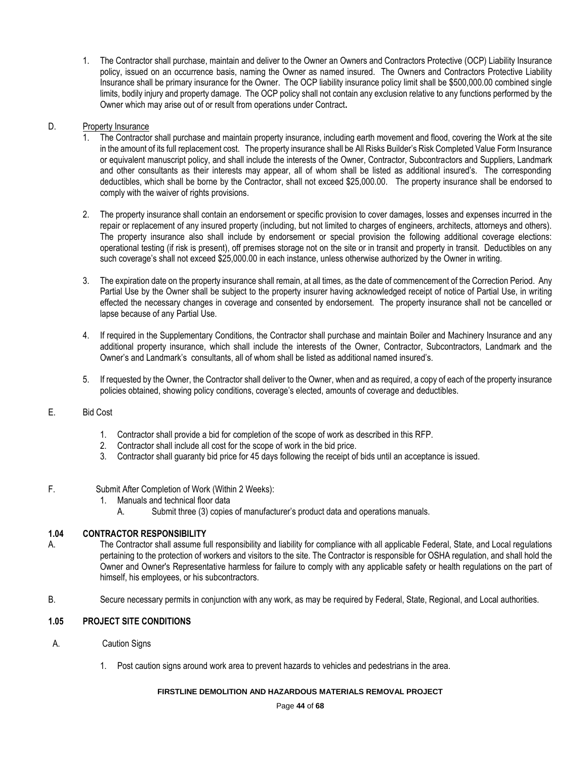1. The Contractor shall purchase, maintain and deliver to the Owner an Owners and Contractors Protective (OCP) Liability Insurance policy, issued on an occurrence basis, naming the Owner as named insured. The Owners and Contractors Protective Liability Insurance shall be primary insurance for the Owner. The OCP liability insurance policy limit shall be $500,000.00 combined single limits, bodily injury and property damage. The OCP policy shall not contain any exclusion relative to any functions performed by the Owner which may arise out of or result from operations under Contract**.**

D. Property Insurance

1. The Contractor shall purchase and maintain property insurance, including earth movement and flood, covering the Work at the site in the amount of its full replacement cost. The property insurance shall be All Risks Builder's Risk Completed Value Form Insurance or equivalent manuscript policy, and shall include the interests of the Owner, Contractor, Subcontractors and Suppliers, Landmark and other consultants as their interests may appear, all of whom shall be listed as additional insured's. The corresponding deductibles, which shall be borne by the Contractor, shall not exceed $25,000.00. The property insurance shall be endorsed to comply with the waiver of rights provisions.

2. The property insurance shall contain an endorsement or specific provision to cover damages, losses and expenses incurred in the repair or replacement of any insured property (including, but not limited to charges of engineers, architects, attorneys and others). The property insurance also shall include by endorsement or special provision the following additional coverage elections: operational testing (if risk is present), off premises storage not on the site or in transit and property in transit. Deductibles on any such coverage's shall not exceed $25,000.00 in each instance, unless otherwise authorized by the Owner in writing.

3. The expiration date on the property insurance shall remain, at all times, as the date of commencement of the Correction Period. Any Partial Use by the Owner shall be subject to the property insurer having acknowledged receipt of notice of Partial Use, in writing effected the necessary changes in coverage and consented by endorsement. The property insurance shall not be cancelled or lapse because of any Partial Use.

4. If required in the Supplementary Conditions, the Contractor shall purchase and maintain Boiler and Machinery Insurance and any additional property insurance, which shall include the interests of the Owner, Contractor, Subcontractors, Landmark and the Owner's and Landmark's consultants, all of whom shall be listed as additional named insured's.

5. If requested by the Owner, the Contractor shall deliver to the Owner, when and as required, a copy of each of the property insurance policies obtained, showing policy conditions, coverage's elected, amounts of coverage and deductibles.

E. Bid Cost

1. Contractor shall provide a bid for completion of the scope of work as described in this RFP.
2. Contractor shall include all cost for the scope of work in the bid price.
3. Contractor shall guaranty bid price for 45 days following the receipt of bids until an acceptance is issued.

F. Submit After Completion of Work (Within 2 Weeks):

1. Manuals and technical floor data
   A. Submit three (3) copies of manufacturer's product data and operations manuals.

### 1.04 CONTRACTOR RESPONSIBILITY

A. The Contractor shall assume full responsibility and liability for compliance with all applicable Federal, State, and Local regulations pertaining to the protection of workers and visitors to the site. The Contractor is responsible for OSHA regulation, and shall hold the Owner and Owner's Representative harmless for failure to comply with any applicable safety or health regulations on the part of himself, his employees, or his subcontractors.

B. Secure necessary permits in conjunction with any work, as may be required by Federal, State, Regional, and Local authorities.

### 1.05 PROJECT SITE CONDITIONS

A. Caution Signs

1. Post caution signs around work area to prevent hazards to vehicles and pedestrians in the area.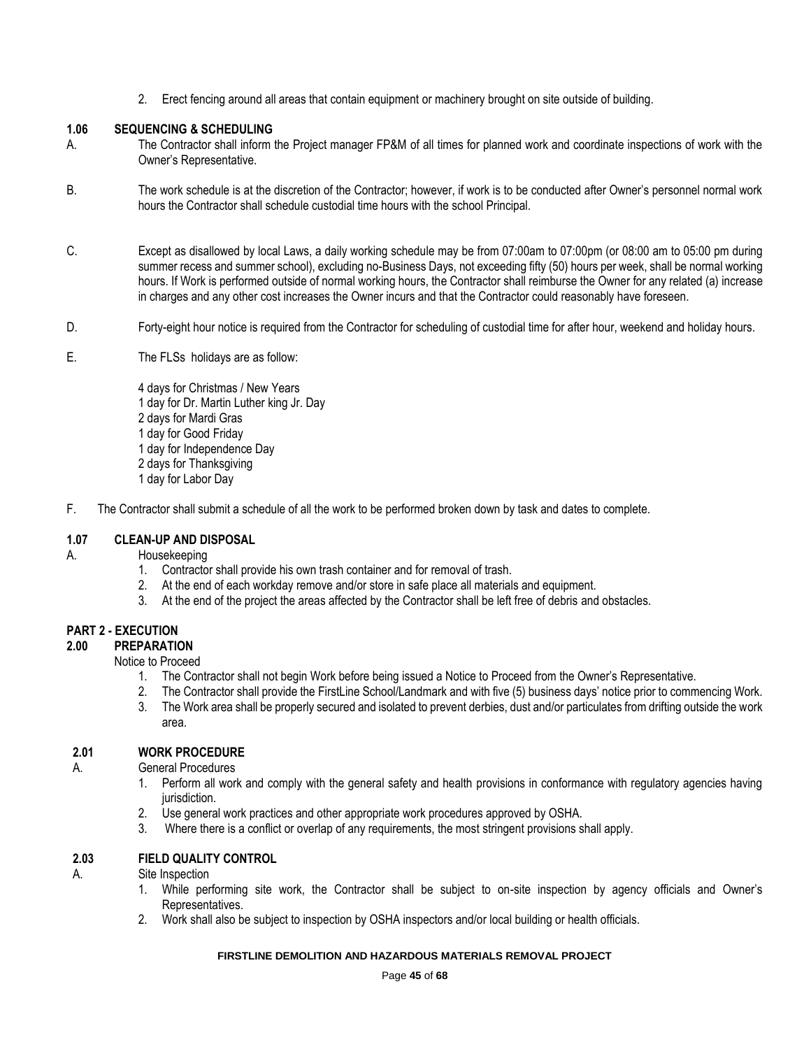2. Erect fencing around all areas that contain equipment or machinery brought on site outside of building.

### 1.06 SEQUENCING & SCHEDULING

A. The Contractor shall inform the Project manager FP&M of all times for planned work and coordinate inspections of work with the Owner's Representative.

B. The work schedule is at the discretion of the Contractor; however, if work is to be conducted after Owner's personnel normal work hours the Contractor shall schedule custodial time hours with the school Principal.

C. Except as disallowed by local Laws, a daily working schedule may be from 07:00am to 07:00pm (or 08:00 am to 05:00 pm during summer recess and summer school), excluding no-Business Days, not exceeding fifty (50) hours per week, shall be normal working hours. If Work is performed outside of normal working hours, the Contractor shall reimburse the Owner for any related (a) increase in charges and any other cost increases the Owner incurs and that the Contractor could reasonably have foreseen.

D. Forty-eight hour notice is required from the Contractor for scheduling of custodial time for after hour, weekend and holiday hours.

E. The FLSs holidays are as follow:

4 days for Christmas / New Years
1 day for Dr. Martin Luther king Jr. Day
2 days for Mardi Gras
1 day for Good Friday
1 day for Independence Day
2 days for Thanksgiving
1 day for Labor Day

F. The Contractor shall submit a schedule of all the work to be performed broken down by task and dates to complete.

### 1.07 CLEAN-UP AND DISPOSAL

A. Housekeeping

1. Contractor shall provide his own trash container and for removal of trash.
2. At the end of each workday remove and/or store in safe place all materials and equipment.
3. At the end of the project the areas affected by the Contractor shall be left free of debris and obstacles.

## PART 2 - EXECUTION

### 2.00 PREPARATION

Notice to Proceed

1. The Contractor shall not begin Work before being issued a Notice to Proceed from the Owner's Representative.
2. The Contractor shall provide the FirstLine School/Landmark and with five (5) business days' notice prior to commencing Work.
3. The Work area shall be properly secured and isolated to prevent derbies, dust and/or particulates from drifting outside the work area.

### 2.01 WORK PROCEDURE

A. General Procedures

1. Perform all work and comply with the general safety and health provisions in conformance with regulatory agencies having jurisdiction.
2. Use general work practices and other appropriate work procedures approved by OSHA.
3. Where there is a conflict or overlap of any requirements, the most stringent provisions shall apply.

### 2.03 FIELD QUALITY CONTROL

A. Site Inspection

1. While performing site work, the Contractor shall be subject to on-site inspection by agency officials and Owner's Representatives.
2. Work shall also be subject to inspection by OSHA inspectors and/or local building or health officials.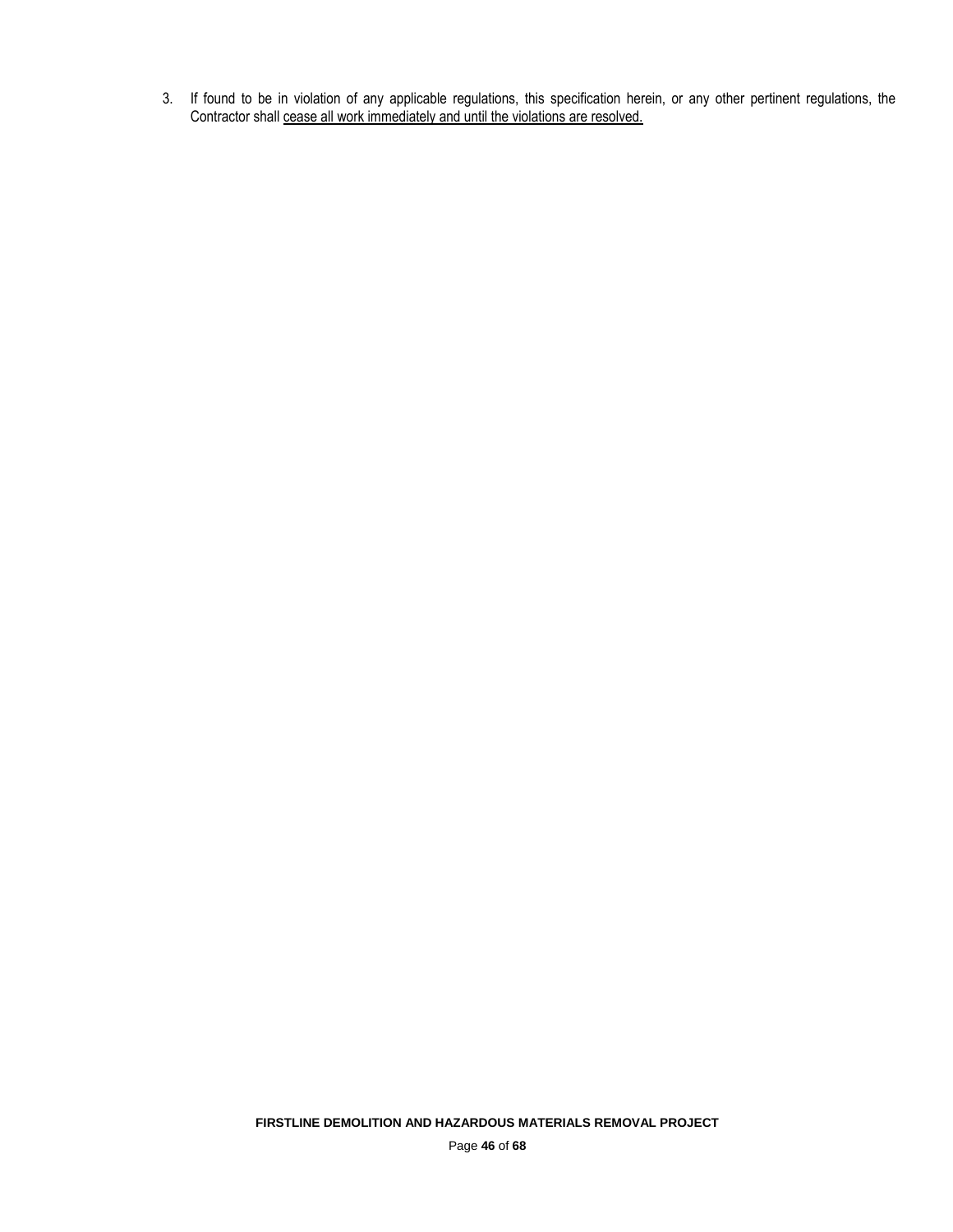3. If found to be in violation of any applicable regulations, this specification herein, or any other pertinent regulations, the Contractor shall <u>cease all work immediately and until the violations are resolved.</u>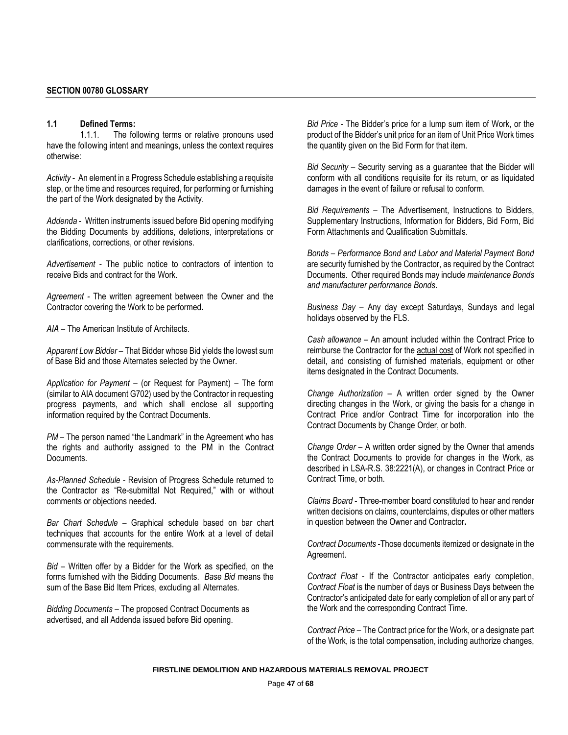## SECTION 00780 GLOSSARY

### 1.1 Defined Terms:

1.1.1. The following terms or relative pronouns used have the following intent and meanings, unless the context requires otherwise:

*Activity* - An element in a Progress Schedule establishing a requisite step, or the time and resources required, for performing or furnishing the part of the Work designated by the Activity.

*Addenda* - Written instruments issued before Bid opening modifying the Bidding Documents by additions, deletions, interpretations or clarifications, corrections, or other revisions.

*Advertisement* - The public notice to contractors of intention to receive Bids and contract for the Work.

*Agreement* - The written agreement between the Owner and the Contractor covering the Work to be performed**.**

*AIA* – The American Institute of Architects.

*Apparent Low Bidder* – That Bidder whose Bid yields the lowest sum of Base Bid and those Alternates selected by the Owner.

*Application for Payment* – (or Request for Payment) – The form (similar to AIA document G702) used by the Contractor in requesting progress payments, and which shall enclose all supporting information required by the Contract Documents.

*PM* – The person named "the Landmark" in the Agreement who has the rights and authority assigned to the PM in the Contract Documents.

*As-Planned Schedule* - Revision of Progress Schedule returned to the Contractor as "Re-submittal Not Required," with or without comments or objections needed.

*Bar Chart Schedule* – Graphical schedule based on bar chart techniques that accounts for the entire Work at a level of detail commensurate with the requirements.

*Bid* – Written offer by a Bidder for the Work as specified, on the forms furnished with the Bidding Documents. *Base Bid* means the sum of the Base Bid Item Prices, excluding all Alternates.

*Bidding Documents* – The proposed Contract Documents as advertised, and all Addenda issued before Bid opening.

*Bid Price* - The Bidder's price for a lump sum item of Work, or the product of the Bidder's unit price for an item of Unit Price Work times the quantity given on the Bid Form for that item.

*Bid Security* – Security serving as a guarantee that the Bidder will conform with all conditions requisite for its return, or as liquidated damages in the event of failure or refusal to conform.

*Bid Requirements* – The Advertisement, Instructions to Bidders, Supplementary Instructions, Information for Bidders, Bid Form, Bid Form Attachments and Qualification Submittals.

*Bonds* – *Performance Bond and Labor and Material Payment Bond* are security furnished by the Contractor, as required by the Contract Documents. Other required Bonds may include *maintenance Bonds and manufacturer performance Bonds*.

*Business Day* – Any day except Saturdays, Sundays and legal holidays observed by the FLS.

*Cash allowance* – An amount included within the Contract Price to reimburse the Contractor for the actual cost of Work not specified in detail, and consisting of furnished materials, equipment or other items designated in the Contract Documents.

*Change Authorization* – A written order signed by the Owner directing changes in the Work, or giving the basis for a change in Contract Price and/or Contract Time for incorporation into the Contract Documents by Change Order, or both.

*Change Order* – A written order signed by the Owner that amends the Contract Documents to provide for changes in the Work, as described in LSA-R.S. 38:2221(A), or changes in Contract Price or Contract Time, or both.

*Claims Board* - Three-member board constituted to hear and render written decisions on claims, counterclaims, disputes or other matters in question between the Owner and Contractor**.**

*Contract Documents* -Those documents itemized or designate in the Agreement.

*Contract Float* - If the Contractor anticipates early completion, *Contract Float* is the number of days or Business Days between the Contractor's anticipated date for early completion of all or any part of the Work and the corresponding Contract Time.

*Contract Price* – The Contract price for the Work, or a designate part of the Work, is the total compensation, including authorize changes,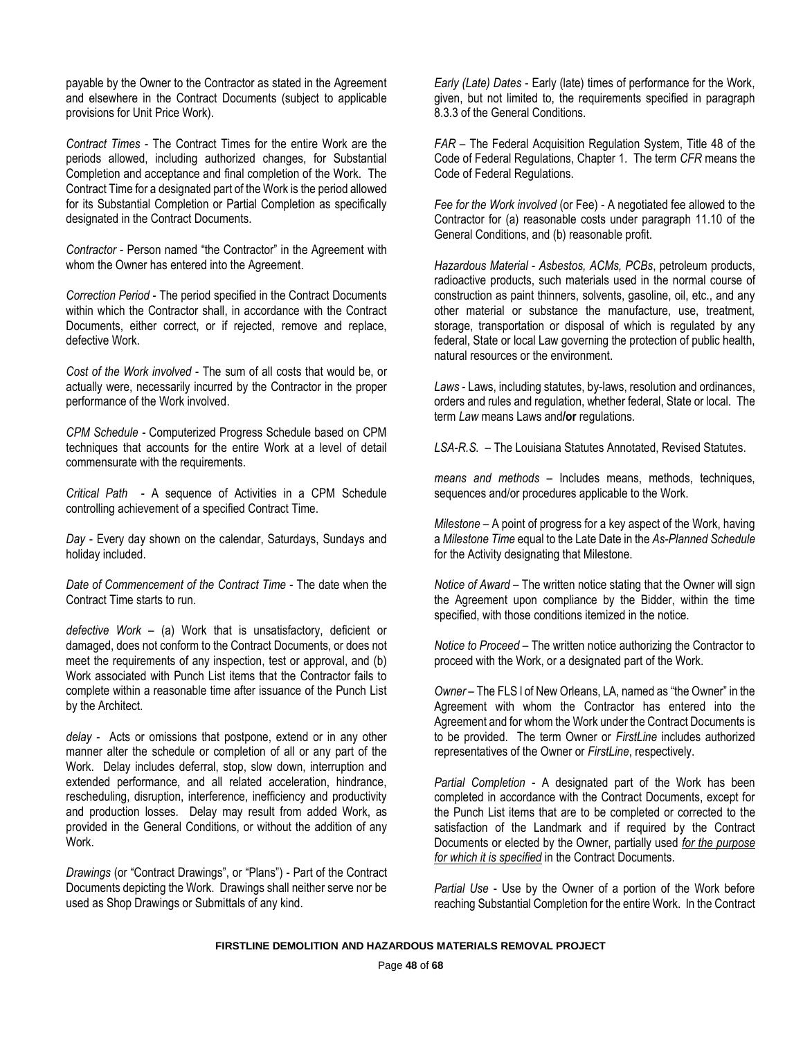payable by the Owner to the Contractor as stated in the Agreement and elsewhere in the Contract Documents (subject to applicable provisions for Unit Price Work).

*Contract Times* - The Contract Times for the entire Work are the periods allowed, including authorized changes, for Substantial Completion and acceptance and final completion of the Work. The Contract Time for a designated part of the Work is the period allowed for its Substantial Completion or Partial Completion as specifically designated in the Contract Documents.

*Contractor* - Person named "the Contractor" in the Agreement with whom the Owner has entered into the Agreement.

*Correction Period* - The period specified in the Contract Documents within which the Contractor shall, in accordance with the Contract Documents, either correct, or if rejected, remove and replace, defective Work.

*Cost of the Work involved* - The sum of all costs that would be, or actually were, necessarily incurred by the Contractor in the proper performance of the Work involved.

*CPM Schedule* - Computerized Progress Schedule based on CPM techniques that accounts for the entire Work at a level of detail commensurate with the requirements.

*Critical Path* - A sequence of Activities in a CPM Schedule controlling achievement of a specified Contract Time.

*Day* - Every day shown on the calendar, Saturdays, Sundays and holiday included.

*Date of Commencement of the Contract Time* - The date when the Contract Time starts to run.

*defective Work* – (a) Work that is unsatisfactory, deficient or damaged, does not conform to the Contract Documents, or does not meet the requirements of any inspection, test or approval, and (b) Work associated with Punch List items that the Contractor fails to complete within a reasonable time after issuance of the Punch List by the Architect.

*delay* - Acts or omissions that postpone, extend or in any other manner alter the schedule or completion of all or any part of the Work. Delay includes deferral, stop, slow down, interruption and extended performance, and all related acceleration, hindrance, rescheduling, disruption, interference, inefficiency and productivity and production losses. Delay may result from added Work, as provided in the General Conditions, or without the addition of any Work.

*Drawings* (or "Contract Drawings", or "Plans") - Part of the Contract Documents depicting the Work. Drawings shall neither serve nor be used as Shop Drawings or Submittals of any kind.

*Early (Late) Dates* - Early (late) times of performance for the Work, given, but not limited to, the requirements specified in paragraph 8.3.3 of the General Conditions.

*FAR* – The Federal Acquisition Regulation System, Title 48 of the Code of Federal Regulations, Chapter 1. The term *CFR* means the Code of Federal Regulations.

*Fee for the Work involved* (or Fee) - A negotiated fee allowed to the Contractor for (a) reasonable costs under paragraph 11.10 of the General Conditions, and (b) reasonable profit.

*Hazardous Material - Asbestos, ACMs, PCBs*, petroleum products, radioactive products, such materials used in the normal course of construction as paint thinners, solvents, gasoline, oil, etc., and any other material or substance the manufacture, use, treatment, storage, transportation or disposal of which is regulated by any federal, State or local Law governing the protection of public health, natural resources or the environment.

*Laws* - Laws, including statutes, by-laws, resolution and ordinances, orders and rules and regulation, whether federal, State or local. The term *Law* means Laws and/**or** regulations.

*LSA-R.S.* – The Louisiana Statutes Annotated, Revised Statutes.

*means and methods* – Includes means, methods, techniques, sequences and/or procedures applicable to the Work.

*Milestone* – A point of progress for a key aspect of the Work, having a *Milestone Time* equal to the Late Date in the *As-Planned Schedule* for the Activity designating that Milestone.

*Notice of Award* – The written notice stating that the Owner will sign the Agreement upon compliance by the Bidder, within the time specified, with those conditions itemized in the notice.

*Notice to Proceed* – The written notice authorizing the Contractor to proceed with the Work, or a designated part of the Work.

*Owner* – The FLS l of New Orleans, LA, named as "the Owner" in the Agreement with whom the Contractor has entered into the Agreement and for whom the Work under the Contract Documents is to be provided. The term Owner or *FirstLine* includes authorized representatives of the Owner or *FirstLine*, respectively.

*Partial Completion* - A designated part of the Work has been completed in accordance with the Contract Documents, except for the Punch List items that are to be completed or corrected to the satisfaction of the Landmark and if required by the Contract Documents or elected by the Owner, partially used ***for the purpose for which it is specified*** in the Contract Documents.

*Partial Use* - Use by the Owner of a portion of the Work before reaching Substantial Completion for the entire Work. In the Contract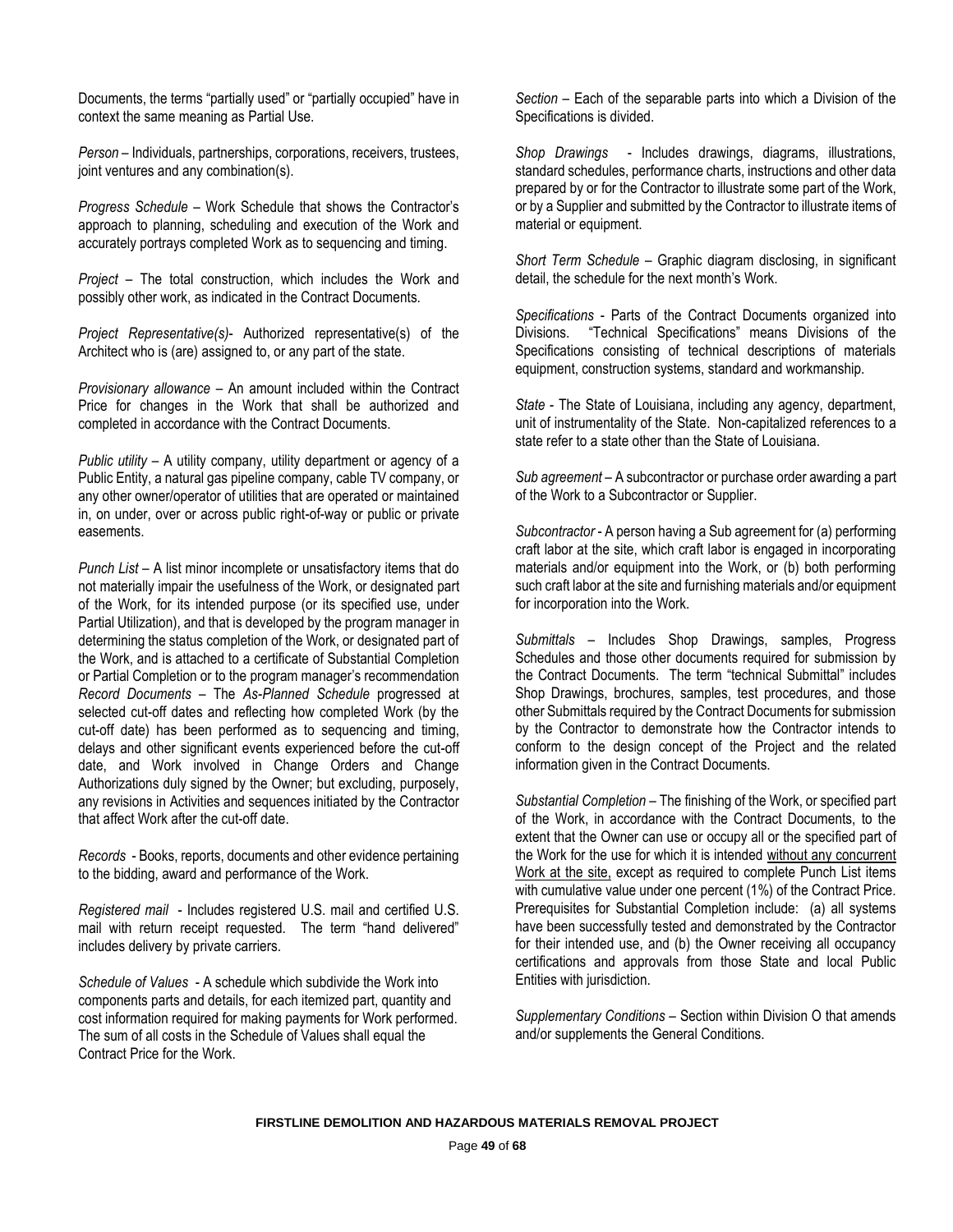Documents, the terms "partially used" or "partially occupied" have in context the same meaning as Partial Use.

*Person* – Individuals, partnerships, corporations, receivers, trustees, joint ventures and any combination(s).

*Progress Schedule* – Work Schedule that shows the Contractor's approach to planning, scheduling and execution of the Work and accurately portrays completed Work as to sequencing and timing.

*Project* – The total construction, which includes the Work and possibly other work, as indicated in the Contract Documents.

*Project Representative(s)*- Authorized representative(s) of the Architect who is (are) assigned to, or any part of the state.

*Provisionary allowance* – An amount included within the Contract Price for changes in the Work that shall be authorized and completed in accordance with the Contract Documents.

*Public utility* – A utility company, utility department or agency of a Public Entity, a natural gas pipeline company, cable TV company, or any other owner/operator of utilities that are operated or maintained in, on under, over or across public right-of-way or public or private easements.

*Punch List* – A list minor incomplete or unsatisfactory items that do not materially impair the usefulness of the Work, or designated part of the Work, for its intended purpose (or its specified use, under Partial Utilization), and that is developed by the program manager in determining the status completion of the Work, or designated part of the Work, and is attached to a certificate of Substantial Completion or Partial Completion or to the program manager's recommendation

*Record Documents* – The *As-Planned Schedule* progressed at selected cut-off dates and reflecting how completed Work (by the cut-off date) has been performed as to sequencing and timing, delays and other significant events experienced before the cut-off date, and Work involved in Change Orders and Change Authorizations duly signed by the Owner; but excluding, purposely, any revisions in Activities and sequences initiated by the Contractor that affect Work after the cut-off date.

*Records* - Books, reports, documents and other evidence pertaining to the bidding, award and performance of the Work.

*Registered mail* - Includes registered U.S. mail and certified U.S. mail with return receipt requested. The term "hand delivered" includes delivery by private carriers.

*Schedule of Values* - A schedule which subdivide the Work into components parts and details, for each itemized part, quantity and cost information required for making payments for Work performed. The sum of all costs in the Schedule of Values shall equal the Contract Price for the Work.

*Section* – Each of the separable parts into which a Division of the Specifications is divided.

*Shop Drawings* - Includes drawings, diagrams, illustrations, standard schedules, performance charts, instructions and other data prepared by or for the Contractor to illustrate some part of the Work, or by a Supplier and submitted by the Contractor to illustrate items of material or equipment.

*Short Term Schedule* – Graphic diagram disclosing, in significant detail, the schedule for the next month's Work.

*Specifications* - Parts of the Contract Documents organized into Divisions. "Technical Specifications" means Divisions of the Specifications consisting of technical descriptions of materials equipment, construction systems, standard and workmanship.

*State* - The State of Louisiana, including any agency, department, unit of instrumentality of the State. Non-capitalized references to a state refer to a state other than the State of Louisiana.

*Sub agreement* – A subcontractor or purchase order awarding a part of the Work to a Subcontractor or Supplier.

*Subcontractor* - A person having a Sub agreement for (a) performing craft labor at the site, which craft labor is engaged in incorporating materials and/or equipment into the Work, or (b) both performing such craft labor at the site and furnishing materials and/or equipment for incorporation into the Work.

*Submittals* – Includes Shop Drawings, samples, Progress Schedules and those other documents required for submission by the Contract Documents. The term "technical Submittal" includes Shop Drawings, brochures, samples, test procedures, and those other Submittals required by the Contract Documents for submission by the Contractor to demonstrate how the Contractor intends to conform to the design concept of the Project and the related information given in the Contract Documents.

*Substantial Completion* – The finishing of the Work, or specified part of the Work, in accordance with the Contract Documents, to the extent that the Owner can use or occupy all or the specified part of the Work for the use for which it is intended <u>without any concurrent Work at the site,</u> except as required to complete Punch List items with cumulative value under one percent (1%) of the Contract Price. Prerequisites for Substantial Completion include: (a) all systems have been successfully tested and demonstrated by the Contractor for their intended use, and (b) the Owner receiving all occupancy certifications and approvals from those State and local Public Entities with jurisdiction.

*Supplementary Conditions* – Section within Division O that amends and/or supplements the General Conditions.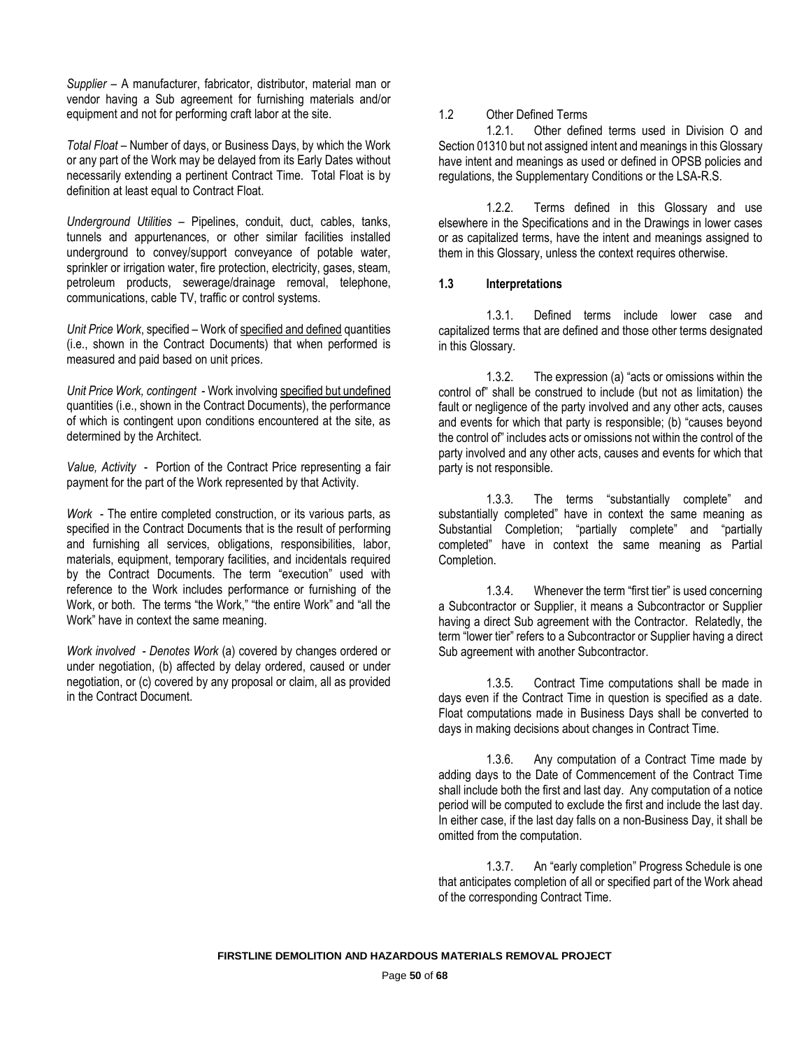*Supplier* – A manufacturer, fabricator, distributor, material man or vendor having a Sub agreement for furnishing materials and/or equipment and not for performing craft labor at the site.

*Total Float* – Number of days, or Business Days, by which the Work or any part of the Work may be delayed from its Early Dates without necessarily extending a pertinent Contract Time. Total Float is by definition at least equal to Contract Float.

*Underground Utilities* – Pipelines, conduit, duct, cables, tanks, tunnels and appurtenances, or other similar facilities installed underground to convey/support conveyance of potable water, sprinkler or irrigation water, fire protection, electricity, gases, steam, petroleum products, sewerage/drainage removal, telephone, communications, cable TV, traffic or control systems.

*Unit Price Work*, specified – Work of <u>specified and defined</u> quantities (i.e., shown in the Contract Documents) that when performed is measured and paid based on unit prices.

*Unit Price Work, contingent* - Work involving <u>specified but undefined</u> quantities (i.e., shown in the Contract Documents), the performance of which is contingent upon conditions encountered at the site, as determined by the Architect.

*Value, Activity* - Portion of the Contract Price representing a fair payment for the part of the Work represented by that Activity.

*Work* - The entire completed construction, or its various parts, as specified in the Contract Documents that is the result of performing and furnishing all services, obligations, responsibilities, labor, materials, equipment, temporary facilities, and incidentals required by the Contract Documents. The term "execution" used with reference to the Work includes performance or furnishing of the Work, or both. The terms "the Work," "the entire Work" and "all the Work" have in context the same meaning.

*Work involved - Denotes Work* (a) covered by changes ordered or under negotiation, (b) affected by delay ordered, caused or under negotiation, or (c) covered by any proposal or claim, all as provided in the Contract Document.

1.2 Other Defined Terms

1.2.1. Other defined terms used in Division O and Section 01310 but not assigned intent and meanings in this Glossary have intent and meanings as used or defined in OPSB policies and regulations, the Supplementary Conditions or the LSA-R.S.

1.2.2. Terms defined in this Glossary and use elsewhere in the Specifications and in the Drawings in lower cases or as capitalized terms, have the intent and meanings assigned to them in this Glossary, unless the context requires otherwise.

**1.3 Interpretations**

1.3.1. Defined terms include lower case and capitalized terms that are defined and those other terms designated in this Glossary.

1.3.2. The expression (a) "acts or omissions within the control of" shall be construed to include (but not as limitation) the fault or negligence of the party involved and any other acts, causes and events for which that party is responsible; (b) "causes beyond the control of" includes acts or omissions not within the control of the party involved and any other acts, causes and events for which that party is not responsible.

1.3.3. The terms "substantially complete" and substantially completed" have in context the same meaning as Substantial Completion; "partially complete" and "partially completed" have in context the same meaning as Partial Completion.

1.3.4. Whenever the term "first tier" is used concerning a Subcontractor or Supplier, it means a Subcontractor or Supplier having a direct Sub agreement with the Contractor. Relatedly, the term "lower tier" refers to a Subcontractor or Supplier having a direct Sub agreement with another Subcontractor.

1.3.5. Contract Time computations shall be made in days even if the Contract Time in question is specified as a date. Float computations made in Business Days shall be converted to days in making decisions about changes in Contract Time.

1.3.6. Any computation of a Contract Time made by adding days to the Date of Commencement of the Contract Time shall include both the first and last day. Any computation of a notice period will be computed to exclude the first and include the last day. In either case, if the last day falls on a non-Business Day, it shall be omitted from the computation.

1.3.7. An "early completion" Progress Schedule is one that anticipates completion of all or specified part of the Work ahead of the corresponding Contract Time.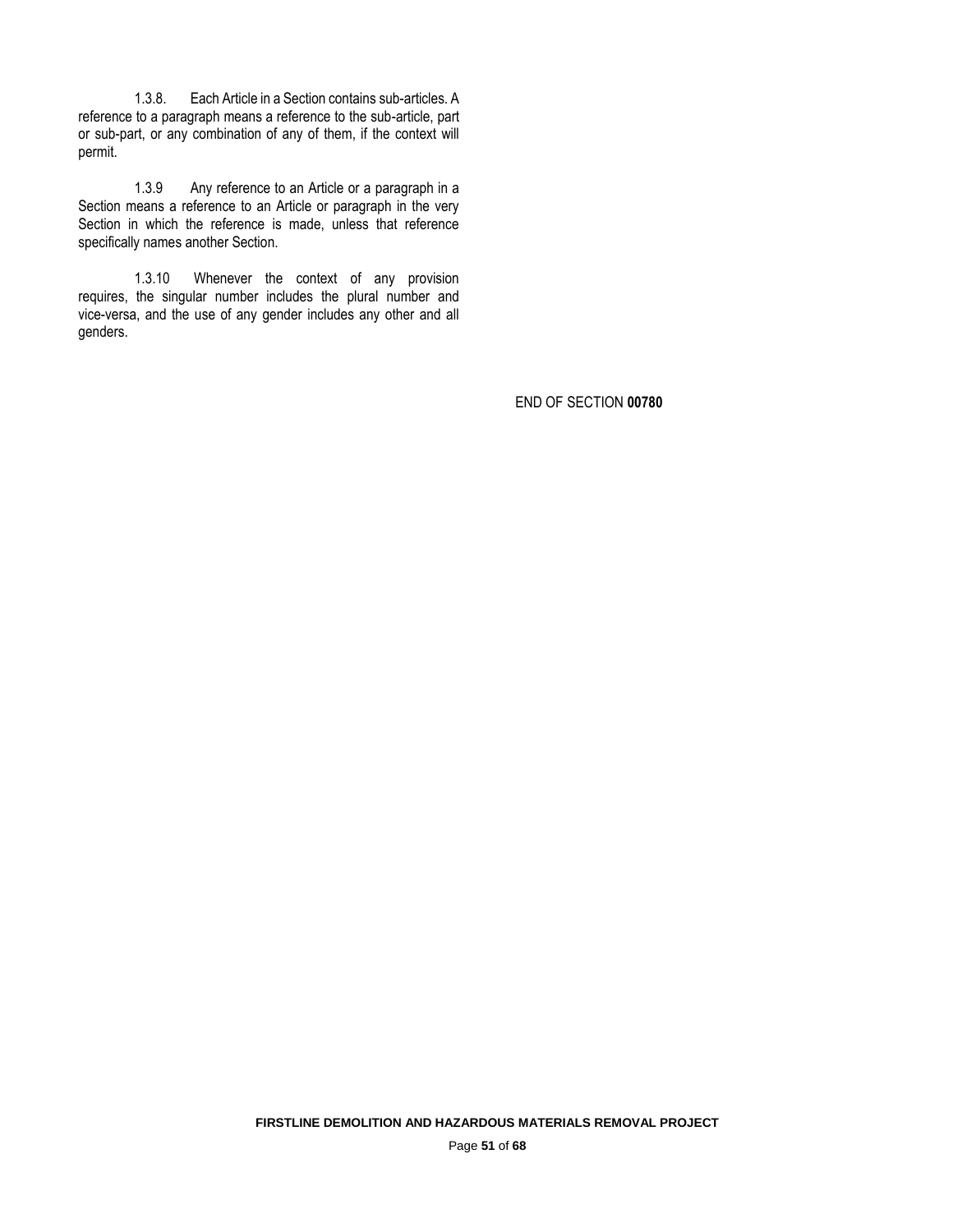1.3.8. Each Article in a Section contains sub-articles. A reference to a paragraph means a reference to the sub-article, part or sub-part, or any combination of any of them, if the context will permit.

1.3.9 Any reference to an Article or a paragraph in a Section means a reference to an Article or paragraph in the very Section in which the reference is made, unless that reference specifically names another Section.

1.3.10 Whenever the context of any provision requires, the singular number includes the plural number and vice-versa, and the use of any gender includes any other and all genders.

END OF SECTION **00780**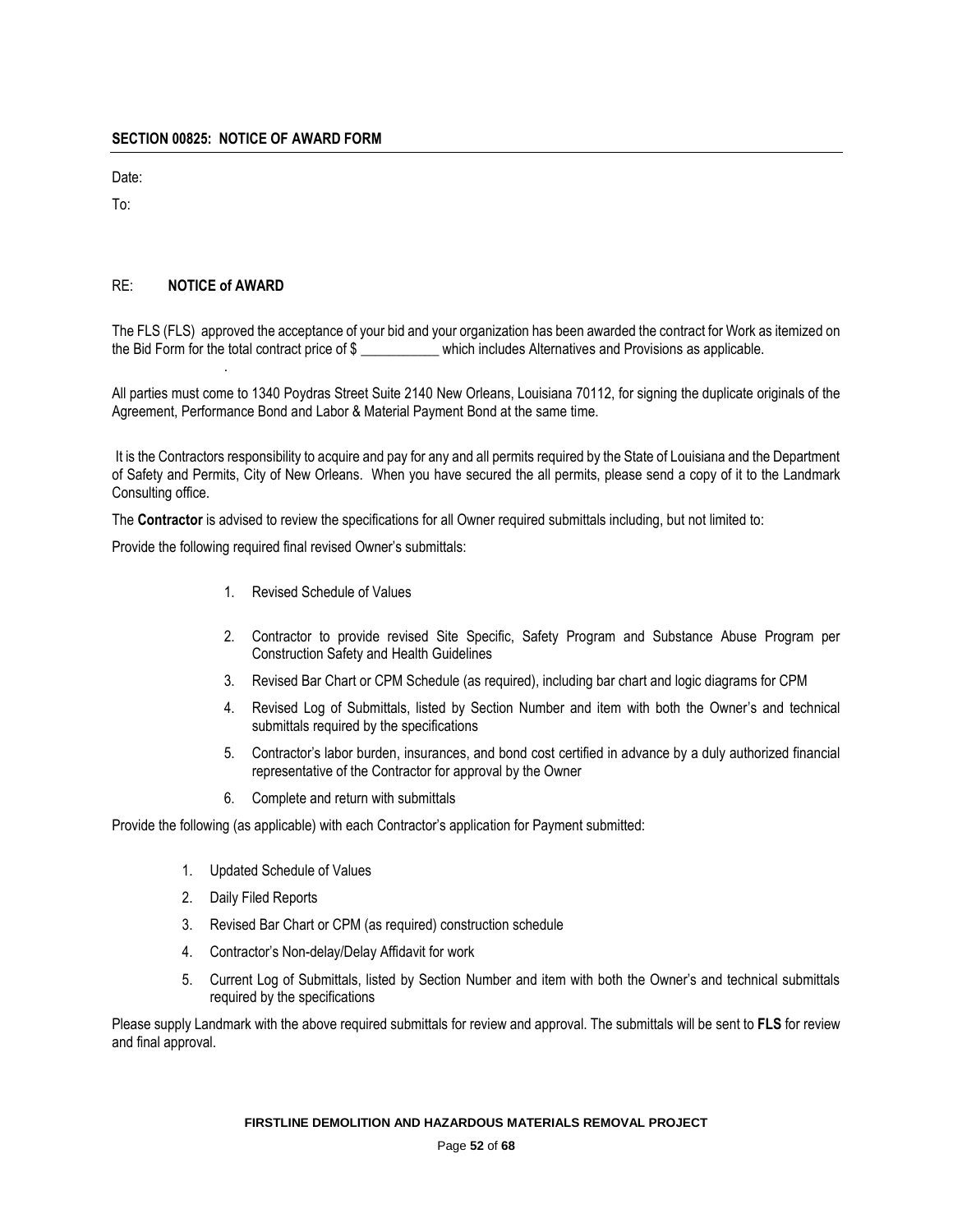## SECTION 00825: NOTICE OF AWARD FORM

Date:

To:

RE: **NOTICE of AWARD**

The FLS (FLS) approved the acceptance of your bid and your organization has been awarded the contract for Work as itemized on the Bid Form for the total contract price of $ ___________ which includes Alternatives and Provisions as applicable.

.

All parties must come to 1340 Poydras Street Suite 2140 New Orleans, Louisiana 70112, for signing the duplicate originals of the Agreement, Performance Bond and Labor & Material Payment Bond at the same time.

It is the Contractors responsibility to acquire and pay for any and all permits required by the State of Louisiana and the Department of Safety and Permits, City of New Orleans. When you have secured the all permits, please send a copy of it to the Landmark Consulting office.

The **Contractor** is advised to review the specifications for all Owner required submittals including, but not limited to:

Provide the following required final revised Owner's submittals:

1. Revised Schedule of Values
2. Contractor to provide revised Site Specific, Safety Program and Substance Abuse Program per Construction Safety and Health Guidelines
3. Revised Bar Chart or CPM Schedule (as required), including bar chart and logic diagrams for CPM
4. Revised Log of Submittals, listed by Section Number and item with both the Owner's and technical submittals required by the specifications
5. Contractor's labor burden, insurances, and bond cost certified in advance by a duly authorized financial representative of the Contractor for approval by the Owner
6. Complete and return with submittals

Provide the following (as applicable) with each Contractor's application for Payment submitted:

1. Updated Schedule of Values
2. Daily Filed Reports
3. Revised Bar Chart or CPM (as required) construction schedule
4. Contractor's Non-delay/Delay Affidavit for work
5. Current Log of Submittals, listed by Section Number and item with both the Owner's and technical submittals required by the specifications

Please supply Landmark with the above required submittals for review and approval. The submittals will be sent to **FLS** for review and final approval.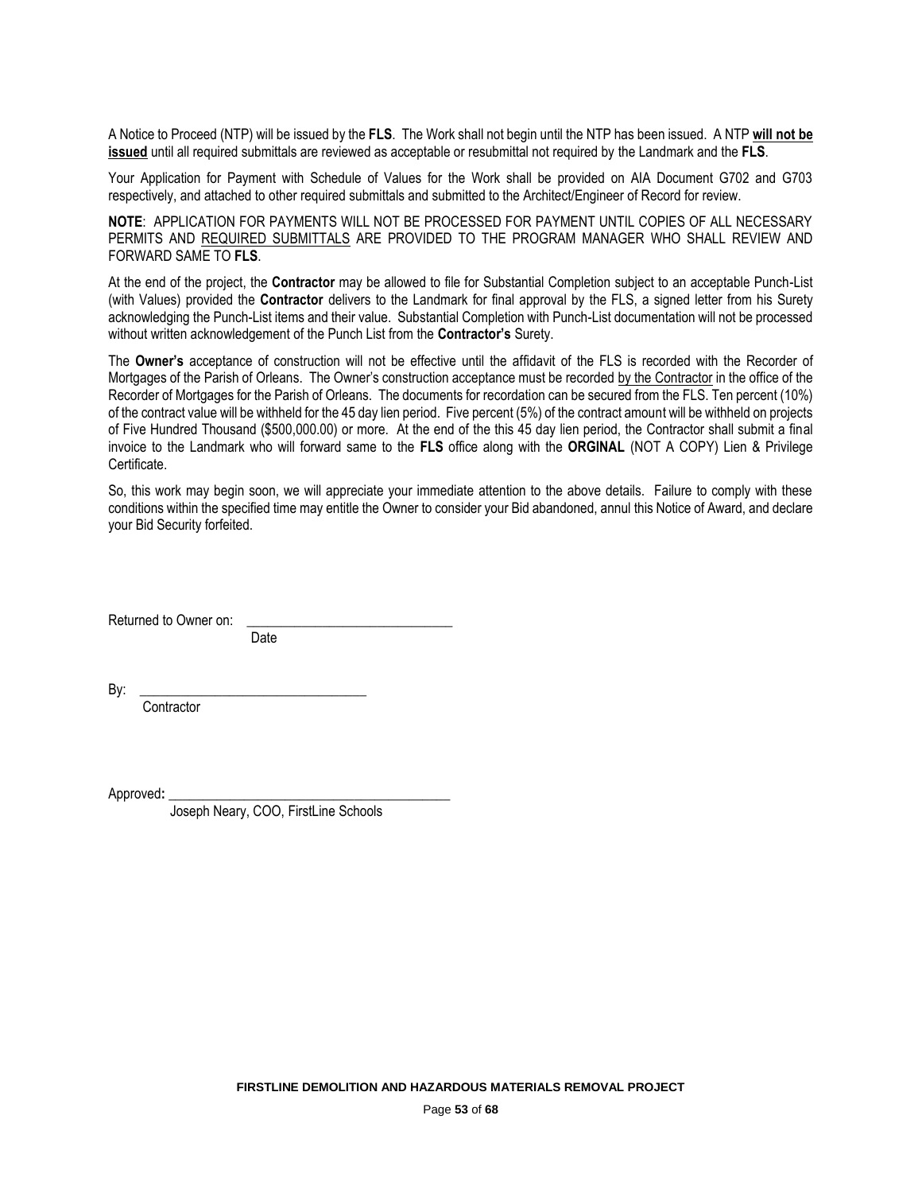A Notice to Proceed (NTP) will be issued by the **FLS**. The Work shall not begin until the NTP has been issued. A NTP **will not be issued** until all required submittals are reviewed as acceptable or resubmittal not required by the Landmark and the **FLS**.

Your Application for Payment with Schedule of Values for the Work shall be provided on AIA Document G702 and G703 respectively, and attached to other required submittals and submitted to the Architect/Engineer of Record for review.

**NOTE**: APPLICATION FOR PAYMENTS WILL NOT BE PROCESSED FOR PAYMENT UNTIL COPIES OF ALL NECESSARY PERMITS AND REQUIRED SUBMITTALS ARE PROVIDED TO THE PROGRAM MANAGER WHO SHALL REVIEW AND FORWARD SAME TO **FLS**.

At the end of the project, the **Contractor** may be allowed to file for Substantial Completion subject to an acceptable Punch-List (with Values) provided the **Contractor** delivers to the Landmark for final approval by the FLS, a signed letter from his Surety acknowledging the Punch-List items and their value. Substantial Completion with Punch-List documentation will not be processed without written acknowledgement of the Punch List from the **Contractor's** Surety.

The **Owner's** acceptance of construction will not be effective until the affidavit of the FLS is recorded with the Recorder of Mortgages of the Parish of Orleans. The Owner's construction acceptance must be recorded by the Contractor in the office of the Recorder of Mortgages for the Parish of Orleans. The documents for recordation can be secured from the FLS. Ten percent (10%) of the contract value will be withheld for the 45 day lien period. Five percent (5%) of the contract amount will be withheld on projects of Five Hundred Thousand ($500,000.00) or more. At the end of the this 45 day lien period, the Contractor shall submit a final invoice to the Landmark who will forward same to the **FLS** office along with the **ORGINAL** (NOT A COPY) Lien & Privilege Certificate.

So, this work may begin soon, we will appreciate your immediate attention to the above details. Failure to comply with these conditions within the specified time may entitle the Owner to consider your Bid abandoned, annul this Notice of Award, and declare your Bid Security forfeited.

Returned to Owner on: \_\_\_\_\_\_\_\_\_\_\_\_\_\_\_\_\_\_\_\_\_\_\_\_\_\_\_\_\_\_
Date

By: \_\_\_\_\_\_\_\_\_\_\_\_\_\_\_\_\_\_\_\_\_\_\_\_\_\_\_\_\_\_\_\_
Contractor

Approved**:** \_\_\_\_\_\_\_\_\_\_\_\_\_\_\_\_\_\_\_\_\_\_\_\_\_\_\_\_\_\_\_\_\_\_\_\_\_\_\_\_
Joseph Neary, COO, FirstLine Schools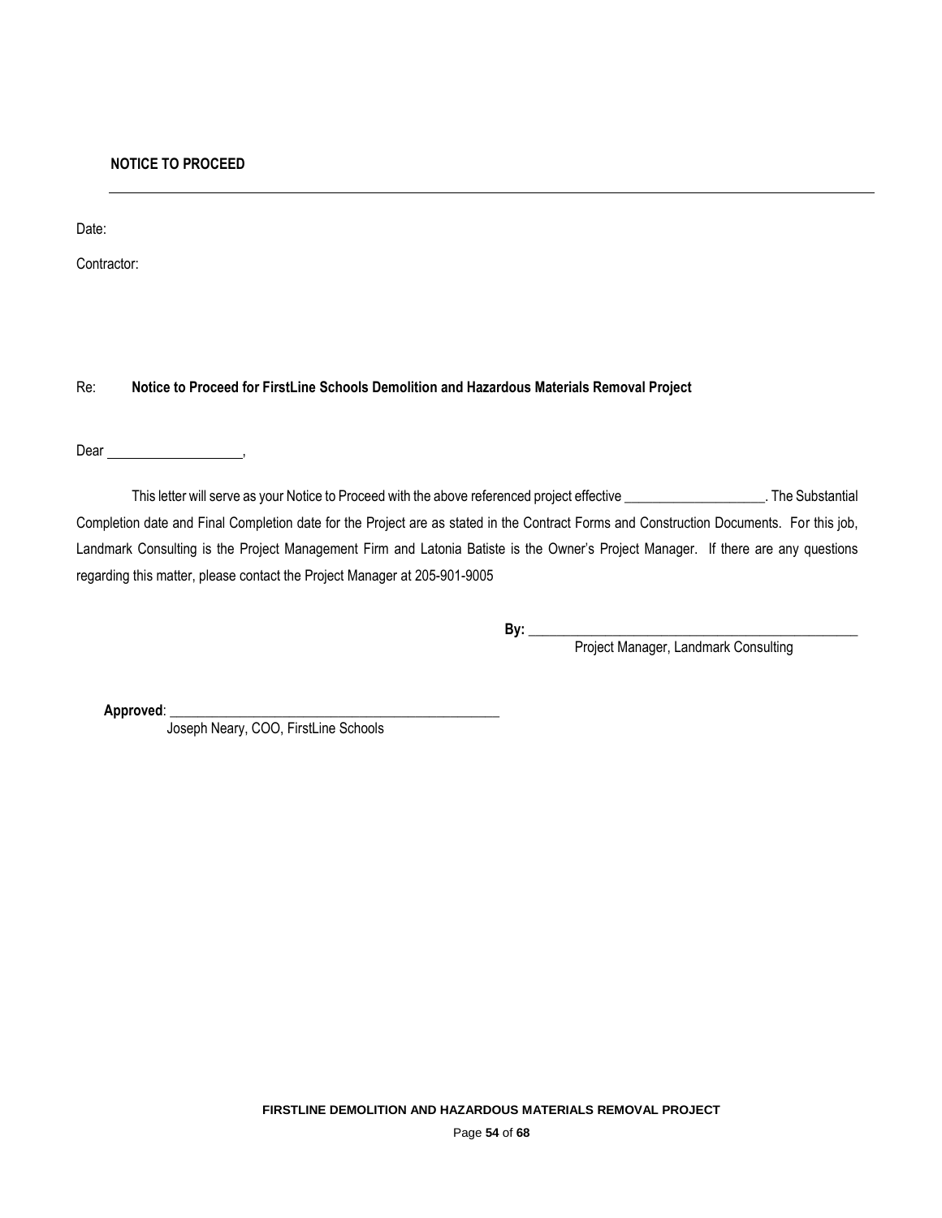**NOTICE TO PROCEED**

---

Date:

Contractor:

Re: **Notice to Proceed for FirstLine Schools Demolition and Hazardous Materials Removal Project**

Dear ____________________,

This letter will serve as your Notice to Proceed with the above referenced project effective ____________________. The Substantial Completion date and Final Completion date for the Project are as stated in the Contract Forms and Construction Documents. For this job, Landmark Consulting is the Project Management Firm and Latonia Batiste is the Owner's Project Manager. If there are any questions regarding this matter, please contact the Project Manager at 205-901-9005

**By:** ________________________________________________
Project Manager, Landmark Consulting

**Approved**: ________________________________________________
Joseph Neary, COO, FirstLine Schools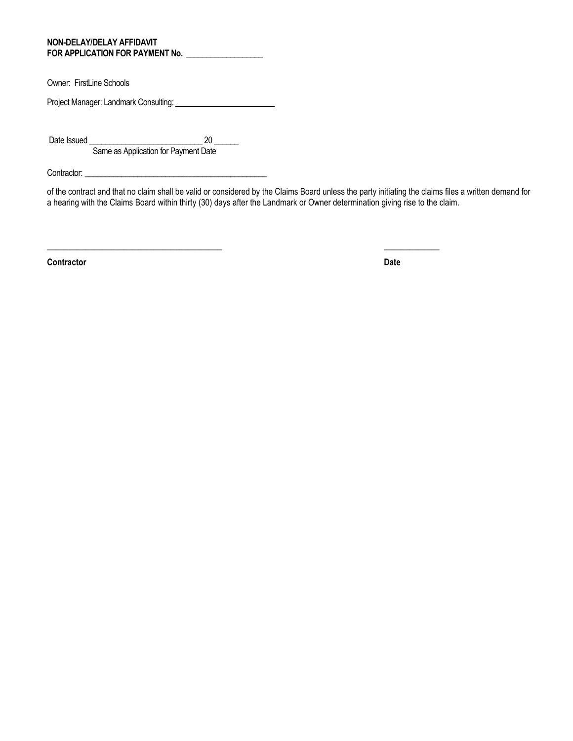**NON-DELAY/DELAY AFFIDAVIT**
**FOR APPLICATION FOR PAYMENT No. ___________________**

Owner: FirstLine Schools

Project Manager: Landmark Consulting: ________________________

Date Issued ____________________________ 20 ______
Same as Application for Payment Date

Contractor: ______________________________________________

of the contract and that no claim shall be valid or considered by the Claims Board unless the party initiating the claims files a written demand for a hearing with the Claims Board within thirty (30) days after the Landmark or Owner determination giving rise to the claim.

___________________________________________ _____________

**Contractor** **Date**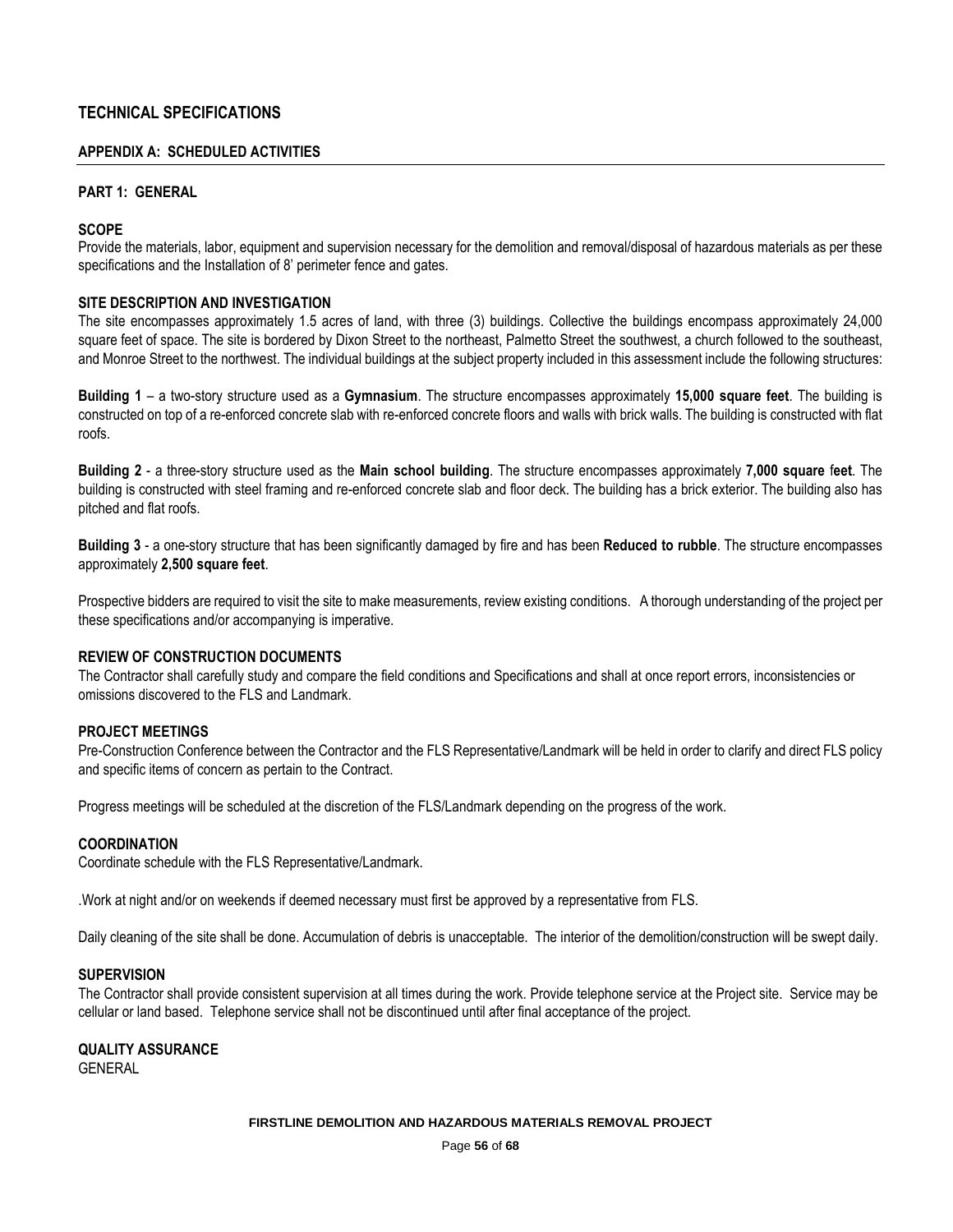# TECHNICAL SPECIFICATIONS

## APPENDIX A: SCHEDULED ACTIVITIES

### PART 1: GENERAL

**SCOPE**

Provide the materials, labor, equipment and supervision necessary for the demolition and removal/disposal of hazardous materials as per these specifications and the Installation of 8' perimeter fence and gates.

**SITE DESCRIPTION AND INVESTIGATION**

The site encompasses approximately 1.5 acres of land, with three (3) buildings. Collective the buildings encompass approximately 24,000 square feet of space. The site is bordered by Dixon Street to the northeast, Palmetto Street the southwest, a church followed to the southeast, and Monroe Street to the northwest. The individual buildings at the subject property included in this assessment include the following structures:

**Building 1** – a two-story structure used as a **Gymnasium**. The structure encompasses approximately **15,000 square feet**. The building is constructed on top of a re-enforced concrete slab with re-enforced concrete floors and walls with brick walls. The building is constructed with flat roofs.

**Building 2** - a three-story structure used as the **Main school building**. The structure encompasses approximately **7,000 square feet**. The building is constructed with steel framing and re-enforced concrete slab and floor deck. The building has a brick exterior. The building also has pitched and flat roofs.

**Building 3** - a one-story structure that has been significantly damaged by fire and has been **Reduced to rubble**. The structure encompasses approximately **2,500 square feet**.

Prospective bidders are required to visit the site to make measurements, review existing conditions. A thorough understanding of the project per these specifications and/or accompanying is imperative.

**REVIEW OF CONSTRUCTION DOCUMENTS**

The Contractor shall carefully study and compare the field conditions and Specifications and shall at once report errors, inconsistencies or omissions discovered to the FLS and Landmark.

**PROJECT MEETINGS**

Pre-Construction Conference between the Contractor and the FLS Representative/Landmark will be held in order to clarify and direct FLS policy and specific items of concern as pertain to the Contract.

Progress meetings will be scheduled at the discretion of the FLS/Landmark depending on the progress of the work.

**COORDINATION**

Coordinate schedule with the FLS Representative/Landmark.

.Work at night and/or on weekends if deemed necessary must first be approved by a representative from FLS.

Daily cleaning of the site shall be done. Accumulation of debris is unacceptable. The interior of the demolition/construction will be swept daily.

**SUPERVISION**

The Contractor shall provide consistent supervision at all times during the work. Provide telephone service at the Project site. Service may be cellular or land based. Telephone service shall not be discontinued until after final acceptance of the project.

**QUALITY ASSURANCE**

GENERAL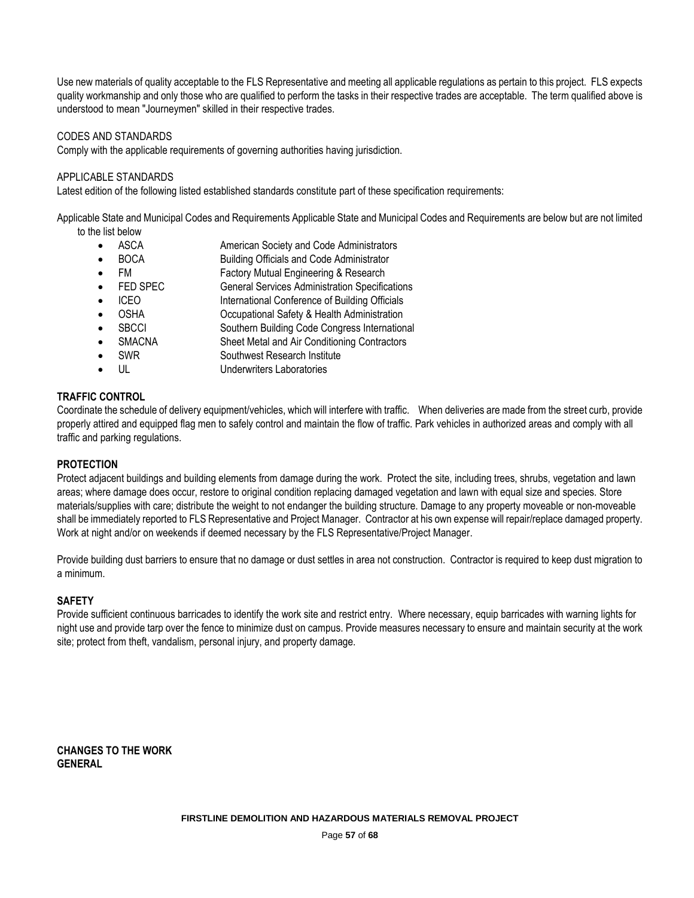Use new materials of quality acceptable to the FLS Representative and meeting all applicable regulations as pertain to this project. FLS expects quality workmanship and only those who are qualified to perform the tasks in their respective trades are acceptable. The term qualified above is understood to mean "Journeymen" skilled in their respective trades.

CODES AND STANDARDS

Comply with the applicable requirements of governing authorities having jurisdiction.

APPLICABLE STANDARDS

Latest edition of the following listed established standards constitute part of these specification requirements:

Applicable State and Municipal Codes and Requirements Applicable State and Municipal Codes and Requirements are below but are not limited to the list below

- ASCA — American Society and Code Administrators
- BOCA — Building Officials and Code Administrator
- FM — Factory Mutual Engineering & Research
- FED SPEC — General Services Administration Specifications
- ICEO — International Conference of Building Officials
- OSHA — Occupational Safety & Health Administration
- SBCCI — Southern Building Code Congress International
- SMACNA — Sheet Metal and Air Conditioning Contractors
- SWR — Southwest Research Institute
- UL — Underwriters Laboratories

**TRAFFIC CONTROL**

Coordinate the schedule of delivery equipment/vehicles, which will interfere with traffic. When deliveries are made from the street curb, provide properly attired and equipped flag men to safely control and maintain the flow of traffic. Park vehicles in authorized areas and comply with all traffic and parking regulations.

**PROTECTION**

Protect adjacent buildings and building elements from damage during the work. Protect the site, including trees, shrubs, vegetation and lawn areas; where damage does occur, restore to original condition replacing damaged vegetation and lawn with equal size and species. Store materials/supplies with care; distribute the weight to not endanger the building structure. Damage to any property moveable or non-moveable shall be immediately reported to FLS Representative and Project Manager. Contractor at his own expense will repair/replace damaged property. Work at night and/or on weekends if deemed necessary by the FLS Representative/Project Manager.

Provide building dust barriers to ensure that no damage or dust settles in area not construction. Contractor is required to keep dust migration to a minimum.

**SAFETY**

Provide sufficient continuous barricades to identify the work site and restrict entry. Where necessary, equip barricades with warning lights for night use and provide tarp over the fence to minimize dust on campus. Provide measures necessary to ensure and maintain security at the work site; protect from theft, vandalism, personal injury, and property damage.

**CHANGES TO THE WORK**

**GENERAL**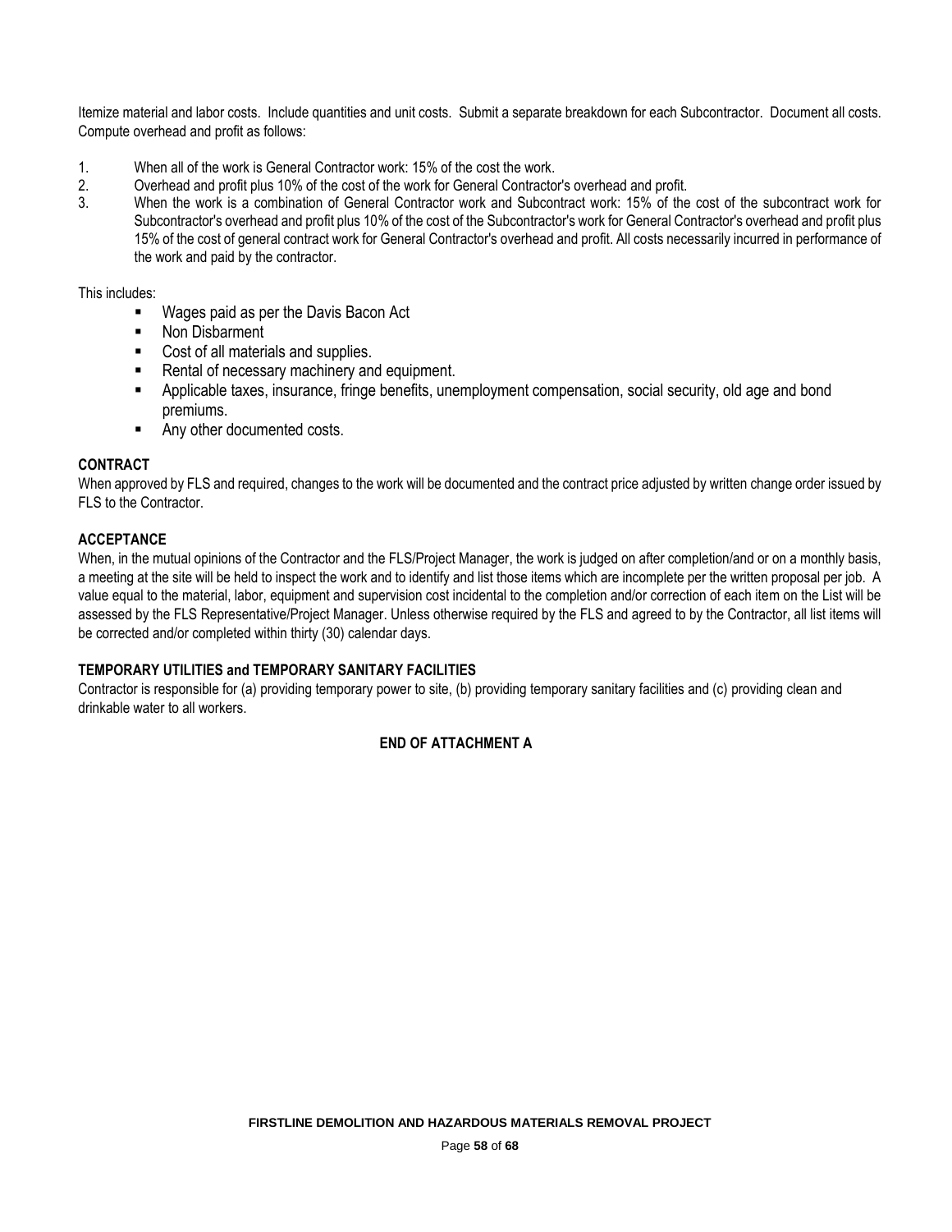Itemize material and labor costs. Include quantities and unit costs. Submit a separate breakdown for each Subcontractor. Document all costs. Compute overhead and profit as follows:

1. When all of the work is General Contractor work: 15% of the cost the work.
2. Overhead and profit plus 10% of the cost of the work for General Contractor's overhead and profit.
3. When the work is a combination of General Contractor work and Subcontract work: 15% of the cost of the subcontract work for Subcontractor's overhead and profit plus 10% of the cost of the Subcontractor's work for General Contractor's overhead and profit plus 15% of the cost of general contract work for General Contractor's overhead and profit. All costs necessarily incurred in performance of the work and paid by the contractor.

This includes:

- Wages paid as per the Davis Bacon Act
- Non Disbarment
- Cost of all materials and supplies.
- Rental of necessary machinery and equipment.
- Applicable taxes, insurance, fringe benefits, unemployment compensation, social security, old age and bond premiums.
- Any other documented costs.

**CONTRACT**

When approved by FLS and required, changes to the work will be documented and the contract price adjusted by written change order issued by FLS to the Contractor.

**ACCEPTANCE**

When, in the mutual opinions of the Contractor and the FLS/Project Manager, the work is judged on after completion/and or on a monthly basis, a meeting at the site will be held to inspect the work and to identify and list those items which are incomplete per the written proposal per job. A value equal to the material, labor, equipment and supervision cost incidental to the completion and/or correction of each item on the List will be assessed by the FLS Representative/Project Manager. Unless otherwise required by the FLS and agreed to by the Contractor, all list items will be corrected and/or completed within thirty (30) calendar days.

**TEMPORARY UTILITIES and TEMPORARY SANITARY FACILITIES**

Contractor is responsible for (a) providing temporary power to site, (b) providing temporary sanitary facilities and (c) providing clean and drinkable water to all workers.

**END OF ATTACHMENT A**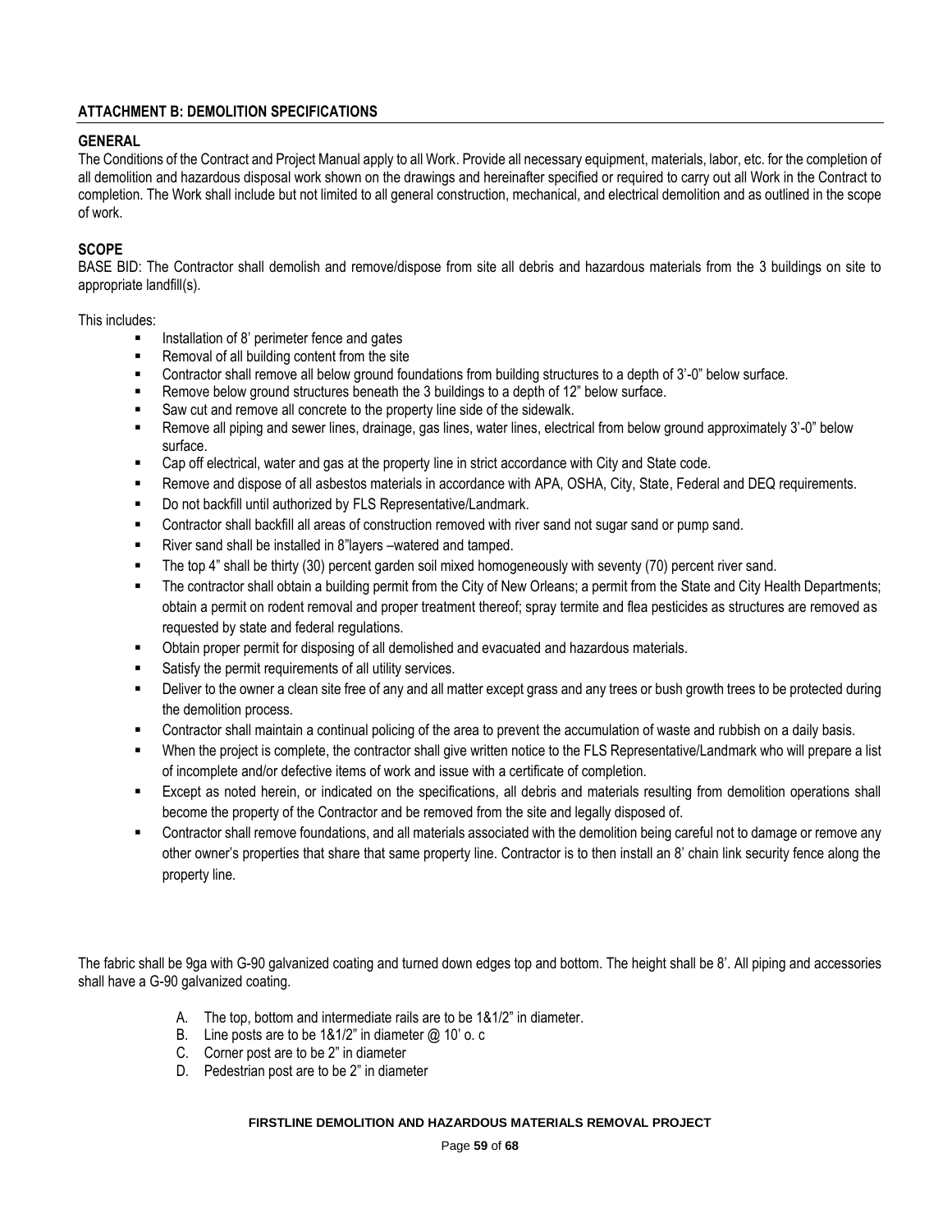## ATTACHMENT B: DEMOLITION SPECIFICATIONS

### GENERAL

The Conditions of the Contract and Project Manual apply to all Work. Provide all necessary equipment, materials, labor, etc. for the completion of all demolition and hazardous disposal work shown on the drawings and hereinafter specified or required to carry out all Work in the Contract to completion. The Work shall include but not limited to all general construction, mechanical, and electrical demolition and as outlined in the scope of work.

### SCOPE

BASE BID: The Contractor shall demolish and remove/dispose from site all debris and hazardous materials from the 3 buildings on site to appropriate landfill(s).

This includes:

- Installation of 8' perimeter fence and gates
- Removal of all building content from the site
- Contractor shall remove all below ground foundations from building structures to a depth of 3'-0" below surface.
- Remove below ground structures beneath the 3 buildings to a depth of 12" below surface.
- Saw cut and remove all concrete to the property line side of the sidewalk.
- Remove all piping and sewer lines, drainage, gas lines, water lines, electrical from below ground approximately 3'-0" below surface.
- Cap off electrical, water and gas at the property line in strict accordance with City and State code.
- Remove and dispose of all asbestos materials in accordance with APA, OSHA, City, State, Federal and DEQ requirements.
- Do not backfill until authorized by FLS Representative/Landmark.
- Contractor shall backfill all areas of construction removed with river sand not sugar sand or pump sand.
- River sand shall be installed in 8"layers –watered and tamped.
- The top 4" shall be thirty (30) percent garden soil mixed homogeneously with seventy (70) percent river sand.
- The contractor shall obtain a building permit from the City of New Orleans; a permit from the State and City Health Departments; obtain a permit on rodent removal and proper treatment thereof; spray termite and flea pesticides as structures are removed as requested by state and federal regulations.
- Obtain proper permit for disposing of all demolished and evacuated and hazardous materials.
- Satisfy the permit requirements of all utility services.
- Deliver to the owner a clean site free of any and all matter except grass and any trees or bush growth trees to be protected during the demolition process.
- Contractor shall maintain a continual policing of the area to prevent the accumulation of waste and rubbish on a daily basis.
- When the project is complete, the contractor shall give written notice to the FLS Representative/Landmark who will prepare a list of incomplete and/or defective items of work and issue with a certificate of completion.
- Except as noted herein, or indicated on the specifications, all debris and materials resulting from demolition operations shall become the property of the Contractor and be removed from the site and legally disposed of.
- Contractor shall remove foundations, and all materials associated with the demolition being careful not to damage or remove any other owner's properties that share that same property line. Contractor is to then install an 8' chain link security fence along the property line.

The fabric shall be 9ga with G-90 galvanized coating and turned down edges top and bottom. The height shall be 8'. All piping and accessories shall have a G-90 galvanized coating.

A. The top, bottom and intermediate rails are to be 1&1/2" in diameter.
B. Line posts are to be 1&1/2" in diameter @ 10' o. c
C. Corner post are to be 2" in diameter
D. Pedestrian post are to be 2" in diameter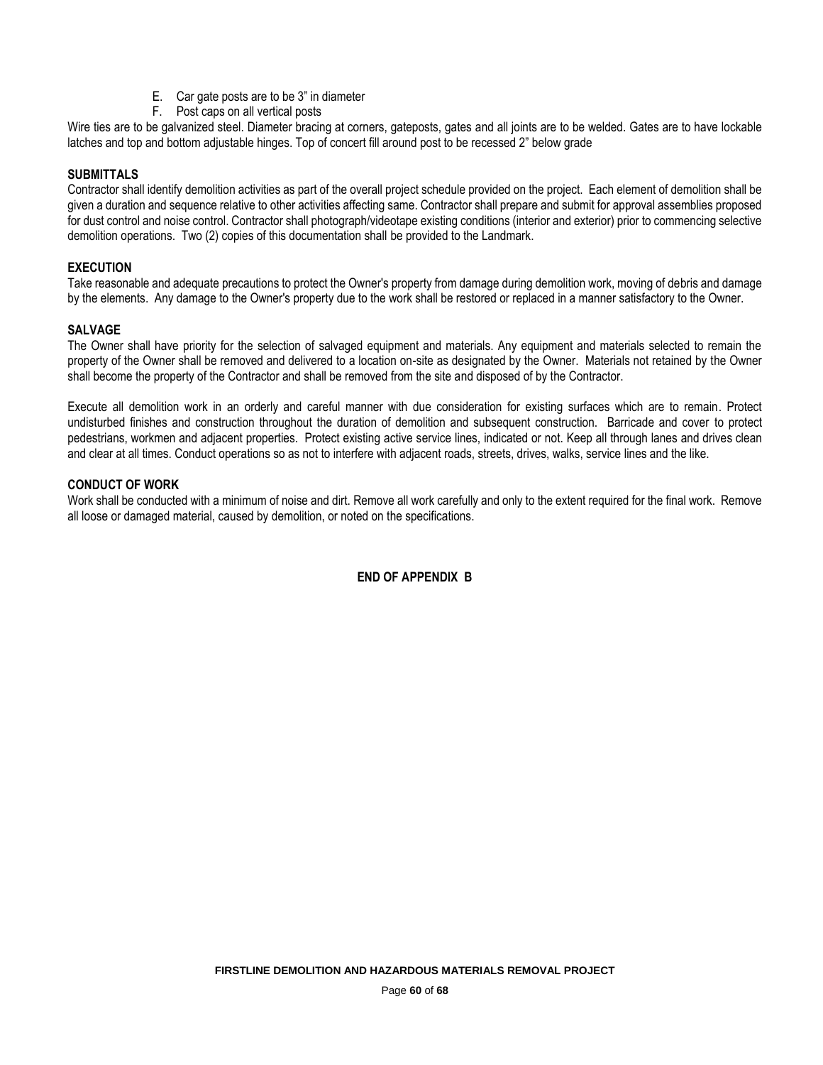E. Car gate posts are to be 3" in diameter
F. Post caps on all vertical posts

Wire ties are to be galvanized steel. Diameter bracing at corners, gateposts, gates and all joints are to be welded. Gates are to have lockable latches and top and bottom adjustable hinges. Top of concert fill around post to be recessed 2" below grade

**SUBMITTALS**

Contractor shall identify demolition activities as part of the overall project schedule provided on the project. Each element of demolition shall be given a duration and sequence relative to other activities affecting same. Contractor shall prepare and submit for approval assemblies proposed for dust control and noise control. Contractor shall photograph/videotape existing conditions (interior and exterior) prior to commencing selective demolition operations. Two (2) copies of this documentation shall be provided to the Landmark.

**EXECUTION**

Take reasonable and adequate precautions to protect the Owner's property from damage during demolition work, moving of debris and damage by the elements. Any damage to the Owner's property due to the work shall be restored or replaced in a manner satisfactory to the Owner.

**SALVAGE**

The Owner shall have priority for the selection of salvaged equipment and materials. Any equipment and materials selected to remain the property of the Owner shall be removed and delivered to a location on-site as designated by the Owner. Materials not retained by the Owner shall become the property of the Contractor and shall be removed from the site and disposed of by the Contractor.

Execute all demolition work in an orderly and careful manner with due consideration for existing surfaces which are to remain. Protect undisturbed finishes and construction throughout the duration of demolition and subsequent construction. Barricade and cover to protect pedestrians, workmen and adjacent properties. Protect existing active service lines, indicated or not. Keep all through lanes and drives clean and clear at all times. Conduct operations so as not to interfere with adjacent roads, streets, drives, walks, service lines and the like.

**CONDUCT OF WORK**

Work shall be conducted with a minimum of noise and dirt. Remove all work carefully and only to the extent required for the final work. Remove all loose or damaged material, caused by demolition, or noted on the specifications.

**END OF APPENDIX B**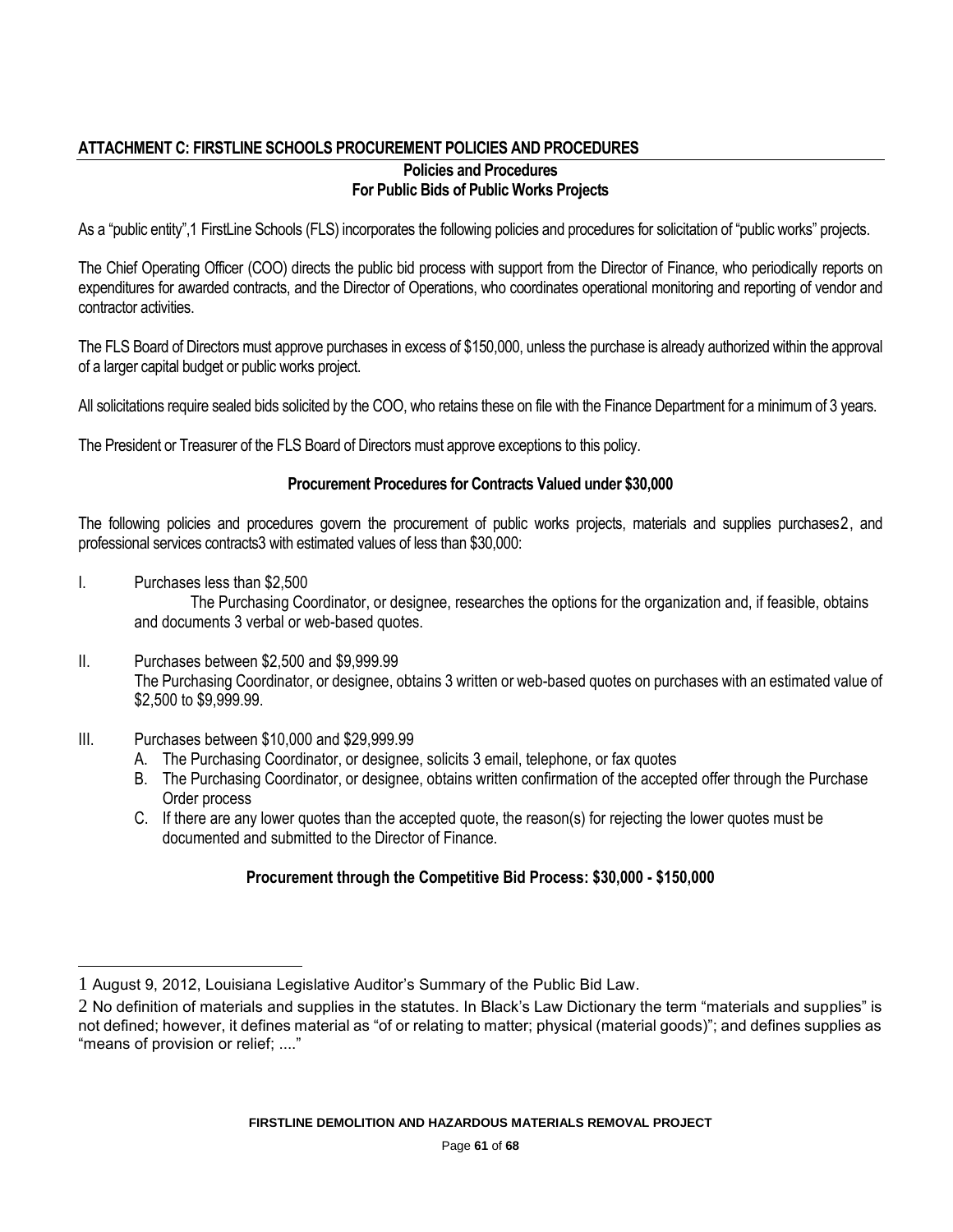## ATTACHMENT C: FIRSTLINE SCHOOLS PROCUREMENT POLICIES AND PROCEDURES

### Policies and Procedures
### For Public Bids of Public Works Projects

As a "public entity",[1] FirstLine Schools (FLS) incorporates the following policies and procedures for solicitation of "public works" projects.

The Chief Operating Officer (COO) directs the public bid process with support from the Director of Finance, who periodically reports on expenditures for awarded contracts, and the Director of Operations, who coordinates operational monitoring and reporting of vendor and contractor activities.

The FLS Board of Directors must approve purchases in excess of $150,000, unless the purchase is already authorized within the approval of a larger capital budget or public works project.

All solicitations require sealed bids solicited by the COO, who retains these on file with the Finance Department for a minimum of 3 years.

The President or Treasurer of the FLS Board of Directors must approve exceptions to this policy.

### Procurement Procedures for Contracts Valued under $30,000

The following policies and procedures govern the procurement of public works projects, materials and supplies purchases[2], and professional services contracts[3] with estimated values of less than $30,000:

I. Purchases less than $2,500
   The Purchasing Coordinator, or designee, researches the options for the organization and, if feasible, obtains and documents 3 verbal or web-based quotes.

II. Purchases between $2,500 and $9,999.99
   The Purchasing Coordinator, or designee, obtains 3 written or web-based quotes on purchases with an estimated value of $2,500 to $9,999.99.

III. Purchases between $10,000 and $29,999.99
   A. The Purchasing Coordinator, or designee, solicits 3 email, telephone, or fax quotes
   B. The Purchasing Coordinator, or designee, obtains written confirmation of the accepted offer through the Purchase Order process
   C. If there are any lower quotes than the accepted quote, the reason(s) for rejecting the lower quotes must be documented and submitted to the Director of Finance.

### Procurement through the Competitive Bid Process: $30,000 - $150,000

---

[1] August 9, 2012, Louisiana Legislative Auditor's Summary of the Public Bid Law.

[2] No definition of materials and supplies in the statutes. In Black's Law Dictionary the term "materials and supplies" is not defined; however, it defines material as "of or relating to matter; physical (material goods)"; and defines supplies as "means of provision or relief; ...."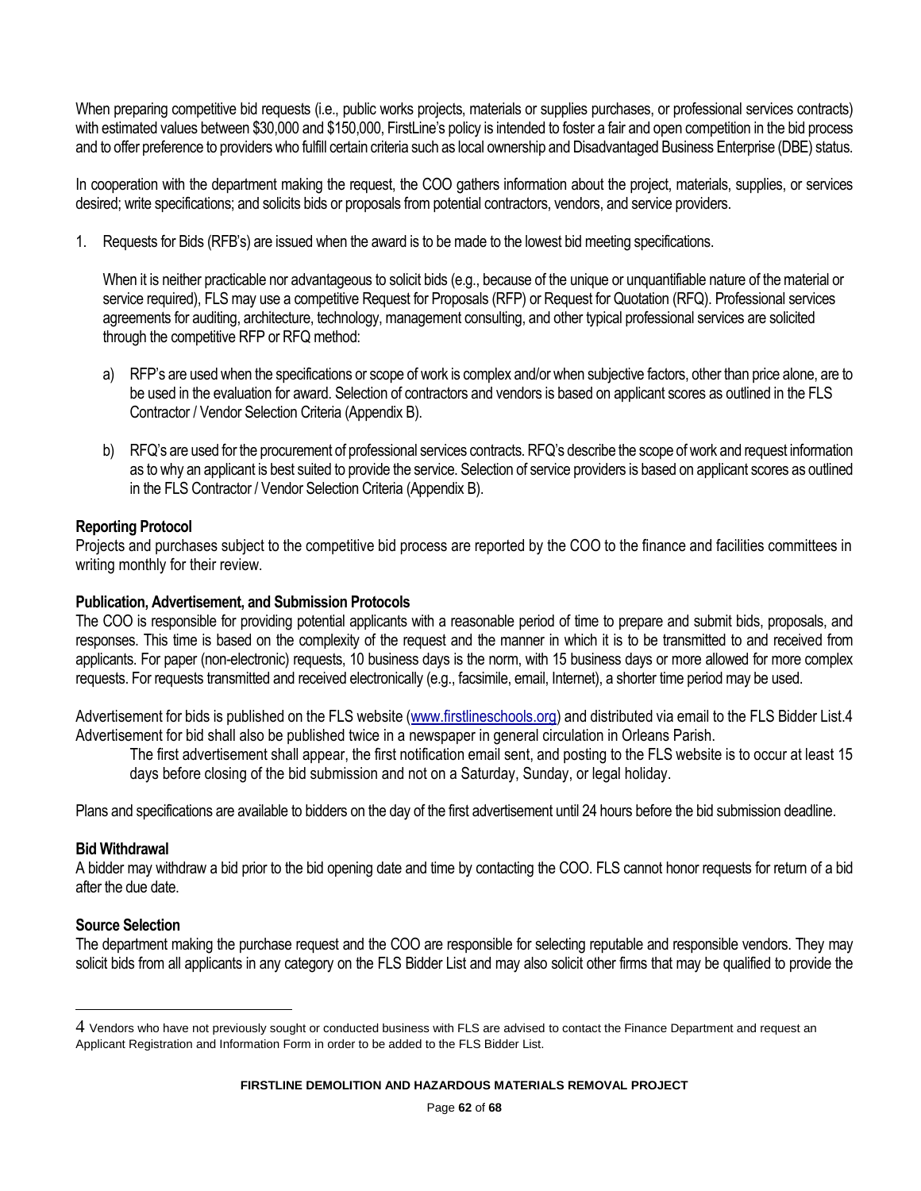When preparing competitive bid requests (i.e., public works projects, materials or supplies purchases, or professional services contracts) with estimated values between $30,000 and $150,000, FirstLine's policy is intended to foster a fair and open competition in the bid process and to offer preference to providers who fulfill certain criteria such as local ownership and Disadvantaged Business Enterprise (DBE) status.

In cooperation with the department making the request, the COO gathers information about the project, materials, supplies, or services desired; write specifications; and solicits bids or proposals from potential contractors, vendors, and service providers.

1. Requests for Bids (RFB's) are issued when the award is to be made to the lowest bid meeting specifications.

   When it is neither practicable nor advantageous to solicit bids (e.g., because of the unique or unquantifiable nature of the material or service required), FLS may use a competitive Request for Proposals (RFP) or Request for Quotation (RFQ). Professional services agreements for auditing, architecture, technology, management consulting, and other typical professional services are solicited through the competitive RFP or RFQ method:

   a) RFP's are used when the specifications or scope of work is complex and/or when subjective factors, other than price alone, are to be used in the evaluation for award. Selection of contractors and vendors is based on applicant scores as outlined in the FLS Contractor / Vendor Selection Criteria (Appendix B).

   b) RFQ's are used for the procurement of professional services contracts. RFQ's describe the scope of work and request information as to why an applicant is best suited to provide the service. Selection of service providers is based on applicant scores as outlined in the FLS Contractor / Vendor Selection Criteria (Appendix B).

**Reporting Protocol**

Projects and purchases subject to the competitive bid process are reported by the COO to the finance and facilities committees in writing monthly for their review.

**Publication, Advertisement, and Submission Protocols**

The COO is responsible for providing potential applicants with a reasonable period of time to prepare and submit bids, proposals, and responses. This time is based on the complexity of the request and the manner in which it is to be transmitted to and received from applicants. For paper (non-electronic) requests, 10 business days is the norm, with 15 business days or more allowed for more complex requests. For requests transmitted and received electronically (e.g., facsimile, email, Internet), a shorter time period may be used.

Advertisement for bids is published on the FLS website (www.firstlineschools.org) and distributed via email to the FLS Bidder List.[4] Advertisement for bid shall also be published twice in a newspaper in general circulation in Orleans Parish.

> The first advertisement shall appear, the first notification email sent, and posting to the FLS website is to occur at least 15 days before closing of the bid submission and not on a Saturday, Sunday, or legal holiday.

Plans and specifications are available to bidders on the day of the first advertisement until 24 hours before the bid submission deadline.

**Bid Withdrawal**

A bidder may withdraw a bid prior to the bid opening date and time by contacting the COO. FLS cannot honor requests for return of a bid after the due date.

**Source Selection**

The department making the purchase request and the COO are responsible for selecting reputable and responsible vendors. They may solicit bids from all applicants in any category on the FLS Bidder List and may also solicit other firms that may be qualified to provide the

---

[4] Vendors who have not previously sought or conducted business with FLS are advised to contact the Finance Department and request an Applicant Registration and Information Form in order to be added to the FLS Bidder List.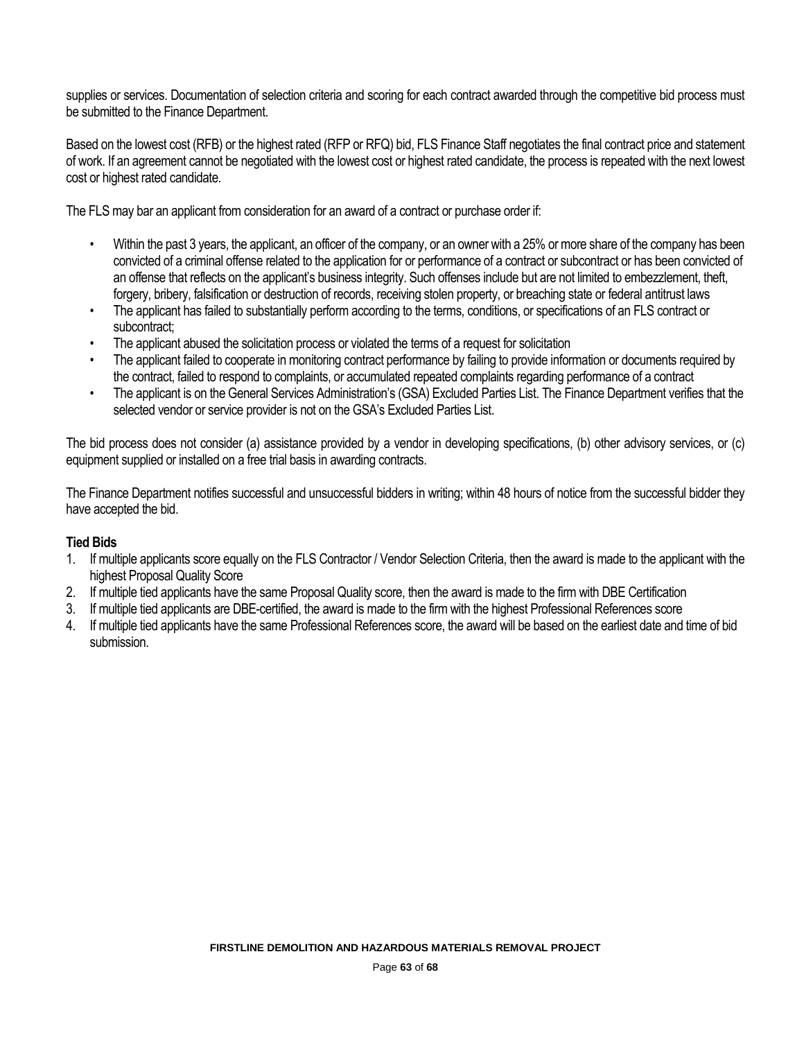supplies or services. Documentation of selection criteria and scoring for each contract awarded through the competitive bid process must be submitted to the Finance Department.

Based on the lowest cost (RFB) or the highest rated (RFP or RFQ) bid, FLS Finance Staff negotiates the final contract price and statement of work. If an agreement cannot be negotiated with the lowest cost or highest rated candidate, the process is repeated with the next lowest cost or highest rated candidate.

The FLS may bar an applicant from consideration for an award of a contract or purchase order if:

- Within the past 3 years, the applicant, an officer of the company, or an owner with a 25% or more share of the company has been convicted of a criminal offense related to the application for or performance of a contract or subcontract or has been convicted of an offense that reflects on the applicant's business integrity. Such offenses include but are not limited to embezzlement, theft, forgery, bribery, falsification or destruction of records, receiving stolen property, or breaching state or federal antitrust laws
- The applicant has failed to substantially perform according to the terms, conditions, or specifications of an FLS contract or subcontract;
- The applicant abused the solicitation process or violated the terms of a request for solicitation
- The applicant failed to cooperate in monitoring contract performance by failing to provide information or documents required by the contract, failed to respond to complaints, or accumulated repeated complaints regarding performance of a contract
- The applicant is on the General Services Administration's (GSA) Excluded Parties List. The Finance Department verifies that the selected vendor or service provider is not on the GSA's Excluded Parties List.

The bid process does not consider (a) assistance provided by a vendor in developing specifications, (b) other advisory services, or (c) equipment supplied or installed on a free trial basis in awarding contracts.

The Finance Department notifies successful and unsuccessful bidders in writing; within 48 hours of notice from the successful bidder they have accepted the bid.

**Tied Bids**

1. If multiple applicants score equally on the FLS Contractor / Vendor Selection Criteria, then the award is made to the applicant with the highest Proposal Quality Score
2. If multiple tied applicants have the same Proposal Quality score, then the award is made to the firm with DBE Certification
3. If multiple tied applicants are DBE-certified, the award is made to the firm with the highest Professional References score
4. If multiple tied applicants have the same Professional References score, the award will be based on the earliest date and time of bid submission.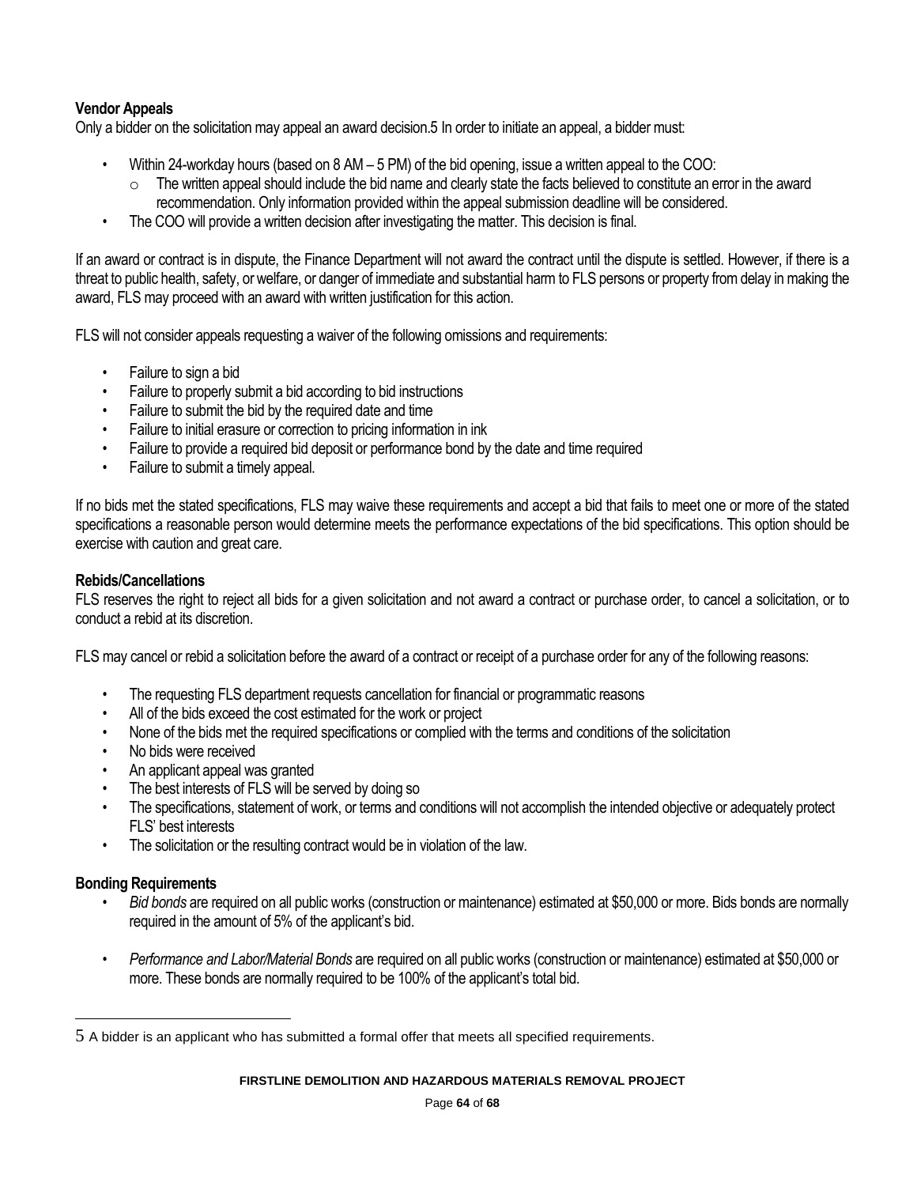**Vendor Appeals**

Only a bidder on the solicitation may appeal an award decision.[5] In order to initiate an appeal, a bidder must:

- Within 24-workday hours (based on 8 AM – 5 PM) of the bid opening, issue a written appeal to the COO:
  - The written appeal should include the bid name and clearly state the facts believed to constitute an error in the award recommendation. Only information provided within the appeal submission deadline will be considered.
- The COO will provide a written decision after investigating the matter. This decision is final.

If an award or contract is in dispute, the Finance Department will not award the contract until the dispute is settled. However, if there is a threat to public health, safety, or welfare, or danger of immediate and substantial harm to FLS persons or property from delay in making the award, FLS may proceed with an award with written justification for this action.

FLS will not consider appeals requesting a waiver of the following omissions and requirements:

- Failure to sign a bid
- Failure to properly submit a bid according to bid instructions
- Failure to submit the bid by the required date and time
- Failure to initial erasure or correction to pricing information in ink
- Failure to provide a required bid deposit or performance bond by the date and time required
- Failure to submit a timely appeal.

If no bids met the stated specifications, FLS may waive these requirements and accept a bid that fails to meet one or more of the stated specifications a reasonable person would determine meets the performance expectations of the bid specifications. This option should be exercise with caution and great care.

**Rebids/Cancellations**

FLS reserves the right to reject all bids for a given solicitation and not award a contract or purchase order, to cancel a solicitation, or to conduct a rebid at its discretion.

FLS may cancel or rebid a solicitation before the award of a contract or receipt of a purchase order for any of the following reasons:

- The requesting FLS department requests cancellation for financial or programmatic reasons
- All of the bids exceed the cost estimated for the work or project
- None of the bids met the required specifications or complied with the terms and conditions of the solicitation
- No bids were received
- An applicant appeal was granted
- The best interests of FLS will be served by doing so
- The specifications, statement of work, or terms and conditions will not accomplish the intended objective or adequately protect FLS' best interests
- The solicitation or the resulting contract would be in violation of the law.

**Bonding Requirements**

- *Bid bonds* are required on all public works (construction or maintenance) estimated at \$50,000 or more. Bids bonds are normally required in the amount of 5% of the applicant's bid.
- *Performance and Labor/Material Bonds* are required on all public works (construction or maintenance) estimated at \$50,000 or more. These bonds are normally required to be 100% of the applicant's total bid.

---

[5] A bidder is an applicant who has submitted a formal offer that meets all specified requirements.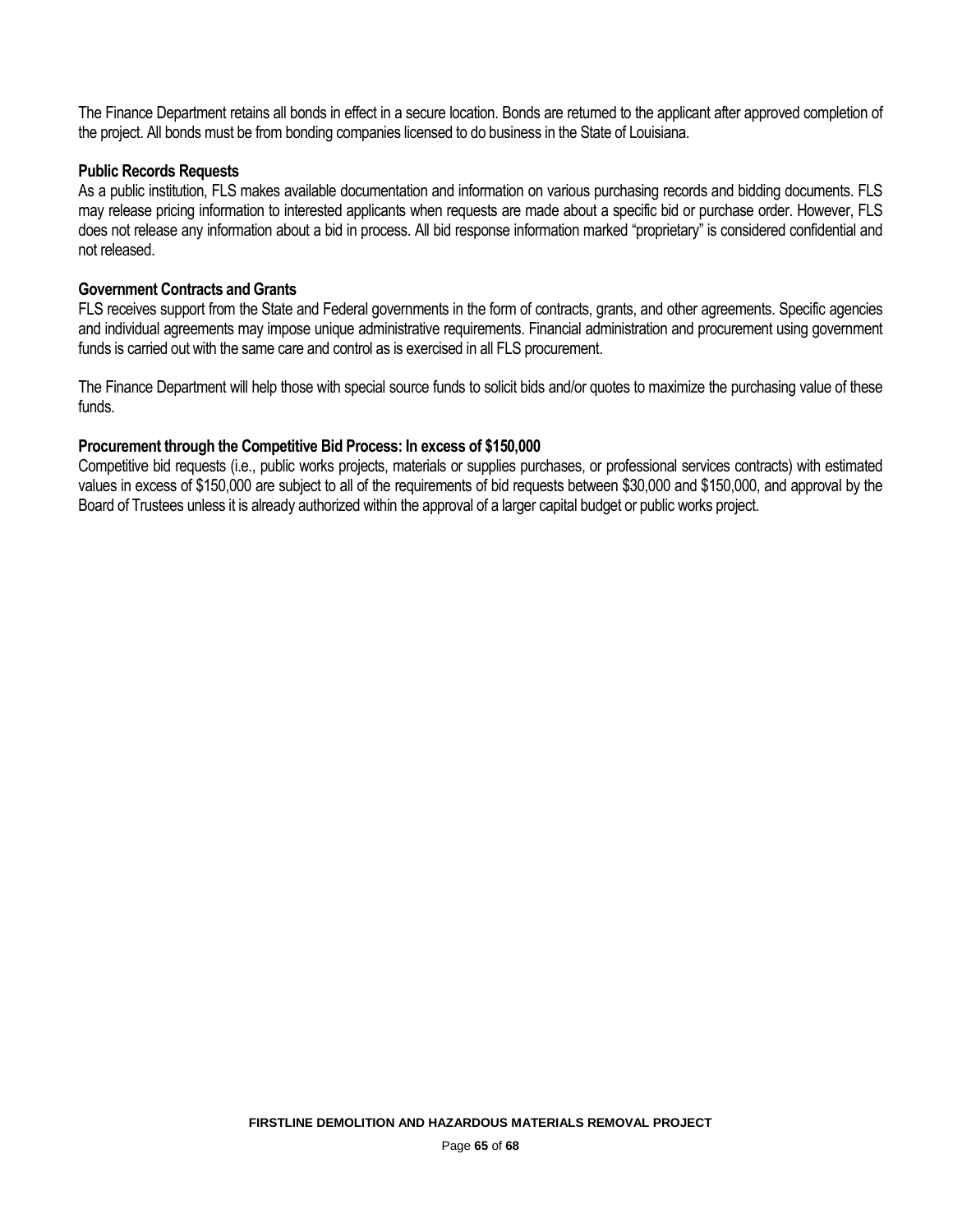The Finance Department retains all bonds in effect in a secure location. Bonds are returned to the applicant after approved completion of the project. All bonds must be from bonding companies licensed to do business in the State of Louisiana.

**Public Records Requests**

As a public institution, FLS makes available documentation and information on various purchasing records and bidding documents. FLS may release pricing information to interested applicants when requests are made about a specific bid or purchase order. However, FLS does not release any information about a bid in process. All bid response information marked "proprietary" is considered confidential and not released.

**Government Contracts and Grants**

FLS receives support from the State and Federal governments in the form of contracts, grants, and other agreements. Specific agencies and individual agreements may impose unique administrative requirements. Financial administration and procurement using government funds is carried out with the same care and control as is exercised in all FLS procurement.

The Finance Department will help those with special source funds to solicit bids and/or quotes to maximize the purchasing value of these funds.

**Procurement through the Competitive Bid Process: In excess of $150,000**

Competitive bid requests (i.e., public works projects, materials or supplies purchases, or professional services contracts) with estimated values in excess of $150,000 are subject to all of the requirements of bid requests between $30,000 and $150,000, and approval by the Board of Trustees unless it is already authorized within the approval of a larger capital budget or public works project.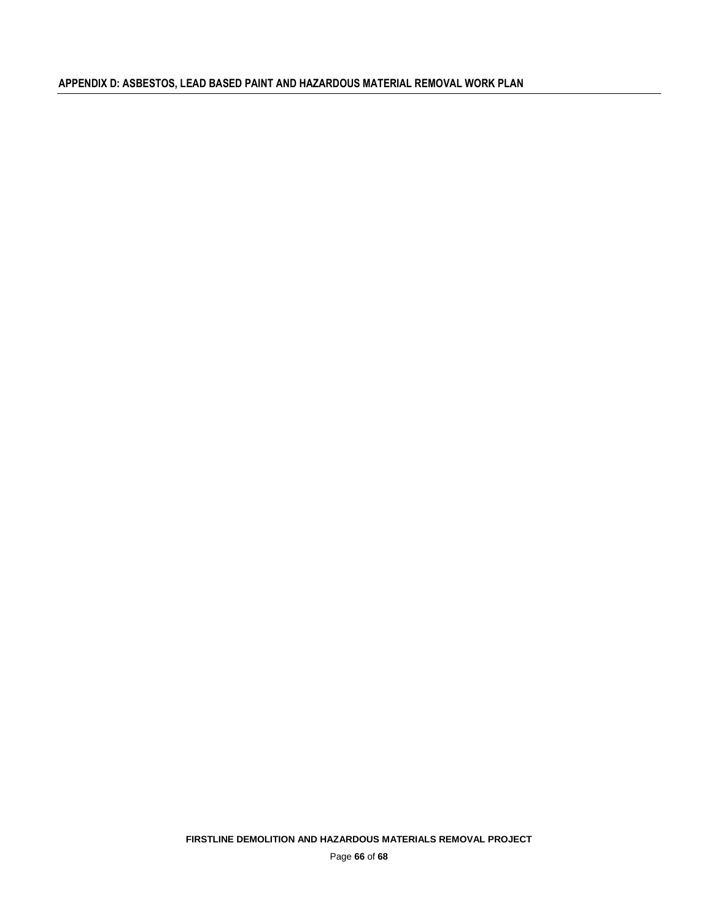## APPENDIX D: ASBESTOS, LEAD BASED PAINT AND HAZARDOUS MATERIAL REMOVAL WORK PLAN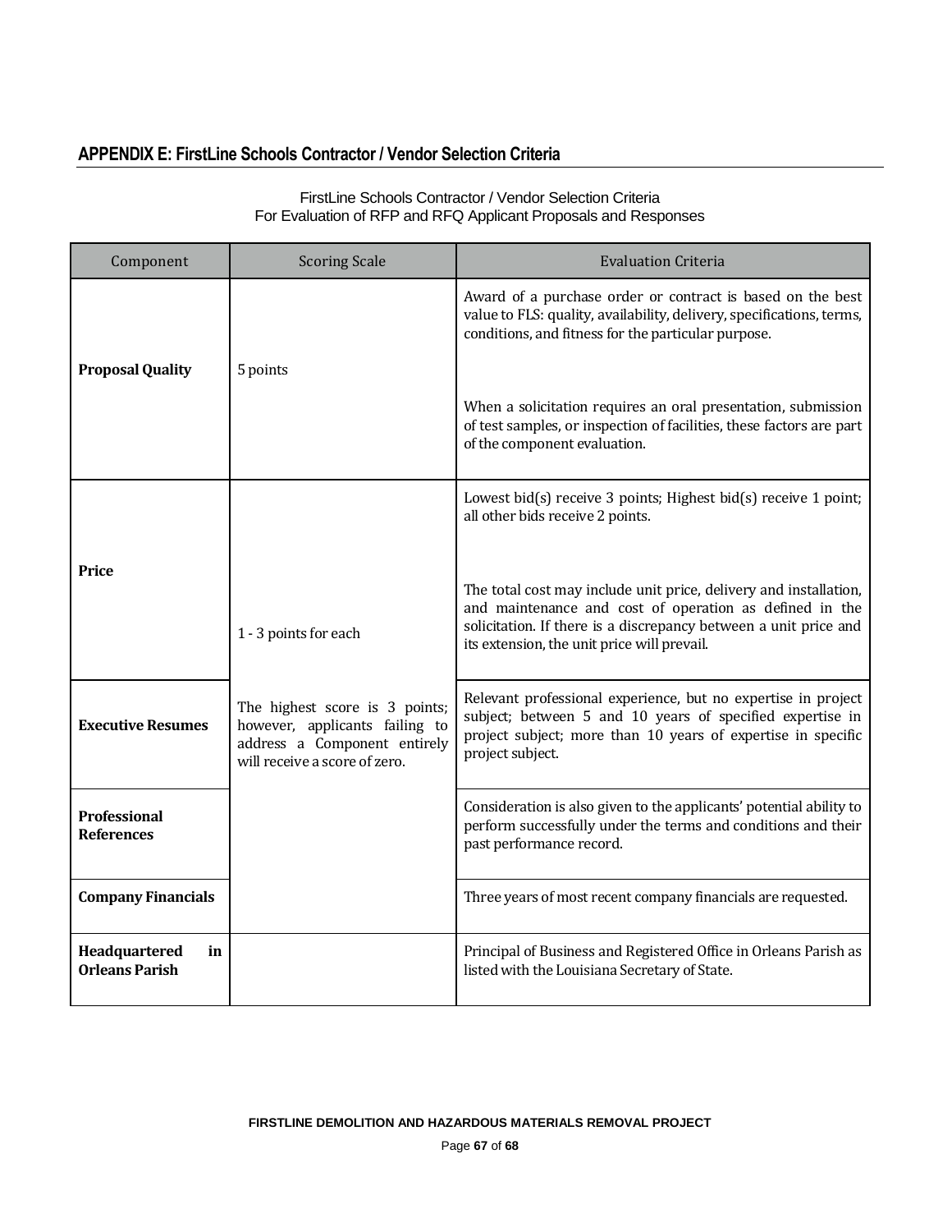## APPENDIX E: FirstLine Schools Contractor / Vendor Selection Criteria

FirstLine Schools Contractor / Vendor Selection Criteria
For Evaluation of RFP and RFQ Applicant Proposals and Responses

| Component | Scoring Scale | Evaluation Criteria |
|---|---|---|
| **Proposal Quality** | 5 points | Award of a purchase order or contract is based on the best value to FLS: quality, availability, delivery, specifications, terms, conditions, and fitness for the particular purpose.<br><br>When a solicitation requires an oral presentation, submission of test samples, or inspection of facilities, these factors are part of the component evaluation. |
| **Price** | 1 - 3 points for each<br><br>The highest score is 3 points; however, applicants failing to address a Component entirely will receive a score of zero. | Lowest bid(s) receive 3 points; Highest bid(s) receive 1 point; all other bids receive 2 points.<br><br>The total cost may include unit price, delivery and installation, and maintenance and cost of operation as defined in the solicitation. If there is a discrepancy between a unit price and its extension, the unit price will prevail. |
| **Executive Resumes** | | Relevant professional experience, but no expertise in project subject; between 5 and 10 years of specified expertise in project subject; more than 10 years of expertise in specific project subject. |
| **Professional References** | | Consideration is also given to the applicants' potential ability to perform successfully under the terms and conditions and their past performance record. |
| **Company Financials** | | Three years of most recent company financials are requested. |
| **Headquartered in Orleans Parish** | | Principal of Business and Registered Office in Orleans Parish as listed with the Louisiana Secretary of State. |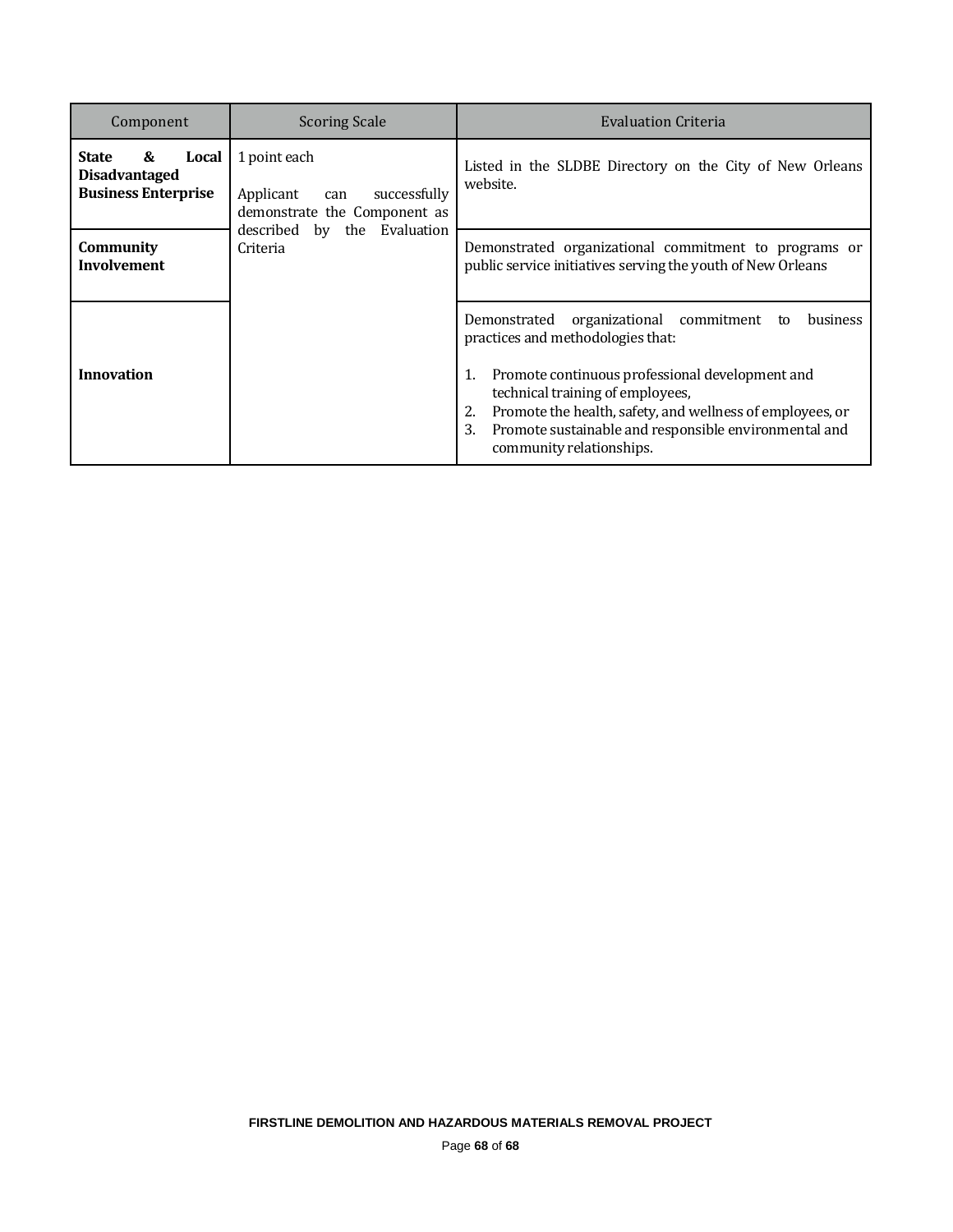| Component | Scoring Scale | Evaluation Criteria |
|---|---|---|
| **State & Local Disadvantaged Business Enterprise** | 1 point each<br><br>Applicant can successfully demonstrate the Component as described by the Evaluation Criteria | Listed in the SLDBE Directory on the City of New Orleans website. |
| **Community Involvement** | | Demonstrated organizational commitment to programs or public service initiatives serving the youth of New Orleans |
| **Innovation** | | Demonstrated organizational commitment to business practices and methodologies that:<br><br>1. Promote continuous professional development and technical training of employees,<br>2. Promote the health, safety, and wellness of employees, or<br>3. Promote sustainable and responsible environmental and community relationships. |